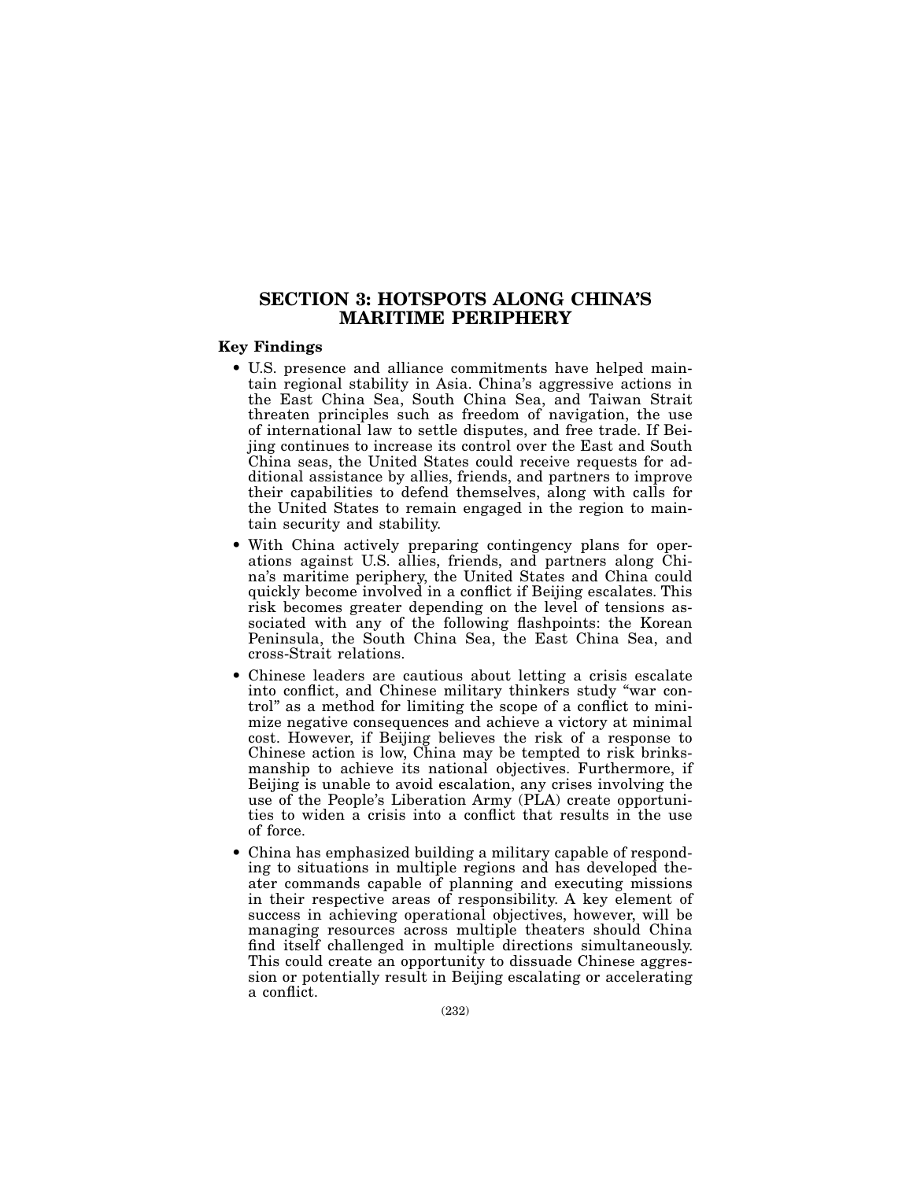## SECTION 3: HOTSPOTS ALONG CHINA'S MARITIME PERIPHERY

### Key Findings

- U.S. presence and alliance commitments have helped maintain regional stability in Asia. China's aggressive actions in the East China Sea, South China Sea, and Taiwan Strait threaten principles such as freedom of navigation, the use of international law to settle disputes, and free trade. If Beijing continues to increase its control over the East and South China seas, the United States could receive requests for additional assistance by allies, friends, and partners to improve their capabilities to defend themselves, along with calls for the United States to remain engaged in the region to maintain security and stability.
- With China actively preparing contingency plans for operations against U.S. allies, friends, and partners along China's maritime periphery, the United States and China could quickly become involved in a conflict if Beijing escalates. This risk becomes greater depending on the level of tensions associated with any of the following flashpoints: the Korean Peninsula, the South China Sea, the East China Sea, and cross-Strait relations.
- Chinese leaders are cautious about letting a crisis escalate into conflict, and Chinese military thinkers study "war control" as a method for limiting the scope of a conflict to minimize negative consequences and achieve a victory at minimal cost. However, if Beijing believes the risk of a response to Chinese action is low, China may be tempted to risk brinksmanship to achieve its national objectives. Furthermore, if Beijing is unable to avoid escalation, any crises involving the use of the People's Liberation Army (PLA) create opportunities to widen a crisis into a conflict that results in the use of force.
- China has emphasized building a military capable of responding to situations in multiple regions and has developed theater commands capable of planning and executing missions in their respective areas of responsibility. A key element of success in achieving operational objectives, however, will be managing resources across multiple theaters should China find itself challenged in multiple directions simultaneously. This could create an opportunity to dissuade Chinese aggression or potentially result in Beijing escalating or accelerating a conflict.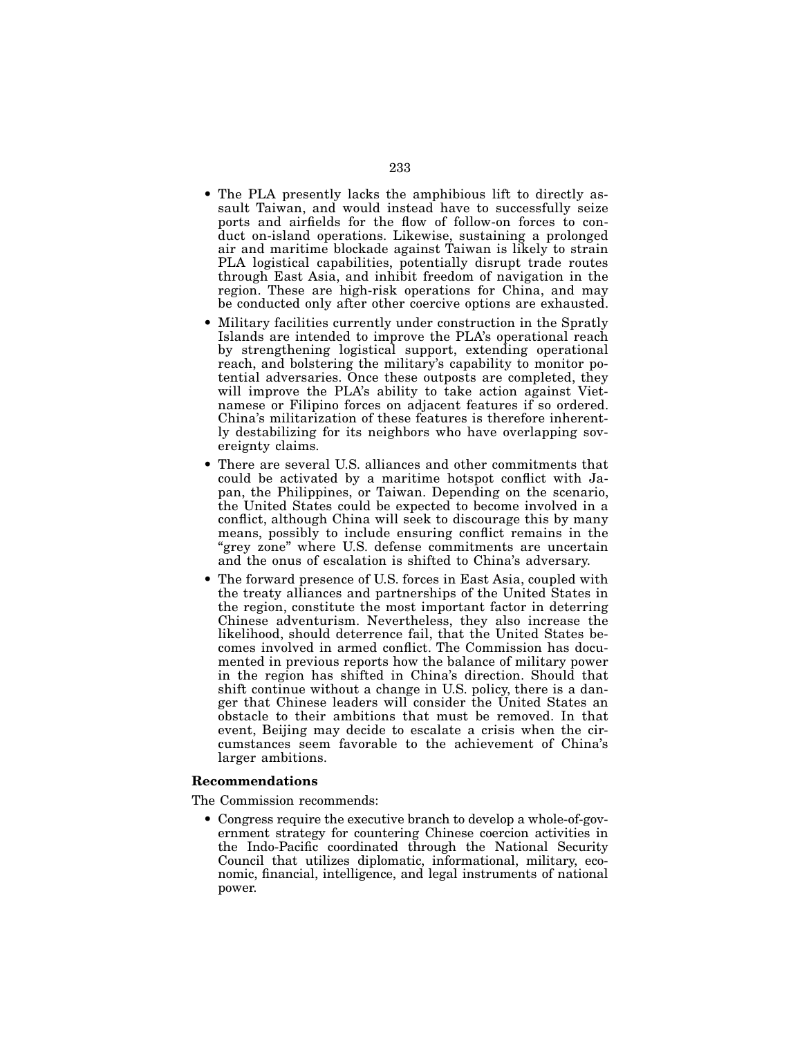- The PLA presently lacks the amphibious lift to directly assault Taiwan, and would instead have to successfully seize ports and airfields for the flow of follow-on forces to conduct on-island operations. Likewise, sustaining a prolonged air and maritime blockade against Taiwan is likely to strain PLA logistical capabilities, potentially disrupt trade routes through East Asia, and inhibit freedom of navigation in the region. These are high-risk operations for China, and may be conducted only after other coercive options are exhausted.
- Military facilities currently under construction in the Spratly Islands are intended to improve the PLA's operational reach by strengthening logistical support, extending operational reach, and bolstering the military's capability to monitor potential adversaries. Once these outposts are completed, they will improve the PLA's ability to take action against Vietnamese or Filipino forces on adjacent features if so ordered. China's militarization of these features is therefore inherently destabilizing for its neighbors who have overlapping sovereignty claims.
- There are several U.S. alliances and other commitments that could be activated by a maritime hotspot conflict with Japan, the Philippines, or Taiwan. Depending on the scenario, the United States could be expected to become involved in a conflict, although China will seek to discourage this by many means, possibly to include ensuring conflict remains in the "grey zone" where U.S. defense commitments are uncertain and the onus of escalation is shifted to China's adversary.
- The forward presence of U.S. forces in East Asia, coupled with the treaty alliances and partnerships of the United States in the region, constitute the most important factor in deterring Chinese adventurism. Nevertheless, they also increase the likelihood, should deterrence fail, that the United States becomes involved in armed conflict. The Commission has documented in previous reports how the balance of military power in the region has shifted in China's direction. Should that shift continue without a change in U.S. policy, there is a danger that Chinese leaders will consider the United States an obstacle to their ambitions that must be removed. In that event, Beijing may decide to escalate a crisis when the circumstances seem favorable to the achievement of China's larger ambitions.

**Recommendations**

The Commission recommends:

- Congress require the executive branch to develop a whole-of-government strategy for countering Chinese coercion activities in the Indo-Pacific coordinated through the National Security Council that utilizes diplomatic, informational, military, economic, financial, intelligence, and legal instruments of national power.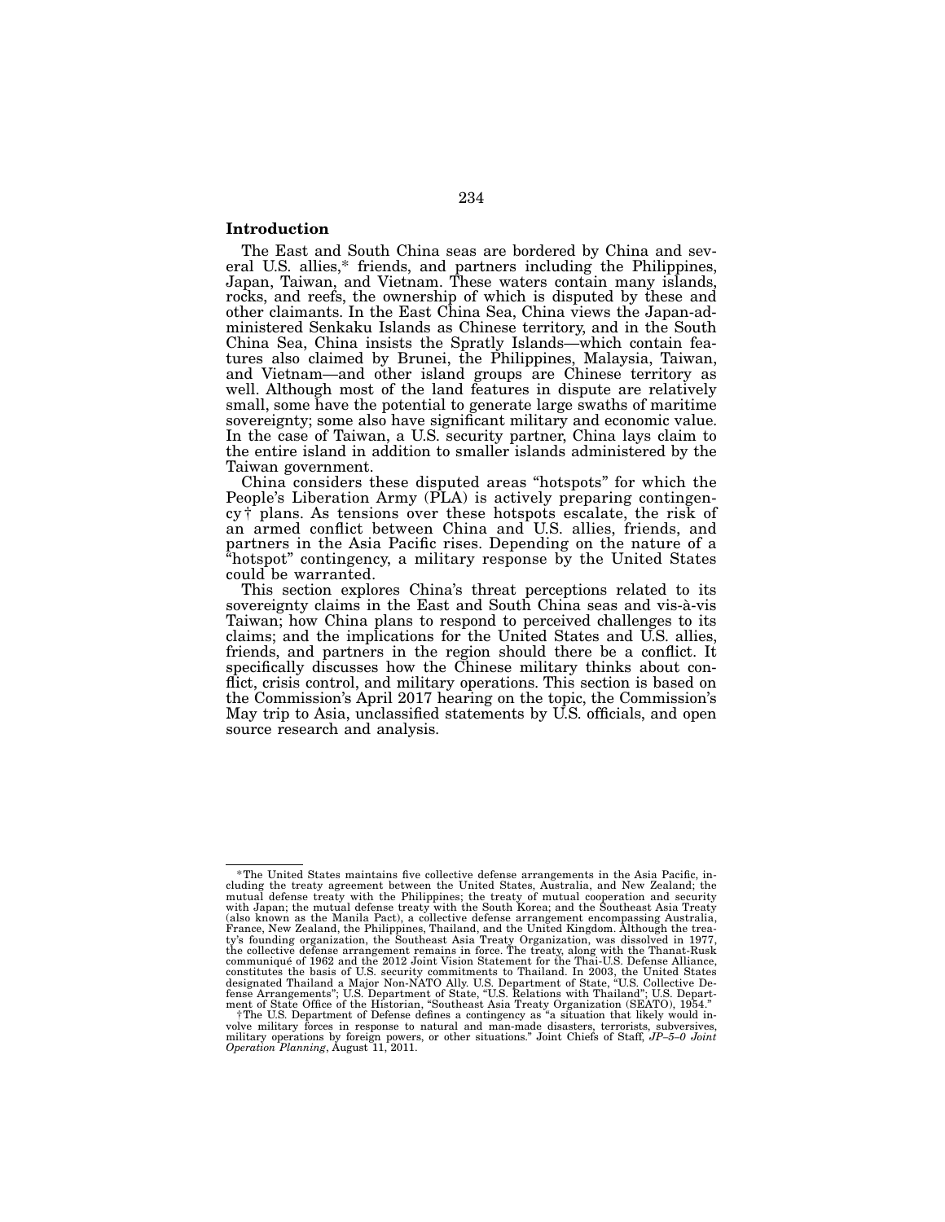## Introduction

The East and South China seas are bordered by China and several U.S. allies,* friends, and partners including the Philippines, Japan, Taiwan, and Vietnam. These waters contain many islands, rocks, and reefs, the ownership of which is disputed by these and other claimants. In the East China Sea, China views the Japan-administered Senkaku Islands as Chinese territory, and in the South China Sea, China insists the Spratly Islands—which contain features also claimed by Brunei, the Philippines, Malaysia, Taiwan, and Vietnam—and other island groups are Chinese territory as well. Although most of the land features in dispute are relatively small, some have the potential to generate large swaths of maritime sovereignty; some also have significant military and economic value. In the case of Taiwan, a U.S. security partner, China lays claim to the entire island in addition to smaller islands administered by the Taiwan government.

China considers these disputed areas "hotspots" for which the People's Liberation Army (PLA) is actively preparing contingency† plans. As tensions over these hotspots escalate, the risk of an armed conflict between China and U.S. allies, friends, and partners in the Asia Pacific rises. Depending on the nature of a "hotspot" contingency, a military response by the United States could be warranted.

This section explores China's threat perceptions related to its sovereignty claims in the East and South China seas and vis-à-vis Taiwan; how China plans to respond to perceived challenges to its claims; and the implications for the United States and U.S. allies, friends, and partners in the region should there be a conflict. It specifically discusses how the Chinese military thinks about conflict, crisis control, and military operations. This section is based on the Commission's April 2017 hearing on the topic, the Commission's May trip to Asia, unclassified statements by U.S. officials, and open source research and analysis.

---

*The United States maintains five collective defense arrangements in the Asia Pacific, including the treaty agreement between the United States, Australia, and New Zealand; the mutual defense treaty with the Philippines; the treaty of mutual cooperation and security with Japan; the mutual defense treaty with the South Korea; and the Southeast Asia Treaty (also known as the Manila Pact), a collective defense arrangement encompassing Australia, France, New Zealand, the Philippines, Thailand, and the United Kingdom. Although the treaty's founding organization, the Southeast Asia Treaty Organization, was dissolved in 1977, the collective defense arrangement remains in force. The treaty, along with the Thanat-Rusk communiqué of 1962 and the 2012 Joint Vision Statement for the Thai-U.S. Defense Alliance, constitutes the basis of U.S. security commitments to Thailand. In 2003, the United States designated Thailand a Major Non-NATO Ally. U.S. Department of State, "U.S. Collective Defense Arrangements"; U.S. Department of State, "U.S. Relations with Thailand"; U.S. Department of State Office of the Historian, "Southeast Asia Treaty Organization (SEATO), 1954."

†The U.S. Department of Defense defines a contingency as "a situation that likely would involve military forces in response to natural and man-made disasters, terrorists, subversives, military operations by foreign powers, or other situations." Joint Chiefs of Staff, *JP–5–0 Joint Operation Planning*, August 11, 2011.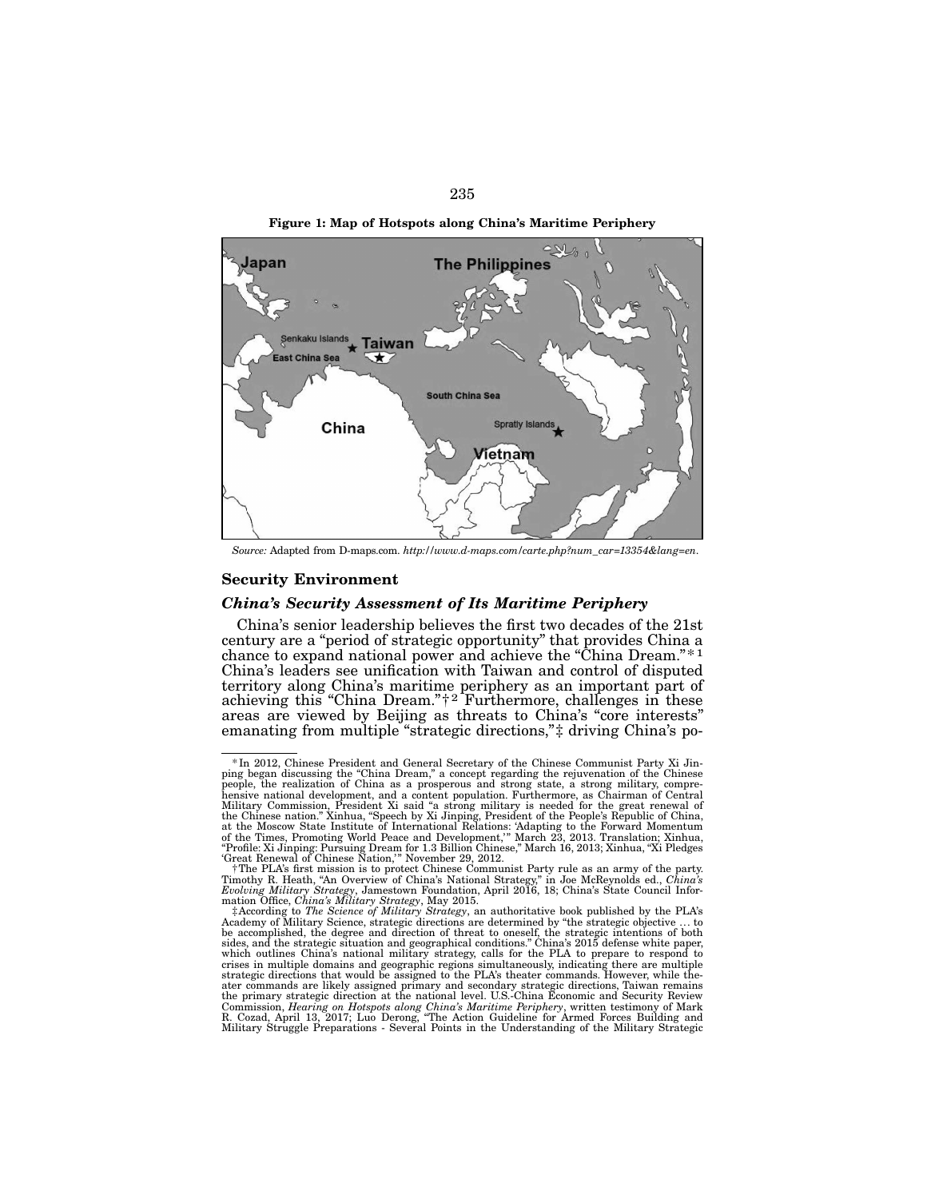**Figure 1: Map of Hotspots along China's Maritime Periphery**

*Source:* Adapted from D-maps.com. *http://www.d-maps.com/carte.php?num_car=13354&lang=en.*

## Security Environment

### *China's Security Assessment of Its Maritime Periphery*

China's senior leadership believes the first two decades of the 21st century are a "period of strategic opportunity" that provides China a chance to expand national power and achieve the "China Dream."* [1] China's leaders see unification with Taiwan and control of disputed territory along China's maritime periphery as an important part of achieving this "China Dream."† [2] Furthermore, challenges in these areas are viewed by Beijing as threats to China's "core interests" emanating from multiple "strategic directions,"‡ driving China's po-

---

* In 2012, Chinese President and General Secretary of the Chinese Communist Party Xi Jinping began discussing the "China Dream," a concept regarding the rejuvenation of the Chinese people, the realization of China as a prosperous and strong state, a strong military, comprehensive national development, and a content population. Furthermore, as Chairman of Central Military Commission, President Xi said "a strong military is needed for the great renewal of the Chinese nation." Xinhua, "Speech by Xi Jinping, President of the People's Republic of China, at the Moscow State Institute of International Relations: 'Adapting to the Forward Momentum of the Times, Promoting World Peace and Development,'" March 23, 2013. Translation; Xinhua, "Profile: Xi Jinping: Pursuing Dream for 1.3 Billion Chinese," March 16, 2013; Xinhua, "Xi Pledges 'Great Renewal of Chinese Nation,'" November 29, 2012.

† The PLA's first mission is to protect Chinese Communist Party rule as an army of the party. Timothy R. Heath, "An Overview of China's National Strategy," in Joe McReynolds ed., *China's Evolving Military Strategy*, Jamestown Foundation, April 2016, 18; China's State Council Information Office, *China's Military Strategy*, May 2015.

‡ According to *The Science of Military Strategy*, an authoritative book published by the PLA's Academy of Military Science, strategic directions are determined by "the strategic objective … to be accomplished, the degree and direction of threat to oneself, the strategic intentions of both sides, and the strategic situation and geographical conditions." China's 2015 defense white paper, which outlines China's national military strategy, calls for the PLA to prepare to respond to crises in multiple domains and geographic regions simultaneously, indicating there are multiple strategic directions that would be assigned to the PLA's theater commands. However, while theater commands are likely assigned primary and secondary strategic directions, Taiwan remains the primary strategic direction at the national level. U.S.-China Economic and Security Review Commission, *Hearing on Hotspots along China's Maritime Periphery*, written testimony of Mark R. Cozad, April 13, 2017; Luo Derong, "The Action Guideline for Armed Forces Building and Military Struggle Preparations - Several Points in the Understanding of the Military Strategic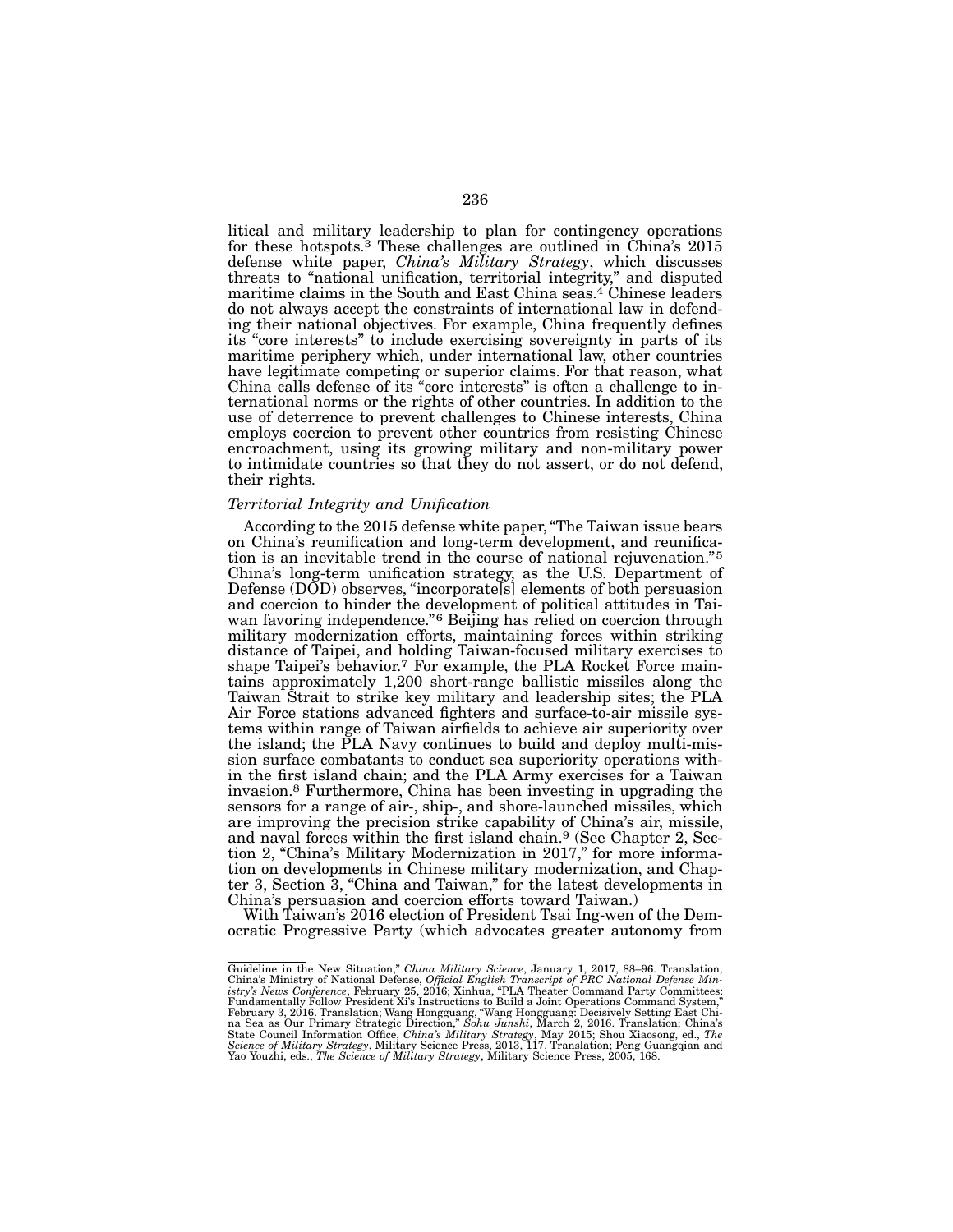litical and military leadership to plan for contingency operations for these hotspots.[3] These challenges are outlined in China's 2015 defense white paper, *China's Military Strategy*, which discusses threats to "national unification, territorial integrity," and disputed maritime claims in the South and East China seas.[4] Chinese leaders do not always accept the constraints of international law in defending their national objectives. For example, China frequently defines its "core interests" to include exercising sovereignty in parts of its maritime periphery which, under international law, other countries have legitimate competing or superior claims. For that reason, what China calls defense of its "core interests" is often a challenge to international norms or the rights of other countries. In addition to the use of deterrence to prevent challenges to Chinese interests, China employs coercion to prevent other countries from resisting Chinese encroachment, using its growing military and non-military power to intimidate countries so that they do not assert, or do not defend, their rights.

*Territorial Integrity and Unification*

According to the 2015 defense white paper, "The Taiwan issue bears on China's reunification and long-term development, and reunification is an inevitable trend in the course of national rejuvenation."[5] China's long-term unification strategy, as the U.S. Department of Defense (DOD) observes, "incorporate[s] elements of both persuasion and coercion to hinder the development of political attitudes in Taiwan favoring independence."[6] Beijing has relied on coercion through military modernization efforts, maintaining forces within striking distance of Taipei, and holding Taiwan-focused military exercises to shape Taipei's behavior.[7] For example, the PLA Rocket Force maintains approximately 1,200 short-range ballistic missiles along the Taiwan Strait to strike key military and leadership sites; the PLA Air Force stations advanced fighters and surface-to-air missile systems within range of Taiwan airfields to achieve air superiority over the island; the PLA Navy continues to build and deploy multi-mission surface combatants to conduct sea superiority operations within the first island chain; and the PLA Army exercises for a Taiwan invasion.[8] Furthermore, China has been investing in upgrading the sensors for a range of air-, ship-, and shore-launched missiles, which are improving the precision strike capability of China's air, missile, and naval forces within the first island chain.[9] (See Chapter 2, Section 2, "China's Military Modernization in 2017," for more information on developments in Chinese military modernization, and Chapter 3, Section 3, "China and Taiwan," for the latest developments in China's persuasion and coercion efforts toward Taiwan.)

With Taiwan's 2016 election of President Tsai Ing-wen of the Democratic Progressive Party (which advocates greater autonomy from

---

Guideline in the New Situation," *China Military Science*, January 1, 2017, 88–96. Translation; China's Ministry of National Defense, *Official English Transcript of PRC National Defense Ministry's News Conference*, February 25, 2016; Xinhua, "PLA Theater Command Party Committees: Fundamentally Follow President Xi's Instructions to Build a Joint Operations Command System," February 3, 2016. Translation; Wang Hongguang, "Wang Hongguang: Decisively Setting East China Sea as Our Primary Strategic Direction," *Sohu Junshi*, March 2, 2016. Translation; China's State Council Information Office, *China's Military Strategy*, May 2015; Shou Xiaosong, ed., *The Science of Military Strategy*, Military Science Press, 2013, 117. Translation; Peng Guangqian and Yao Youzhi, eds., *The Science of Military Strategy*, Military Science Press, 2005, 168.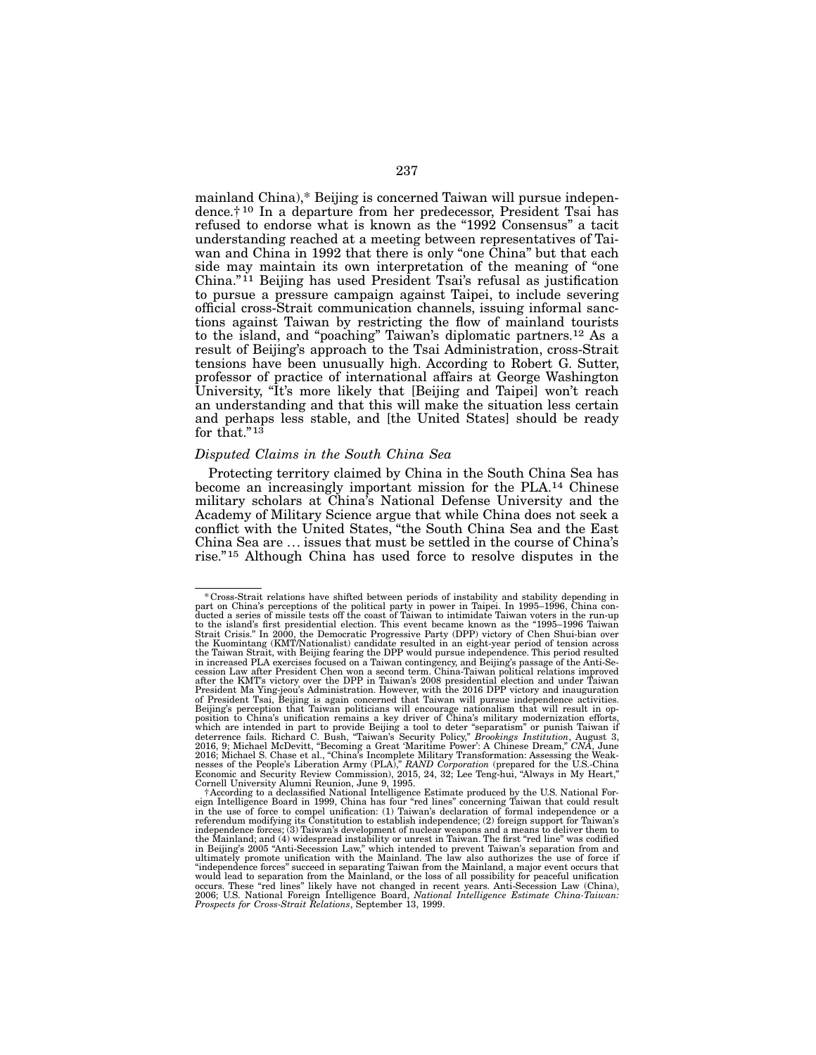mainland China),* Beijing is concerned Taiwan will pursue independence.† [10] In a departure from her predecessor, President Tsai has refused to endorse what is known as the "1992 Consensus" a tacit understanding reached at a meeting between representatives of Taiwan and China in 1992 that there is only "one China" but that each side may maintain its own interpretation of the meaning of "one China."[11] Beijing has used President Tsai's refusal as justification to pursue a pressure campaign against Taipei, to include severing official cross-Strait communication channels, issuing informal sanctions against Taiwan by restricting the flow of mainland tourists to the island, and "poaching" Taiwan's diplomatic partners.[12] As a result of Beijing's approach to the Tsai Administration, cross-Strait tensions have been unusually high. According to Robert G. Sutter, professor of practice of international affairs at George Washington University, "It's more likely that [Beijing and Taipei] won't reach an understanding and that this will make the situation less certain and perhaps less stable, and [the United States] should be ready for that."[13]

### *Disputed Claims in the South China Sea*

Protecting territory claimed by China in the South China Sea has become an increasingly important mission for the PLA.[14] Chinese military scholars at China's National Defense University and the Academy of Military Science argue that while China does not seek a conflict with the United States, "the South China Sea and the East China Sea are … issues that must be settled in the course of China's rise."[15] Although China has used force to resolve disputes in the

---

* Cross-Strait relations have shifted between periods of instability and stability depending in part on China's perceptions of the political party in power in Taipei. In 1995–1996, China conducted a series of missile tests off the coast of Taiwan to intimidate Taiwan voters in the run-up to the island's first presidential election. This event became known as the "1995–1996 Taiwan Strait Crisis." In 2000, the Democratic Progressive Party (DPP) victory of Chen Shui-bian over the Kuomintang (KMT/Nationalist) candidate resulted in an eight-year period of tension across the Taiwan Strait, with Beijing fearing the DPP would pursue independence. This period resulted in increased PLA exercises focused on a Taiwan contingency, and Beijing's passage of the Anti-Secession Law after President Chen won a second term. China-Taiwan political relations improved after the KMT's victory over the DPP in Taiwan's 2008 presidential election and under Taiwan President Ma Ying-jeou's Administration. However, with the 2016 DPP victory and inauguration of President Tsai, Beijing is again concerned that Taiwan will pursue independence activities. Beijing's perception that Taiwan politicians will encourage nationalism that will result in opposition to China's unification remains a key driver of China's military modernization efforts, which are intended in part to provide Beijing a tool to deter "separatism" or punish Taiwan if deterrence fails. Richard C. Bush, "Taiwan's Security Policy," *Brookings Institution*, August 3, 2016, 9; Michael McDevitt, "Becoming a Great 'Maritime Power': A Chinese Dream," *CNA*, June 2016; Michael S. Chase et al., "China's Incomplete Military Transformation: Assessing the Weaknesses of the People's Liberation Army (PLA)," *RAND Corporation* (prepared for the U.S.-China Economic and Security Review Commission), 2015, 24, 32; Lee Teng-hui, "Always in My Heart," Cornell University Alumni Reunion, June 9, 1995.

† According to a declassified National Intelligence Estimate produced by the U.S. National Foreign Intelligence Board in 1999, China has four "red lines" concerning Taiwan that could result in the use of force to compel unification: (1) Taiwan's declaration of formal independence or a referendum modifying its Constitution to establish independence; (2) foreign support for Taiwan's independence forces; (3) Taiwan's development of nuclear weapons and a means to deliver them to the Mainland; and (4) widespread instability or unrest in Taiwan. The first "red line" was codified in Beijing's 2005 "Anti-Secession Law," which intended to prevent Taiwan's separation from and ultimately promote unification with the Mainland. The law also authorizes the use of force if "independence forces" succeed in separating Taiwan from the Mainland, a major event occurs that would lead to separation from the Mainland, or the loss of all possibility for peaceful unification occurs. These "red lines" likely have not changed in recent years. Anti-Secession Law (China), 2006; U.S. National Foreign Intelligence Board, *National Intelligence Estimate China-Taiwan: Prospects for Cross-Strait Relations*, September 13, 1999.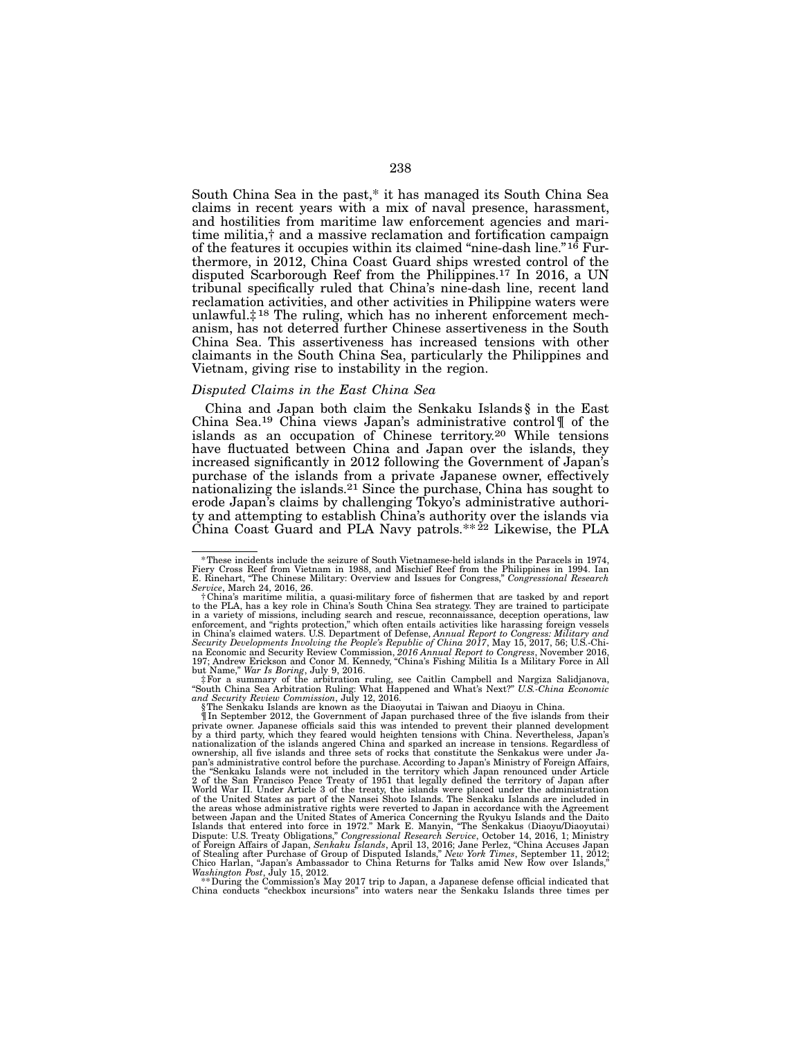South China Sea in the past,* it has managed its South China Sea claims in recent years with a mix of naval presence, harassment, and hostilities from maritime law enforcement agencies and maritime militia,† and a massive reclamation and fortification campaign of the features it occupies within its claimed "nine-dash line."[16] Furthermore, in 2012, China Coast Guard ships wrested control of the disputed Scarborough Reef from the Philippines.[17] In 2016, a UN tribunal specifically ruled that China's nine-dash line, recent land reclamation activities, and other activities in Philippine waters were unlawful.‡ [18] The ruling, which has no inherent enforcement mechanism, has not deterred further Chinese assertiveness in the South China Sea. This assertiveness has increased tensions with other claimants in the South China Sea, particularly the Philippines and Vietnam, giving rise to instability in the region.

*Disputed Claims in the East China Sea*

China and Japan both claim the Senkaku Islands § in the East China Sea.[19] China views Japan's administrative control ¶ of the islands as an occupation of Chinese territory.[20] While tensions have fluctuated between China and Japan over the islands, they increased significantly in 2012 following the Government of Japan's purchase of the islands from a private Japanese owner, effectively nationalizing the islands.[21] Since the purchase, China has sought to erode Japan's claims by challenging Tokyo's administrative authority and attempting to establish China's authority over the islands via China Coast Guard and PLA Navy patrols.** [22] Likewise, the PLA

---

*These incidents include the seizure of South Vietnamese-held islands in the Paracels in 1974, Fiery Cross Reef from Vietnam in 1988, and Mischief Reef from the Philippines in 1994. Ian E. Rinehart, "The Chinese Military: Overview and Issues for Congress," *Congressional Research Service*, March 24, 2016, 26.

†China's maritime militia, a quasi-military force of fishermen that are tasked by and report to the PLA, has a key role in China's South China Sea strategy. They are trained to participate in a variety of missions, including search and rescue, reconnaissance, deception operations, law enforcement, and "rights protection," which often entails activities like harassing foreign vessels in China's claimed waters. U.S. Department of Defense, *Annual Report to Congress: Military and Security Developments Involving the People's Republic of China 2017*, May 15, 2017, 56; U.S.-China Economic and Security Review Commission, *2016 Annual Report to Congress*, November 2016, 197; Andrew Erickson and Conor M. Kennedy, "China's Fishing Militia Is a Military Force in All but Name," *War Is Boring*, July 9, 2016.

‡For a summary of the arbitration ruling, see Caitlin Campbell and Nargiza Salidjanova, "South China Sea Arbitration Ruling: What Happened and What's Next?" *U.S.-China Economic and Security Review Commission*, July 12, 2016.

§The Senkaku Islands are known as the Diaoyutai in Taiwan and Diaoyu in China.

¶In September 2012, the Government of Japan purchased three of the five islands from their private owner. Japanese officials said this was intended to prevent their planned development by a third party, which they feared would heighten tensions with China. Nevertheless, Japan's nationalization of the islands angered China and sparked an increase in tensions. Regardless of ownership, all five islands and three sets of rocks that constitute the Senkakus were under Japan's administrative control before the purchase. According to Japan's Ministry of Foreign Affairs, the "Senkaku Islands were not included in the territory which Japan renounced under Article 2 of the San Francisco Peace Treaty of 1951 that legally defined the territory of Japan after World War II. Under Article 3 of the treaty, the islands were placed under the administration of the United States as part of the Nansei Shoto Islands. The Senkaku Islands are included in the areas whose administrative rights were reverted to Japan in accordance with the Agreement between Japan and the United States of America Concerning the Ryukyu Islands and the Daito Islands that entered into force in 1972." Mark E. Manyin, "The Senkakus (Diaoyu/Diaoyutai) Dispute: U.S. Treaty Obligations," *Congressional Research Service*, October 14, 2016, 1; Ministry of Foreign Affairs of Japan, *Senkaku Islands*, April 13, 2016; Jane Perlez, "China Accuses Japan of Stealing after Purchase of Group of Disputed Islands," *New York Times*, September 11, 2012; Chico Harlan, "Japan's Ambassador to China Returns for Talks amid New Row over Islands," *Washington Post*, July 15, 2012.

**During the Commission's May 2017 trip to Japan, a Japanese defense official indicated that China conducts "checkbox incursions" into waters near the Senkaku Islands three times per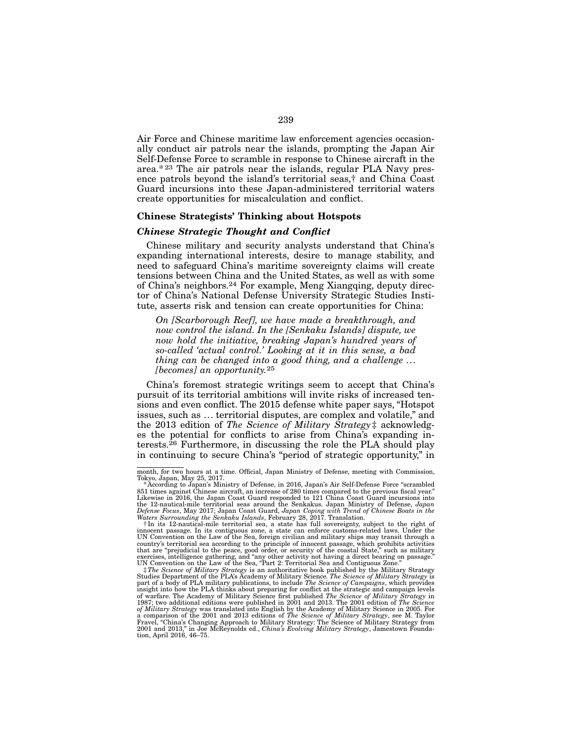Air Force and Chinese maritime law enforcement agencies occasionally conduct air patrols near the islands, prompting the Japan Air Self-Defense Force to scramble in response to Chinese aircraft in the area.* [23] The air patrols near the islands, regular PLA Navy presence patrols beyond the island's territorial seas,† and China Coast Guard incursions into these Japan-administered territorial waters create opportunities for miscalculation and conflict.

### Chinese Strategists' Thinking about Hotspots

#### *Chinese Strategic Thought and Conflict*

Chinese military and security analysts understand that China's expanding international interests, desire to manage stability, and need to safeguard China's maritime sovereignty claims will create tensions between China and the United States, as well as with some of China's neighbors.[24] For example, Meng Xiangqing, deputy director of China's National Defense University Strategic Studies Institute, asserts risk and tension can create opportunities for China:

> *On [Scarborough Reef], we have made a breakthrough, and now control the island. In the [Senkaku Islands] dispute, we now hold the initiative, breaking Japan's hundred years of so-called 'actual control.' Looking at it in this sense, a bad thing can be changed into a good thing, and a challenge … [becomes] an opportunity.*[25]

China's foremost strategic writings seem to accept that China's pursuit of its territorial ambitions will invite risks of increased tensions and even conflict. The 2015 defense white paper says, "Hotspot issues, such as … territorial disputes, are complex and volatile," and the 2013 edition of *The Science of Military Strategy* ‡ acknowledges the potential for conflicts to arise from China's expanding interests.[26] Furthermore, in discussing the role the PLA should play in continuing to secure China's "period of strategic opportunity," in

---

month, for two hours at a time. Official, Japan Ministry of Defense, meeting with Commission, Tokyo, Japan, May 25, 2017.

\*According to Japan's Ministry of Defense, in 2016, Japan's Air Self-Defense Force "scrambled 851 times against Chinese aircraft, an increase of 280 times compared to the previous fiscal year." Likewise in 2016, the Japan Coast Guard responded to 121 China Coast Guard incursions into the 12-nautical-mile territorial seas around the Senkakus. Japan Ministry of Defense, *Japan Defense Focus*, May 2017; Japan Coast Guard, *Japan Coping with Trend of Chinese Boats in the Waters Surrounding the Senkaku Islands*, February 28, 2017. Translation.

†In its 12-nautical-mile territorial sea, a state has full sovereignty, subject to the right of innocent passage. In its contiguous zone, a state can enforce customs-related laws. Under the UN Convention on the Law of the Sea, foreign civilian and military ships may transit through a country's territorial sea according to the principle of innocent passage, which prohibits activities that are "prejudicial to the peace, good order, or security of the coastal State," such as military exercises, intelligence gathering, and "any other activity not having a direct bearing on passage." UN Convention on the Law of the Sea, "Part 2: Territorial Sea and Contiguous Zone."

‡*The Science of Military Strategy* is an authoritative book published by the Military Strategy Studies Department of the PLA's Academy of Military Science. *The Science of Military Strategy* is part of a body of PLA military publications, to include *The Science of Campaigns*, which provides insight into how the PLA thinks about preparing for conflict at the strategic and campaign levels of warfare. The Academy of Military Science first published *The Science of Military Strategy* in 1987; two additional editions were published in 2001 and 2013. The 2001 edition of *The Science of Military Strategy* was translated into English by the Academy of Military Science in 2005. For a comparison of the 2001 and 2013 editions of *The Science of Military Strategy*, see M. Taylor Fravel, "China's Changing Approach to Military Strategy: The Science of Military Strategy from 2001 and 2013," in Joe McReynolds ed., *China's Evolving Military Strategy*, Jamestown Foundation, April 2016, 46–75.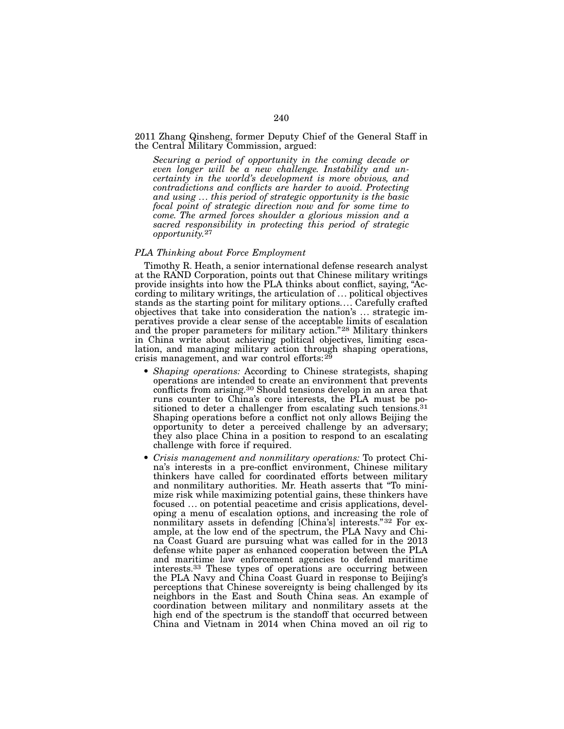2011 Zhang Qinsheng, former Deputy Chief of the General Staff in the Central Military Commission, argued:

> *Securing a period of opportunity in the coming decade or even longer will be a new challenge. Instability and uncertainty in the world's development is more obvious, and contradictions and conflicts are harder to avoid. Protecting and using … this period of strategic opportunity is the basic focal point of strategic direction now and for some time to come. The armed forces shoulder a glorious mission and a sacred responsibility in protecting this period of strategic opportunity.*[27]

### *PLA Thinking about Force Employment*

Timothy R. Heath, a senior international defense research analyst at the RAND Corporation, points out that Chinese military writings provide insights into how the PLA thinks about conflict, saying, "According to military writings, the articulation of … political objectives stands as the starting point for military options…. Carefully crafted objectives that take into consideration the nation's … strategic imperatives provide a clear sense of the acceptable limits of escalation and the proper parameters for military action."[28] Military thinkers in China write about achieving political objectives, limiting escalation, and managing military action through shaping operations, crisis management, and war control efforts:[29]

- *Shaping operations:* According to Chinese strategists, shaping operations are intended to create an environment that prevents conflicts from arising.[30] Should tensions develop in an area that runs counter to China's core interests, the PLA must be positioned to deter a challenger from escalating such tensions.[31] Shaping operations before a conflict not only allows Beijing the opportunity to deter a perceived challenge by an adversary; they also place China in a position to respond to an escalating challenge with force if required.
- *Crisis management and nonmilitary operations:* To protect China's interests in a pre-conflict environment, Chinese military thinkers have called for coordinated efforts between military and nonmilitary authorities. Mr. Heath asserts that "To minimize risk while maximizing potential gains, these thinkers have focused … on potential peacetime and crisis applications, developing a menu of escalation options, and increasing the role of nonmilitary assets in defending [China's] interests."[32] For example, at the low end of the spectrum, the PLA Navy and China Coast Guard are pursuing what was called for in the 2013 defense white paper as enhanced cooperation between the PLA and maritime law enforcement agencies to defend maritime interests.[33] These types of operations are occurring between the PLA Navy and China Coast Guard in response to Beijing's perceptions that Chinese sovereignty is being challenged by its neighbors in the East and South China seas. An example of coordination between military and nonmilitary assets at the high end of the spectrum is the standoff that occurred between China and Vietnam in 2014 when China moved an oil rig to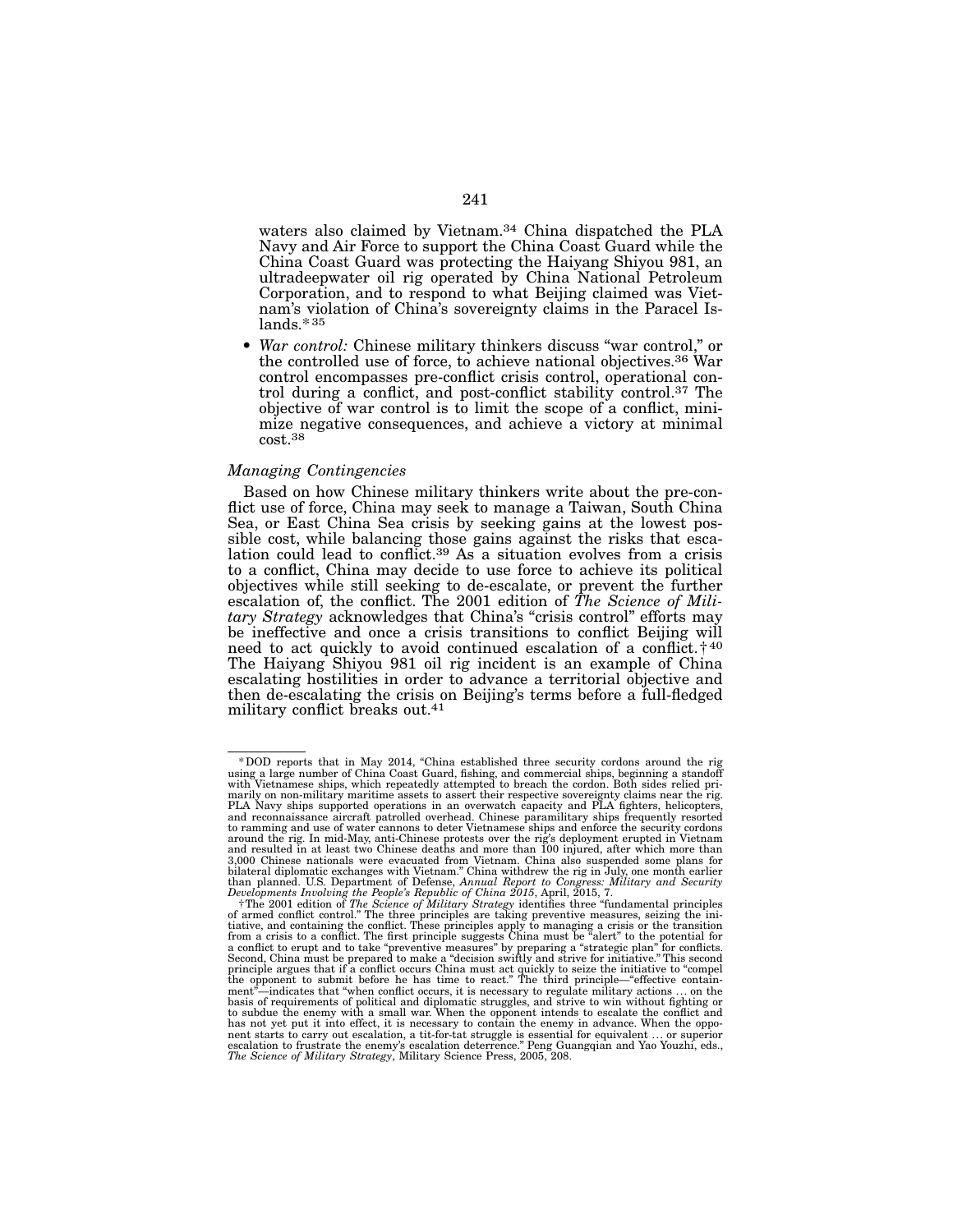waters also claimed by Vietnam.[34] China dispatched the PLA Navy and Air Force to support the China Coast Guard while the China Coast Guard was protecting the Haiyang Shiyou 981, an ultradeepwater oil rig operated by China National Petroleum Corporation, and to respond to what Beijing claimed was Vietnam's violation of China's sovereignty claims in the Paracel Islands.* [35]

- *War control:* Chinese military thinkers discuss "war control," or the controlled use of force, to achieve national objectives.[36] War control encompasses pre-conflict crisis control, operational control during a conflict, and post-conflict stability control.[37] The objective of war control is to limit the scope of a conflict, minimize negative consequences, and achieve a victory at minimal cost.[38]

### *Managing Contingencies*

Based on how Chinese military thinkers write about the pre-conflict use of force, China may seek to manage a Taiwan, South China Sea, or East China Sea crisis by seeking gains at the lowest possible cost, while balancing those gains against the risks that escalation could lead to conflict.[39] As a situation evolves from a crisis to a conflict, China may decide to use force to achieve its political objectives while still seeking to de-escalate, or prevent the further escalation of, the conflict. The 2001 edition of *The Science of Military Strategy* acknowledges that China's "crisis control" efforts may be ineffective and once a crisis transitions to conflict Beijing will need to act quickly to avoid continued escalation of a conflict.† [40] The Haiyang Shiyou 981 oil rig incident is an example of China escalating hostilities in order to advance a territorial objective and then de-escalating the crisis on Beijing's terms before a full-fledged military conflict breaks out.[41]

---

* DOD reports that in May 2014, "China established three security cordons around the rig using a large number of China Coast Guard, fishing, and commercial ships, beginning a standoff with Vietnamese ships, which repeatedly attempted to breach the cordon. Both sides relied primarily on non-military maritime assets to assert their respective sovereignty claims near the rig. PLA Navy ships supported operations in an overwatch capacity and PLA fighters, helicopters, and reconnaissance aircraft patrolled overhead. Chinese paramilitary ships frequently resorted to ramming and use of water cannons to deter Vietnamese ships and enforce the security cordons around the rig. In mid-May, anti-Chinese protests over the rig's deployment erupted in Vietnam and resulted in at least two Chinese deaths and more than 100 injured, after which more than 3,000 Chinese nationals were evacuated from Vietnam. China also suspended some plans for bilateral diplomatic exchanges with Vietnam." China withdrew the rig in July, one month earlier than planned. U.S. Department of Defense, *Annual Report to Congress: Military and Security Developments Involving the People's Republic of China 2015*, April, 2015, 7.

† The 2001 edition of *The Science of Military Strategy* identifies three "fundamental principles of armed conflict control." The three principles are taking preventive measures, seizing the initiative, and containing the conflict. These principles apply to managing a crisis or the transition from a crisis to a conflict. The first principle suggests China must be "alert" to the potential for a conflict to erupt and to take "preventive measures" by preparing a "strategic plan" for conflicts. Second, China must be prepared to make a "decision swiftly and strive for initiative." This second principle argues that if a conflict occurs China must act quickly to seize the initiative to "compel the opponent to submit before he has time to react." The third principle—"effective containment"—indicates that "when conflict occurs, it is necessary to regulate military actions … on the basis of requirements of political and diplomatic struggles, and strive to win without fighting or to subdue the enemy with a small war. When the opponent intends to escalate the conflict and has not yet put it into effect, it is necessary to contain the enemy in advance. When the opponent starts to carry out escalation, a tit-for-tat struggle is essential for equivalent … or superior escalation to frustrate the enemy's escalation deterrence." Peng Guangqian and Yao Youzhi, eds., *The Science of Military Strategy*, Military Science Press, 2005, 208.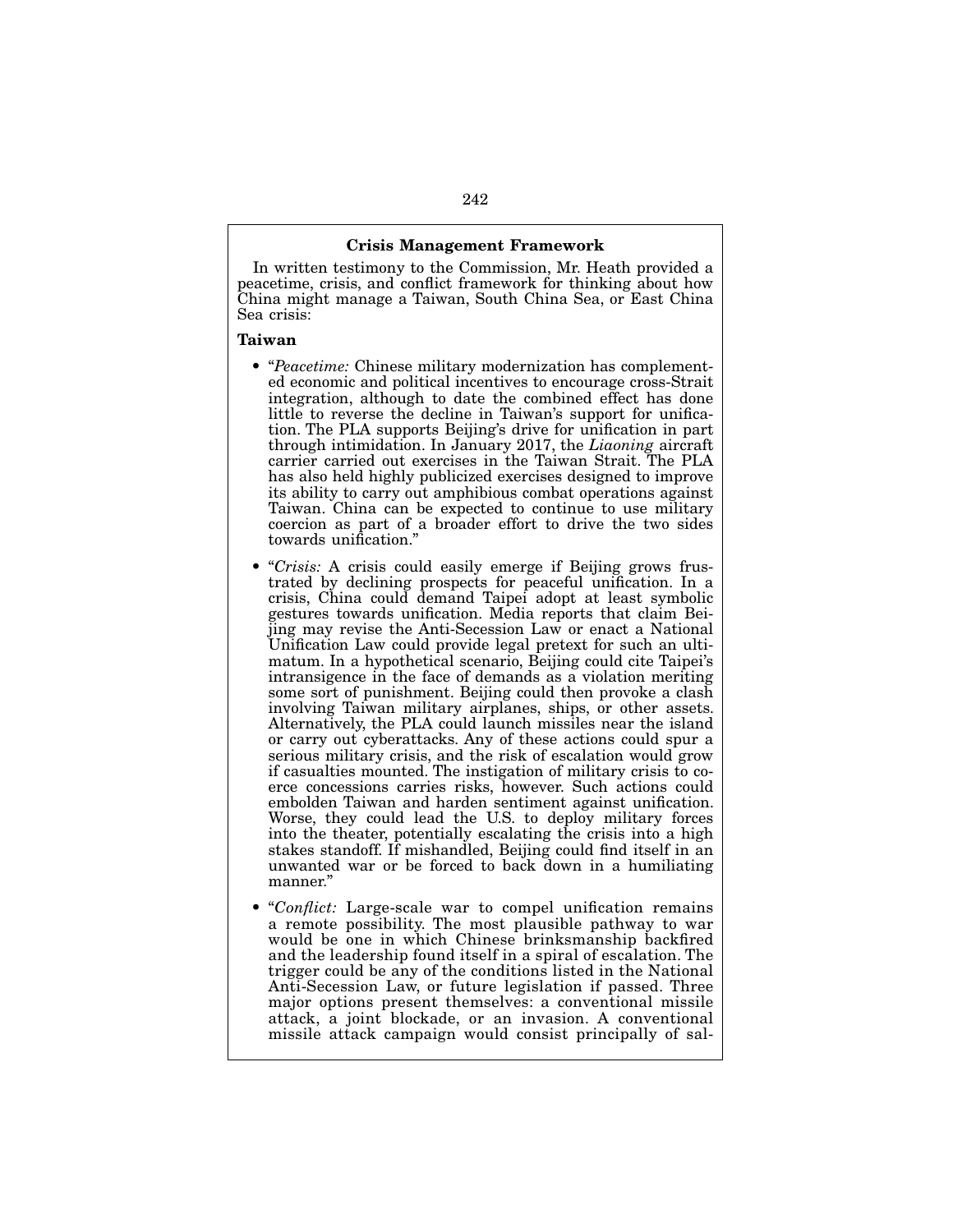### Crisis Management Framework

In written testimony to the Commission, Mr. Heath provided a peacetime, crisis, and conflict framework for thinking about how China might manage a Taiwan, South China Sea, or East China Sea crisis:

**Taiwan**

- "*Peacetime:* Chinese military modernization has complemented economic and political incentives to encourage cross-Strait integration, although to date the combined effect has done little to reverse the decline in Taiwan's support for unification. The PLA supports Beijing's drive for unification in part through intimidation. In January 2017, the *Liaoning* aircraft carrier carried out exercises in the Taiwan Strait. The PLA has also held highly publicized exercises designed to improve its ability to carry out amphibious combat operations against Taiwan. China can be expected to continue to use military coercion as part of a broader effort to drive the two sides towards unification."
- "*Crisis:* A crisis could easily emerge if Beijing grows frustrated by declining prospects for peaceful unification. In a crisis, China could demand Taipei adopt at least symbolic gestures towards unification. Media reports that claim Beijing may revise the Anti-Secession Law or enact a National Unification Law could provide legal pretext for such an ultimatum. In a hypothetical scenario, Beijing could cite Taipei's intransigence in the face of demands as a violation meriting some sort of punishment. Beijing could then provoke a clash involving Taiwan military airplanes, ships, or other assets. Alternatively, the PLA could launch missiles near the island or carry out cyberattacks. Any of these actions could spur a serious military crisis, and the risk of escalation would grow if casualties mounted. The instigation of military crisis to coerce concessions carries risks, however. Such actions could embolden Taiwan and harden sentiment against unification. Worse, they could lead the U.S. to deploy military forces into the theater, potentially escalating the crisis into a high stakes standoff. If mishandled, Beijing could find itself in an unwanted war or be forced to back down in a humiliating manner."
- "*Conflict:* Large-scale war to compel unification remains a remote possibility. The most plausible pathway to war would be one in which Chinese brinksmanship backfired and the leadership found itself in a spiral of escalation. The trigger could be any of the conditions listed in the National Anti-Secession Law, or future legislation if passed. Three major options present themselves: a conventional missile attack, a joint blockade, or an invasion. A conventional missile attack campaign would consist principally of sal-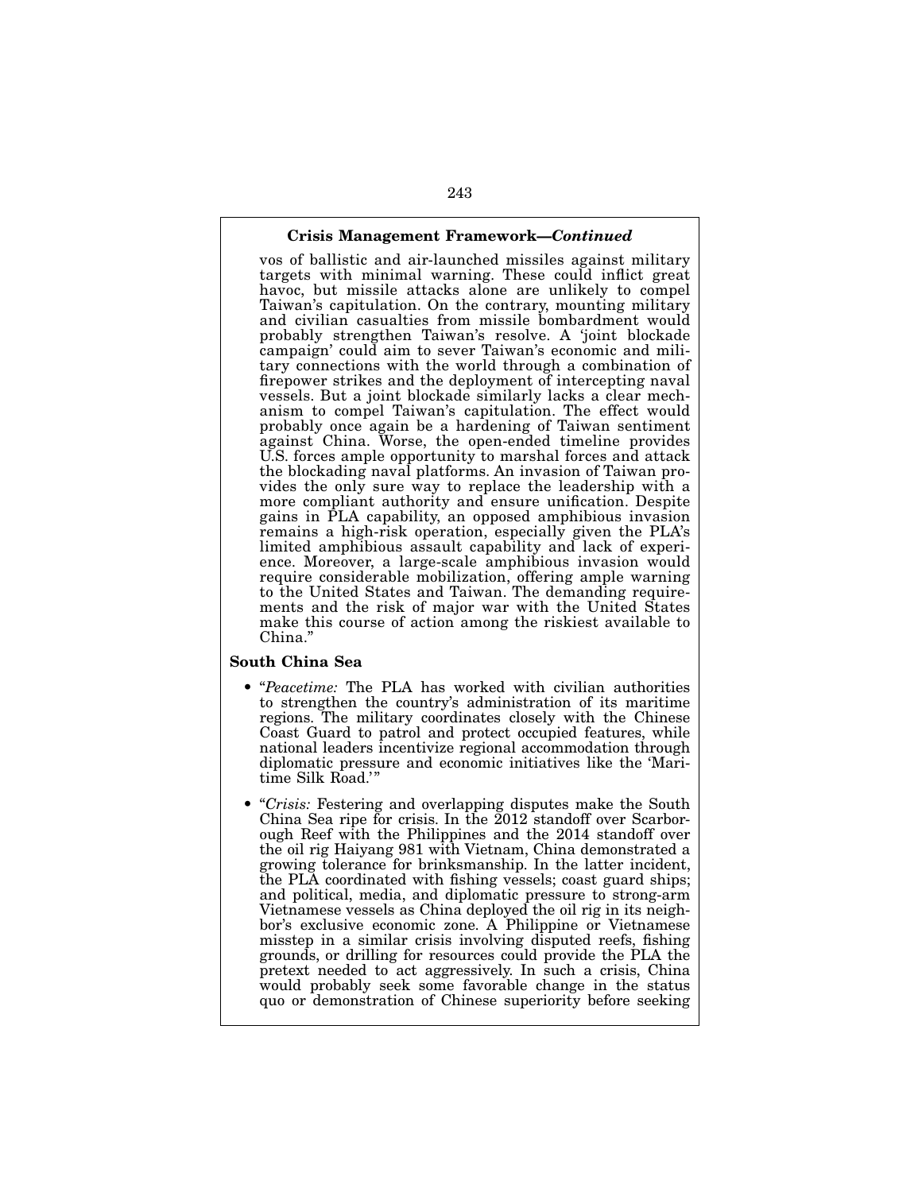**Crisis Management Framework—*Continued***

vos of ballistic and air-launched missiles against military targets with minimal warning. These could inflict great havoc, but missile attacks alone are unlikely to compel Taiwan's capitulation. On the contrary, mounting military and civilian casualties from missile bombardment would probably strengthen Taiwan's resolve. A 'joint blockade campaign' could aim to sever Taiwan's economic and military connections with the world through a combination of firepower strikes and the deployment of intercepting naval vessels. But a joint blockade similarly lacks a clear mechanism to compel Taiwan's capitulation. The effect would probably once again be a hardening of Taiwan sentiment against China. Worse, the open-ended timeline provides U.S. forces ample opportunity to marshal forces and attack the blockading naval platforms. An invasion of Taiwan provides the only sure way to replace the leadership with a more compliant authority and ensure unification. Despite gains in PLA capability, an opposed amphibious invasion remains a high-risk operation, especially given the PLA's limited amphibious assault capability and lack of experience. Moreover, a large-scale amphibious invasion would require considerable mobilization, offering ample warning to the United States and Taiwan. The demanding requirements and the risk of major war with the United States make this course of action among the riskiest available to China."

**South China Sea**

- "*Peacetime:* The PLA has worked with civilian authorities to strengthen the country's administration of its maritime regions. The military coordinates closely with the Chinese Coast Guard to patrol and protect occupied features, while national leaders incentivize regional accommodation through diplomatic pressure and economic initiatives like the 'Maritime Silk Road.'"

- "*Crisis:* Festering and overlapping disputes make the South China Sea ripe for crisis. In the 2012 standoff over Scarborough Reef with the Philippines and the 2014 standoff over the oil rig Haiyang 981 with Vietnam, China demonstrated a growing tolerance for brinksmanship. In the latter incident, the PLA coordinated with fishing vessels; coast guard ships; and political, media, and diplomatic pressure to strong-arm Vietnamese vessels as China deployed the oil rig in its neighbor's exclusive economic zone. A Philippine or Vietnamese misstep in a similar crisis involving disputed reefs, fishing grounds, or drilling for resources could provide the PLA the pretext needed to act aggressively. In such a crisis, China would probably seek some favorable change in the status quo or demonstration of Chinese superiority before seeking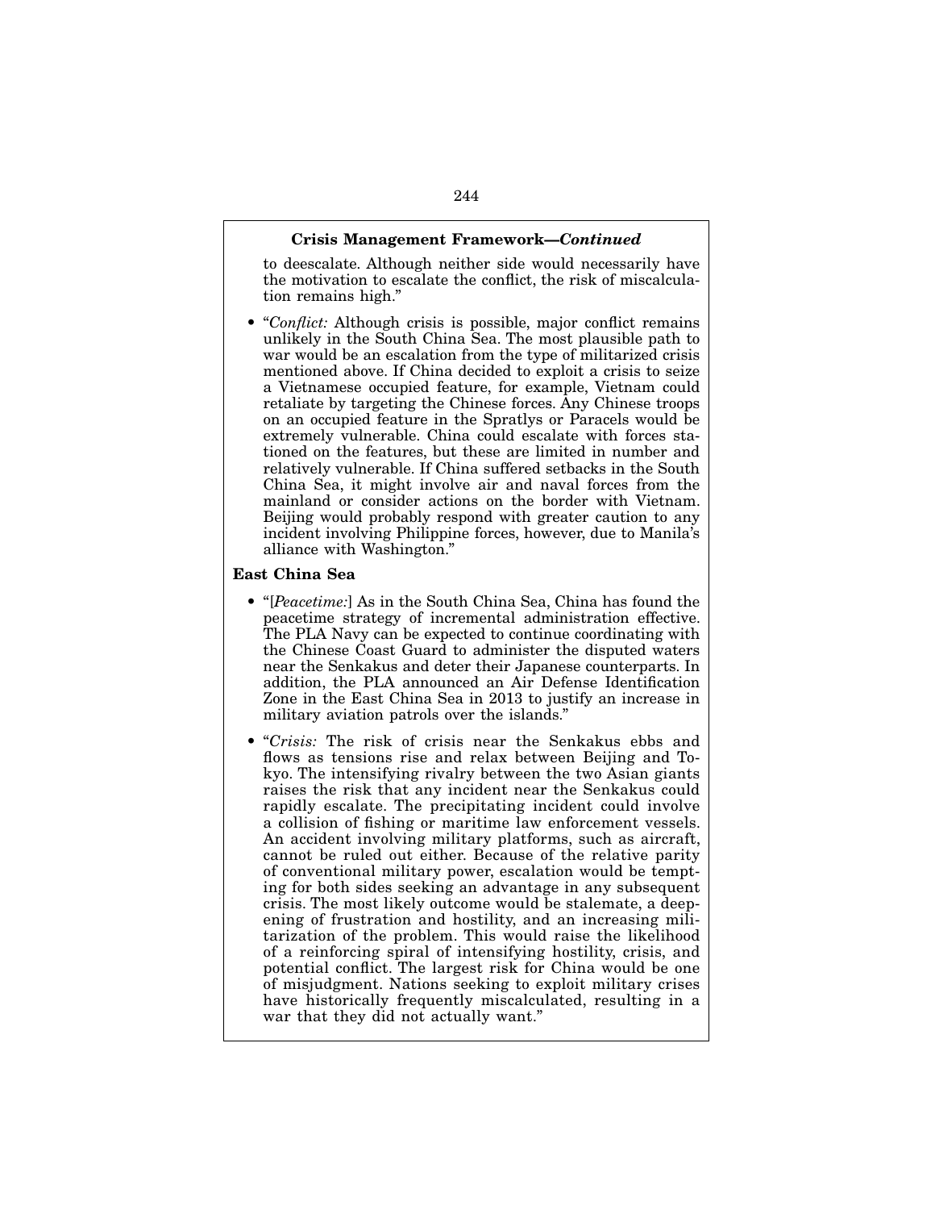**Crisis Management Framework—*Continued***

to deescalate. Although neither side would necessarily have the motivation to escalate the conflict, the risk of miscalculation remains high."

- "*Conflict:* Although crisis is possible, major conflict remains unlikely in the South China Sea. The most plausible path to war would be an escalation from the type of militarized crisis mentioned above. If China decided to exploit a crisis to seize a Vietnamese occupied feature, for example, Vietnam could retaliate by targeting the Chinese forces. Any Chinese troops on an occupied feature in the Spratlys or Paracels would be extremely vulnerable. China could escalate with forces stationed on the features, but these are limited in number and relatively vulnerable. If China suffered setbacks in the South China Sea, it might involve air and naval forces from the mainland or consider actions on the border with Vietnam. Beijing would probably respond with greater caution to any incident involving Philippine forces, however, due to Manila's alliance with Washington."

**East China Sea**

- "[*Peacetime:*] As in the South China Sea, China has found the peacetime strategy of incremental administration effective. The PLA Navy can be expected to continue coordinating with the Chinese Coast Guard to administer the disputed waters near the Senkakus and deter their Japanese counterparts. In addition, the PLA announced an Air Defense Identification Zone in the East China Sea in 2013 to justify an increase in military aviation patrols over the islands."

- "*Crisis:* The risk of crisis near the Senkakus ebbs and flows as tensions rise and relax between Beijing and Tokyo. The intensifying rivalry between the two Asian giants raises the risk that any incident near the Senkakus could rapidly escalate. The precipitating incident could involve a collision of fishing or maritime law enforcement vessels. An accident involving military platforms, such as aircraft, cannot be ruled out either. Because of the relative parity of conventional military power, escalation would be tempting for both sides seeking an advantage in any subsequent crisis. The most likely outcome would be stalemate, a deepening of frustration and hostility, and an increasing militarization of the problem. This would raise the likelihood of a reinforcing spiral of intensifying hostility, crisis, and potential conflict. The largest risk for China would be one of misjudgment. Nations seeking to exploit military crises have historically frequently miscalculated, resulting in a war that they did not actually want."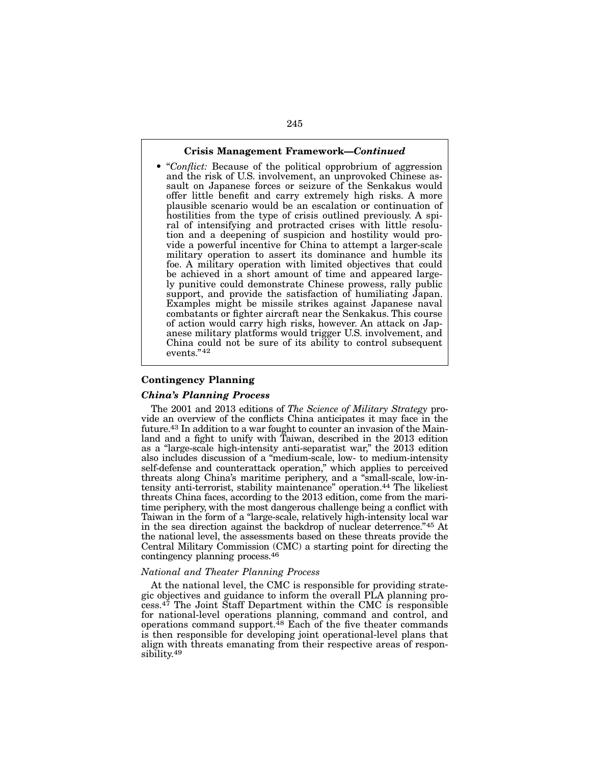**Crisis Management Framework—*Continued***

- "*Conflict:* Because of the political opprobrium of aggression and the risk of U.S. involvement, an unprovoked Chinese assault on Japanese forces or seizure of the Senkakus would offer little benefit and carry extremely high risks. A more plausible scenario would be an escalation or continuation of hostilities from the type of crisis outlined previously. A spiral of intensifying and protracted crises with little resolution and a deepening of suspicion and hostility would provide a powerful incentive for China to attempt a larger-scale military operation to assert its dominance and humble its foe. A military operation with limited objectives that could be achieved in a short amount of time and appeared largely punitive could demonstrate Chinese prowess, rally public support, and provide the satisfaction of humiliating Japan. Examples might be missile strikes against Japanese naval combatants or fighter aircraft near the Senkakus. This course of action would carry high risks, however. An attack on Japanese military platforms would trigger U.S. involvement, and China could not be sure of its ability to control subsequent events."[42]

## Contingency Planning

### *China's Planning Process*

The 2001 and 2013 editions of *The Science of Military Strategy* provide an overview of the conflicts China anticipates it may face in the future.[43] In addition to a war fought to counter an invasion of the Mainland and a fight to unify with Taiwan, described in the 2013 edition as a "large-scale high-intensity anti-separatist war," the 2013 edition also includes discussion of a "medium-scale, low- to medium-intensity self-defense and counterattack operation," which applies to perceived threats along China's maritime periphery, and a "small-scale, low-intensity anti-terrorist, stability maintenance" operation.[44] The likeliest threats China faces, according to the 2013 edition, come from the maritime periphery, with the most dangerous challenge being a conflict with Taiwan in the form of a "large-scale, relatively high-intensity local war in the sea direction against the backdrop of nuclear deterrence."[45] At the national level, the assessments based on these threats provide the Central Military Commission (CMC) a starting point for directing the contingency planning process.[46]

#### *National and Theater Planning Process*

At the national level, the CMC is responsible for providing strategic objectives and guidance to inform the overall PLA planning process.[47] The Joint Staff Department within the CMC is responsible for national-level operations planning, command and control, and operations command support.[48] Each of the five theater commands is then responsible for developing joint operational-level plans that align with threats emanating from their respective areas of responsibility.[49]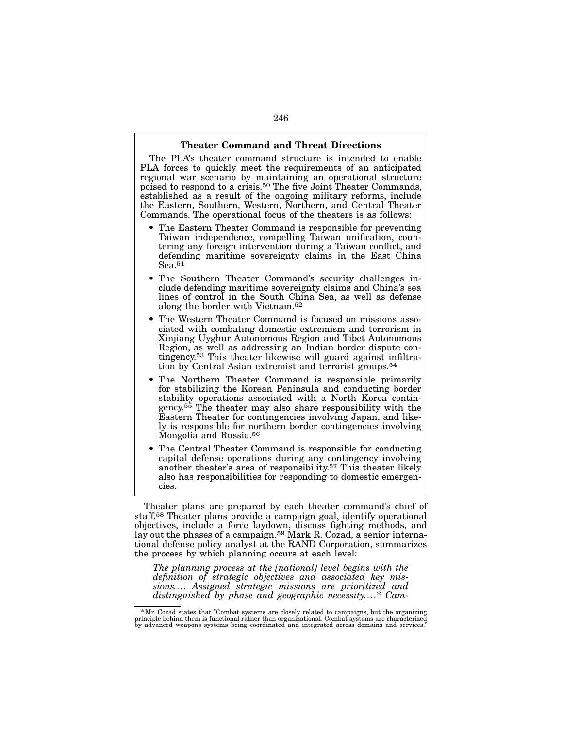### Theater Command and Threat Directions

The PLA's theater command structure is intended to enable PLA forces to quickly meet the requirements of an anticipated regional war scenario by maintaining an operational structure poised to respond to a crisis.[50] The five Joint Theater Commands, established as a result of the ongoing military reforms, include the Eastern, Southern, Western, Northern, and Central Theater Commands. The operational focus of the theaters is as follows:

- The Eastern Theater Command is responsible for preventing Taiwan independence, compelling Taiwan unification, countering any foreign intervention during a Taiwan conflict, and defending maritime sovereignty claims in the East China Sea.[51]
- The Southern Theater Command's security challenges include defending maritime sovereignty claims and China's sea lines of control in the South China Sea, as well as defense along the border with Vietnam.[52]
- The Western Theater Command is focused on missions associated with combating domestic extremism and terrorism in Xinjiang Uyghur Autonomous Region and Tibet Autonomous Region, as well as addressing an Indian border dispute contingency.[53] This theater likewise will guard against infiltration by Central Asian extremist and terrorist groups.[54]
- The Northern Theater Command is responsible primarily for stabilizing the Korean Peninsula and conducting border stability operations associated with a North Korea contingency.[55] The theater may also share responsibility with the Eastern Theater for contingencies involving Japan, and likely is responsible for northern border contingencies involving Mongolia and Russia.[56]
- The Central Theater Command is responsible for conducting capital defense operations during any contingency involving another theater's area of responsibility.[57] This theater likely also has responsibilities for responding to domestic emergencies.

Theater plans are prepared by each theater command's chief of staff.[58] Theater plans provide a campaign goal, identify operational objectives, include a force laydown, discuss fighting methods, and lay out the phases of a campaign.[59] Mark R. Cozad, a senior international defense policy analyst at the RAND Corporation, summarizes the process by which planning occurs at each level:

> *The planning process at the [national] level begins with the definition of strategic objectives and associated key missions.... Assigned strategic missions are prioritized and distinguished by phase and geographic necessity....\* Cam-*

\* Mr. Cozad states that "Combat systems are closely related to campaigns, but the organizing principle behind them is functional rather than organizational. Combat systems are characterized by advanced weapons systems being coordinated and integrated across domains and services."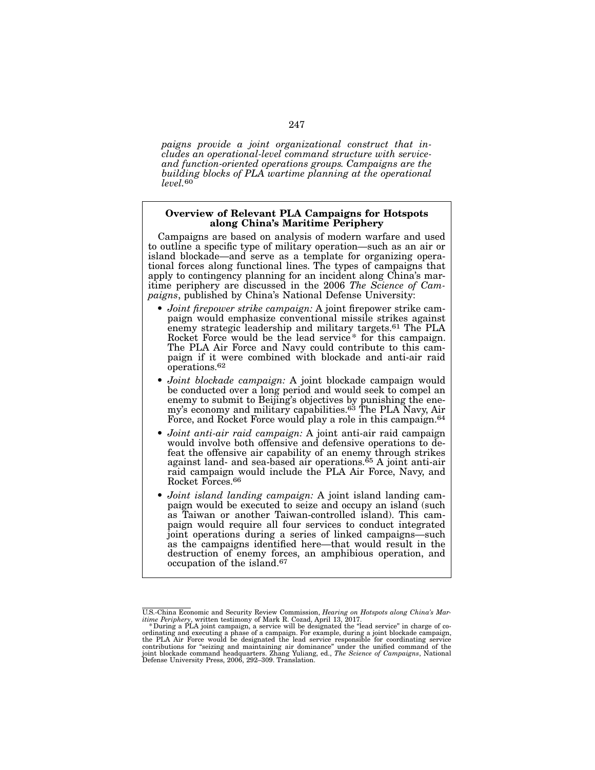*paigns provide a joint organizational construct that includes an operational-level command structure with service- and function-oriented operations groups. Campaigns are the building blocks of PLA wartime planning at the operational level.*[60]

**Overview of Relevant PLA Campaigns for Hotspots along China's Maritime Periphery**

Campaigns are based on analysis of modern warfare and used to outline a specific type of military operation—such as an air or island blockade—and serve as a template for organizing operational forces along functional lines. The types of campaigns that apply to contingency planning for an incident along China's maritime periphery are discussed in the 2006 *The Science of Campaigns*, published by China's National Defense University:

- *Joint firepower strike campaign:* A joint firepower strike campaign would emphasize conventional missile strikes against enemy strategic leadership and military targets.[61] The PLA Rocket Force would be the lead service* for this campaign. The PLA Air Force and Navy could contribute to this campaign if it were combined with blockade and anti-air raid operations.[62]
- *Joint blockade campaign:* A joint blockade campaign would be conducted over a long period and would seek to compel an enemy to submit to Beijing's objectives by punishing the enemy's economy and military capabilities.[63] The PLA Navy, Air Force, and Rocket Force would play a role in this campaign.[64]
- *Joint anti-air raid campaign:* A joint anti-air raid campaign would involve both offensive and defensive operations to defeat the offensive air capability of an enemy through strikes against land- and sea-based air operations.[65] A joint anti-air raid campaign would include the PLA Air Force, Navy, and Rocket Forces.[66]
- *Joint island landing campaign:* A joint island landing campaign would be executed to seize and occupy an island (such as Taiwan or another Taiwan-controlled island). This campaign would require all four services to conduct integrated joint operations during a series of linked campaigns—such as the campaigns identified here—that would result in the destruction of enemy forces, an amphibious operation, and occupation of the island.[67]

---

U.S.-China Economic and Security Review Commission, *Hearing on Hotspots along China's Maritime Periphery*, written testimony of Mark R. Cozad, April 13, 2017.

*During a PLA joint campaign, a service will be designated the "lead service" in charge of coordinating and executing a phase of a campaign. For example, during a joint blockade campaign, the PLA Air Force would be designated the lead service responsible for coordinating service contributions for "seizing and maintaining air dominance" under the unified command of the joint blockade command headquarters. Zhang Yuliang, ed., *The Science of Campaigns*, National Defense University Press, 2006, 292–309. Translation.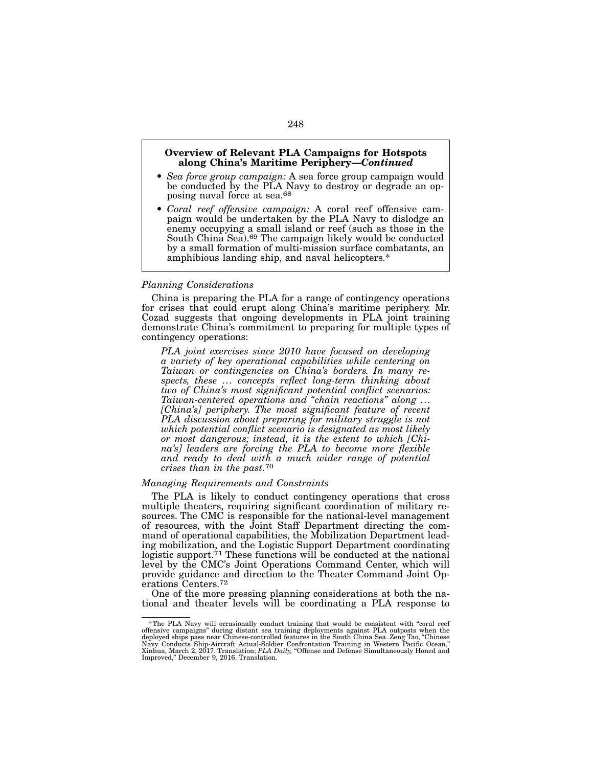**Overview of Relevant PLA Campaigns for Hotspots along China's Maritime Periphery—*Continued***

- *Sea force group campaign:* A sea force group campaign would be conducted by the PLA Navy to destroy or degrade an opposing naval force at sea.[68]
- *Coral reef offensive campaign:* A coral reef offensive campaign would be undertaken by the PLA Navy to dislodge an enemy occupying a small island or reef (such as those in the South China Sea).[69] The campaign likely would be conducted by a small formation of multi-mission surface combatants, an amphibious landing ship, and naval helicopters.*

### *Planning Considerations*

China is preparing the PLA for a range of contingency operations for crises that could erupt along China's maritime periphery. Mr. Cozad suggests that ongoing developments in PLA joint training demonstrate China's commitment to preparing for multiple types of contingency operations:

> *PLA joint exercises since 2010 have focused on developing a variety of key operational capabilities while centering on Taiwan or contingencies on China's borders. In many respects, these … concepts reflect long-term thinking about two of China's most significant potential conflict scenarios: Taiwan-centered operations and "chain reactions" along … [China's] periphery. The most significant feature of recent PLA discussion about preparing for military struggle is not which potential conflict scenario is designated as most likely or most dangerous; instead, it is the extent to which [China's] leaders are forcing the PLA to become more flexible and ready to deal with a much wider range of potential crises than in the past.*[70]

### *Managing Requirements and Constraints*

The PLA is likely to conduct contingency operations that cross multiple theaters, requiring significant coordination of military resources. The CMC is responsible for the national-level management of resources, with the Joint Staff Department directing the command of operational capabilities, the Mobilization Department leading mobilization, and the Logistic Support Department coordinating logistic support.[71] These functions will be conducted at the national level by the CMC's Joint Operations Command Center, which will provide guidance and direction to the Theater Command Joint Operations Centers.[72]

One of the more pressing planning considerations at both the national and theater levels will be coordinating a PLA response to

---

*The PLA Navy will occasionally conduct training that would be consistent with "coral reef offensive campaigns" during distant sea training deployments against PLA outposts when the deployed ships pass near Chinese-controlled features in the South China Sea. Zeng Tao, "Chinese Navy Conducts Ship-Aircraft Actual-Soldier Confrontation Training in Western Pacific Ocean," Xinhua, March 2, 2017. Translation; *PLA Daily,* "Offense and Defense Simultaneously Honed and Improved," December 9, 2016. Translation.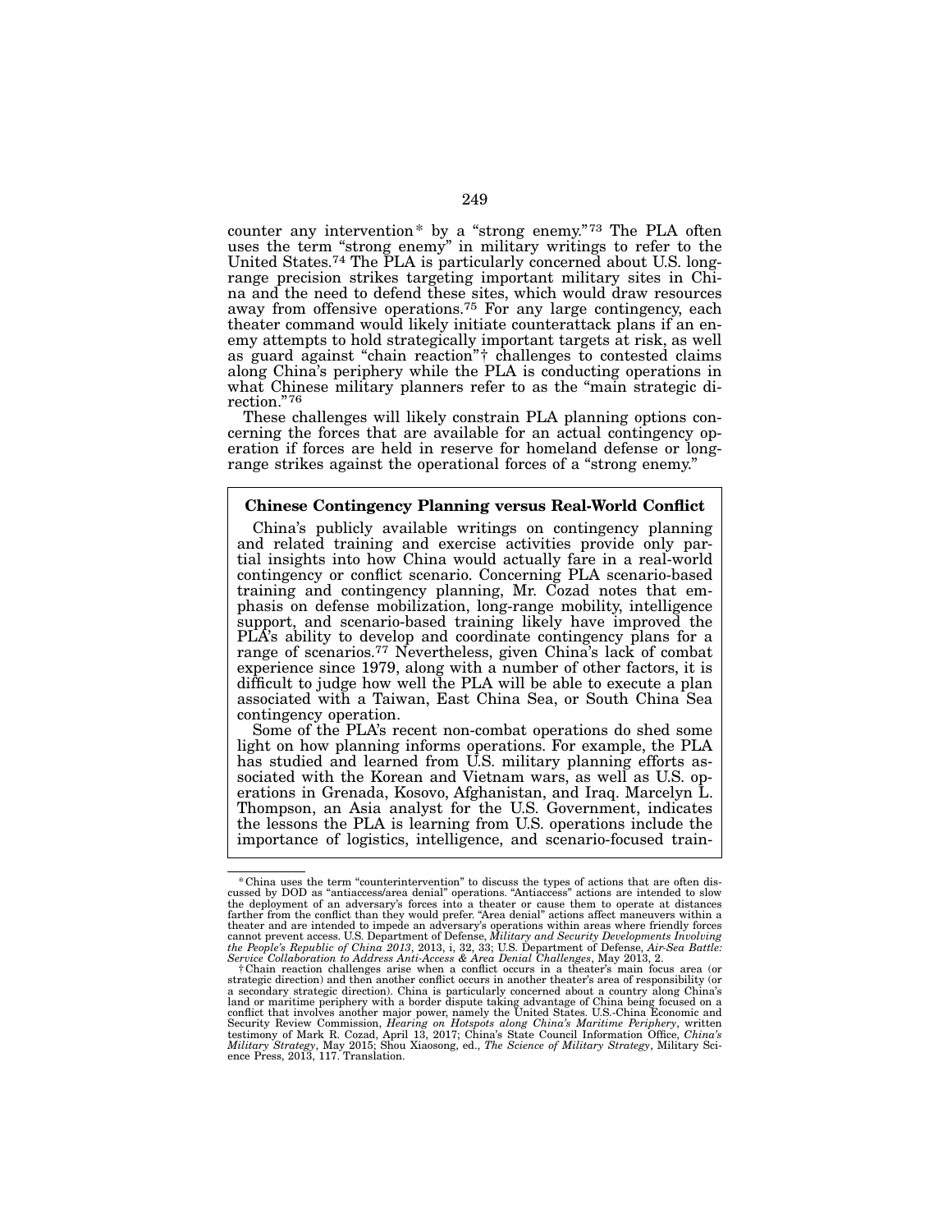counter any intervention* by a "strong enemy."[73] The PLA often uses the term "strong enemy" in military writings to refer to the United States.[74] The PLA is particularly concerned about U.S. long-range precision strikes targeting important military sites in China and the need to defend these sites, which would draw resources away from offensive operations.[75] For any large contingency, each theater command would likely initiate counterattack plans if an enemy attempts to hold strategically important targets at risk, as well as guard against "chain reaction"† challenges to contested claims along China's periphery while the PLA is conducting operations in what Chinese military planners refer to as the "main strategic direction."[76]

These challenges will likely constrain PLA planning options concerning the forces that are available for an actual contingency operation if forces are held in reserve for homeland defense or long-range strikes against the operational forces of a "strong enemy."

### Chinese Contingency Planning versus Real-World Conflict

China's publicly available writings on contingency planning and related training and exercise activities provide only partial insights into how China would actually fare in a real-world contingency or conflict scenario. Concerning PLA scenario-based training and contingency planning, Mr. Cozad notes that emphasis on defense mobilization, long-range mobility, intelligence support, and scenario-based training likely have improved the PLA's ability to develop and coordinate contingency plans for a range of scenarios.[77] Nevertheless, given China's lack of combat experience since 1979, along with a number of other factors, it is difficult to judge how well the PLA will be able to execute a plan associated with a Taiwan, East China Sea, or South China Sea contingency operation.

Some of the PLA's recent non-combat operations do shed some light on how planning informs operations. For example, the PLA has studied and learned from U.S. military planning efforts associated with the Korean and Vietnam wars, as well as U.S. operations in Grenada, Kosovo, Afghanistan, and Iraq. Marcelyn L. Thompson, an Asia analyst for the U.S. Government, indicates the lessons the PLA is learning from U.S. operations include the importance of logistics, intelligence, and scenario-focused train-

---

* China uses the term "counterintervention" to discuss the types of actions that are often discussed by DOD as "antiaccess/area denial" operations. "Antiaccess" actions are intended to slow the deployment of an adversary's forces into a theater or cause them to operate at distances farther from the conflict than they would prefer. "Area denial" actions affect maneuvers within a theater and are intended to impede an adversary's operations within areas where friendly forces cannot prevent access. U.S. Department of Defense, *Military and Security Developments Involving the People's Republic of China 2013*, 2013, i, 32, 33; U.S. Department of Defense, *Air-Sea Battle: Service Collaboration to Address Anti-Access & Area Denial Challenges*, May 2013, 2.

† Chain reaction challenges arise when a conflict occurs in a theater's main focus area (or strategic direction) and then another conflict occurs in another theater's area of responsibility (or a secondary strategic direction). China is particularly concerned about a country along China's land or maritime periphery with a border dispute taking advantage of China being focused on a conflict that involves another major power, namely the United States. U.S.-China Economic and Security Review Commission, *Hearing on Hotspots along China's Maritime Periphery*, written testimony of Mark R. Cozad, April 13, 2017; China's State Council Information Office, *China's Military Strategy*, May 2015; Shou Xiaosong, ed., *The Science of Military Strategy*, Military Science Press, 2013, 117. Translation.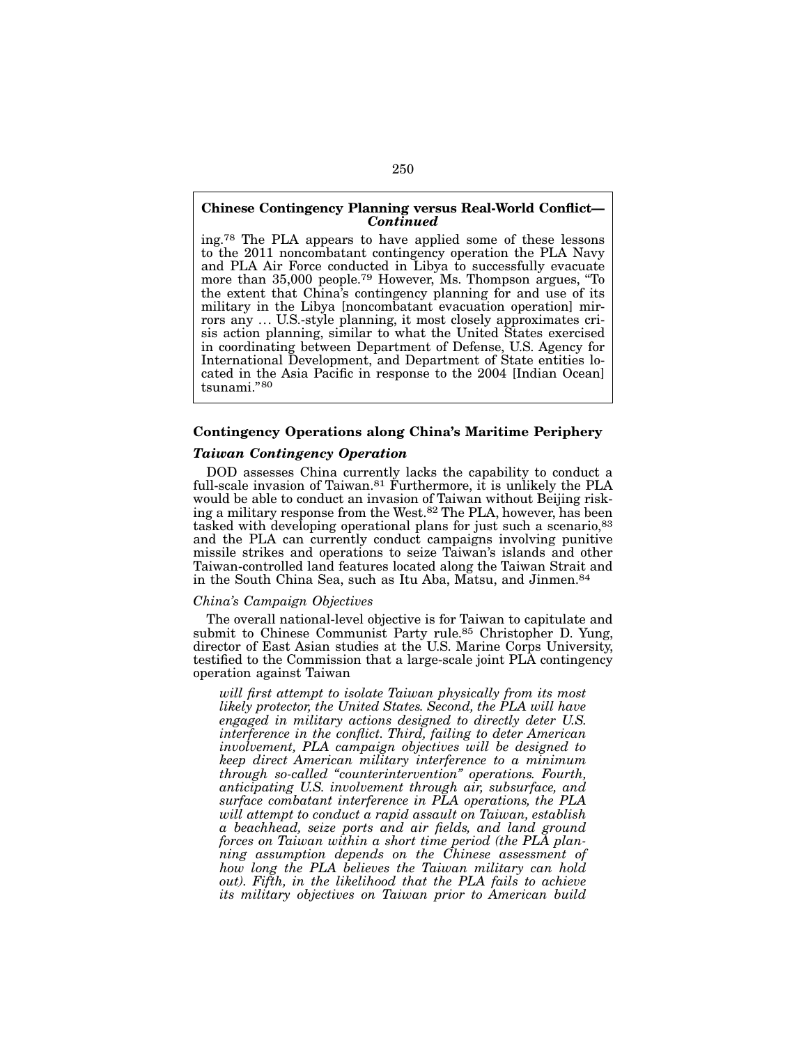**Chinese Contingency Planning versus Real-World Conflict—*Continued***

ing.[78] The PLA appears to have applied some of these lessons to the 2011 noncombatant contingency operation the PLA Navy and PLA Air Force conducted in Libya to successfully evacuate more than 35,000 people.[79] However, Ms. Thompson argues, "To the extent that China's contingency planning for and use of its military in the Libya [noncombatant evacuation operation] mirrors any … U.S.-style planning, it most closely approximates crisis action planning, similar to what the United States exercised in coordinating between Department of Defense, U.S. Agency for International Development, and Department of State entities located in the Asia Pacific in response to the 2004 [Indian Ocean] tsunami."[80]

### Contingency Operations along China's Maritime Periphery

#### *Taiwan Contingency Operation*

DOD assesses China currently lacks the capability to conduct a full-scale invasion of Taiwan.[81] Furthermore, it is unlikely the PLA would be able to conduct an invasion of Taiwan without Beijing risking a military response from the West.[82] The PLA, however, has been tasked with developing operational plans for just such a scenario,[83] and the PLA can currently conduct campaigns involving punitive missile strikes and operations to seize Taiwan's islands and other Taiwan-controlled land features located along the Taiwan Strait and in the South China Sea, such as Itu Aba, Matsu, and Jinmen.[84]

*China's Campaign Objectives*

The overall national-level objective is for Taiwan to capitulate and submit to Chinese Communist Party rule.[85] Christopher D. Yung, director of East Asian studies at the U.S. Marine Corps University, testified to the Commission that a large-scale joint PLA contingency operation against Taiwan

> *will first attempt to isolate Taiwan physically from its most likely protector, the United States. Second, the PLA will have engaged in military actions designed to directly deter U.S. interference in the conflict. Third, failing to deter American involvement, PLA campaign objectives will be designed to keep direct American military interference to a minimum through so-called "counterintervention" operations. Fourth, anticipating U.S. involvement through air, subsurface, and surface combatant interference in PLA operations, the PLA will attempt to conduct a rapid assault on Taiwan, establish a beachhead, seize ports and air fields, and land ground forces on Taiwan within a short time period (the PLA planning assumption depends on the Chinese assessment of how long the PLA believes the Taiwan military can hold out). Fifth, in the likelihood that the PLA fails to achieve its military objectives on Taiwan prior to American build*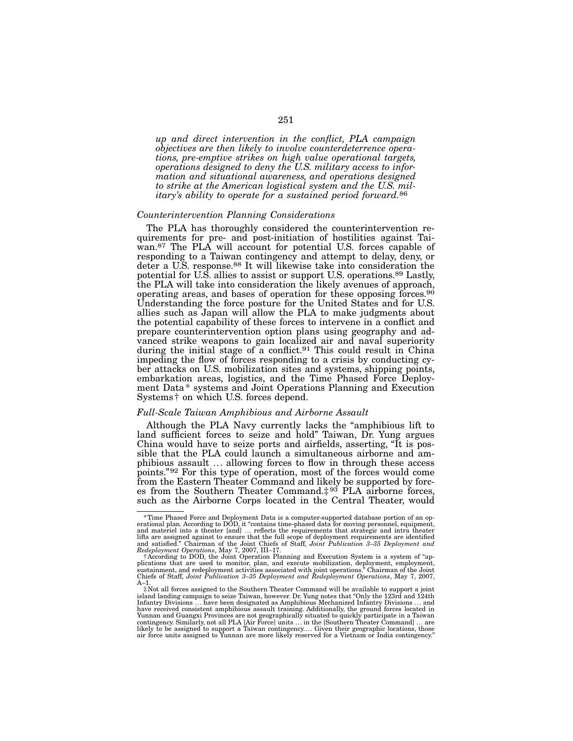*up and direct intervention in the conflict, PLA campaign objectives are then likely to involve counterdeterrence operations, pre-emptive strikes on high value operational targets, operations designed to deny the U.S. military access to information and situational awareness, and operations designed to strike at the American logistical system and the U.S. military's ability to operate for a sustained period forward.*[86]

### *Counterintervention Planning Considerations*

The PLA has thoroughly considered the counterintervention requirements for pre- and post-initiation of hostilities against Taiwan.[87] The PLA will account for potential U.S. forces capable of responding to a Taiwan contingency and attempt to delay, deny, or deter a U.S. response.[88] It will likewise take into consideration the potential for U.S. allies to assist or support U.S. operations.[89] Lastly, the PLA will take into consideration the likely avenues of approach, operating areas, and bases of operation for these opposing forces.[90] Understanding the force posture for the United States and for U.S. allies such as Japan will allow the PLA to make judgments about the potential capability of these forces to intervene in a conflict and prepare counterintervention option plans using geography and advanced strike weapons to gain localized air and naval superiority during the initial stage of a conflict.[91] This could result in China impeding the flow of forces responding to a crisis by conducting cyber attacks on U.S. mobilization sites and systems, shipping points, embarkation areas, logistics, and the Time Phased Force Deployment Data * systems and Joint Operations Planning and Execution Systems † on which U.S. forces depend.

### *Full-Scale Taiwan Amphibious and Airborne Assault*

Although the PLA Navy currently lacks the "amphibious lift to land sufficient forces to seize and hold" Taiwan, Dr. Yung argues China would have to seize ports and airfields, asserting, "It is possible that the PLA could launch a simultaneous airborne and amphibious assault … allowing forces to flow in through these access points."[92] For this type of operation, most of the forces would come from the Eastern Theater Command and likely be supported by forces from the Southern Theater Command.‡ [93] PLA airborne forces, such as the Airborne Corps located in the Central Theater, would

---

* Time Phased Force and Deployment Data is a computer-supported database portion of an operational plan. According to DOD, it "contains time-phased data for moving personnel, equipment, and materiel into a theater [and] … reflects the requirements that strategic and intra theater lifts are assigned against to ensure that the full scope of deployment requirements are identified and satisfied." Chairman of the Joint Chiefs of Staff, *Joint Publication 3–35 Deployment and Redeployment Operations*, May 7, 2007, III–17.

† According to DOD, the Joint Operation Planning and Execution System is a system of "applications that are used to monitor, plan, and execute mobilization, deployment, employment, sustainment, and redeployment activities associated with joint operations." Chairman of the Joint Chiefs of Staff, *Joint Publication 3–35 Deployment and Redeployment Operations*, May 7, 2007, A–1.

‡ Not all forces assigned to the Southern Theater Command will be available to support a joint island landing campaign to seize Taiwan, however. Dr. Yung notes that "Only the 123rd and 124th Infantry Divisions … have been designated as Amphibious Mechanized Infantry Divisions … and have received consistent amphibious assault training. Additionally, the ground forces located in Yunnan and Guangxi Provinces are not geographically situated to quickly participate in a Taiwan contingency. Similarly, not all PLA [Air Force] units … in the [Southern Theater Command] … are likely to be assigned to support a Taiwan contingency.… Given their geographic locations, those air force units assigned to Yunnan are more likely reserved for a Vietnam or India contingency."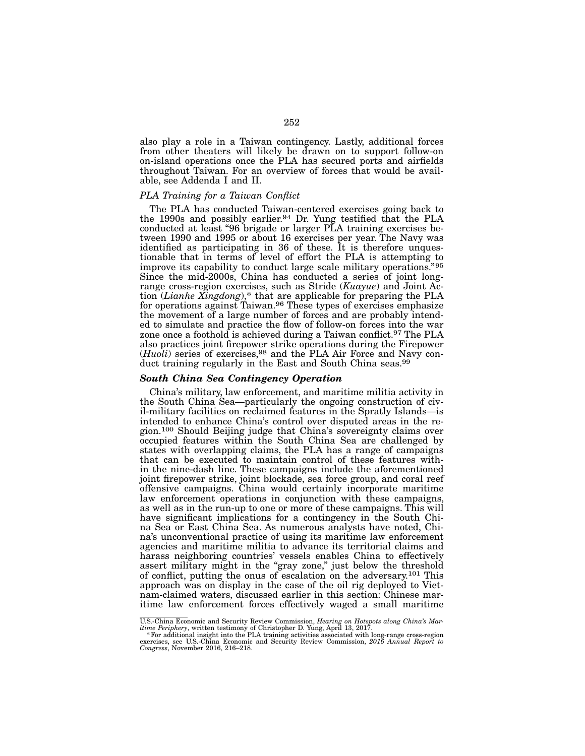also play a role in a Taiwan contingency. Lastly, additional forces from other theaters will likely be drawn on to support follow-on on-island operations once the PLA has secured ports and airfields throughout Taiwan. For an overview of forces that would be available, see Addenda I and II.

### *PLA Training for a Taiwan Conflict*

The PLA has conducted Taiwan-centered exercises going back to the 1990s and possibly earlier.[94] Dr. Yung testified that the PLA conducted at least "96 brigade or larger PLA training exercises between 1990 and 1995 or about 16 exercises per year. The Navy was identified as participating in 36 of these. It is therefore unquestionable that in terms of level of effort the PLA is attempting to improve its capability to conduct large scale military operations."[95] Since the mid-2000s, China has conducted a series of joint long-range cross-region exercises, such as Stride (*Kuayue*) and Joint Action (*Lianhe Xingdong*),* that are applicable for preparing the PLA for operations against Taiwan.[96] These types of exercises emphasize the movement of a large number of forces and are probably intended to simulate and practice the flow of follow-on forces into the war zone once a foothold is achieved during a Taiwan conflict.[97] The PLA also practices joint firepower strike operations during the Firepower (*Huoli*) series of exercises,[98] and the PLA Air Force and Navy conduct training regularly in the East and South China seas.[99]

## ***South China Sea Contingency Operation***

China's military, law enforcement, and maritime militia activity in the South China Sea—particularly the ongoing construction of civil-military facilities on reclaimed features in the Spratly Islands—is intended to enhance China's control over disputed areas in the region.[100] Should Beijing judge that China's sovereignty claims over occupied features within the South China Sea are challenged by states with overlapping claims, the PLA has a range of campaigns that can be executed to maintain control of these features within the nine-dash line. These campaigns include the aforementioned joint firepower strike, joint blockade, sea force group, and coral reef offensive campaigns. China would certainly incorporate maritime law enforcement operations in conjunction with these campaigns, as well as in the run-up to one or more of these campaigns. This will have significant implications for a contingency in the South China Sea or East China Sea. As numerous analysts have noted, China's unconventional practice of using its maritime law enforcement agencies and maritime militia to advance its territorial claims and harass neighboring countries' vessels enables China to effectively assert military might in the "gray zone," just below the threshold of conflict, putting the onus of escalation on the adversary.[101] This approach was on display in the case of the oil rig deployed to Vietnam-claimed waters, discussed earlier in this section: Chinese maritime law enforcement forces effectively waged a small maritime

---

U.S.-China Economic and Security Review Commission, *Hearing on Hotspots along China's Maritime Periphery*, written testimony of Christopher D. Yung, April 13, 2017.

\* For additional insight into the PLA training activities associated with long-range cross-region exercises, see U.S.-China Economic and Security Review Commission, *2016 Annual Report to Congress*, November 2016, 216–218.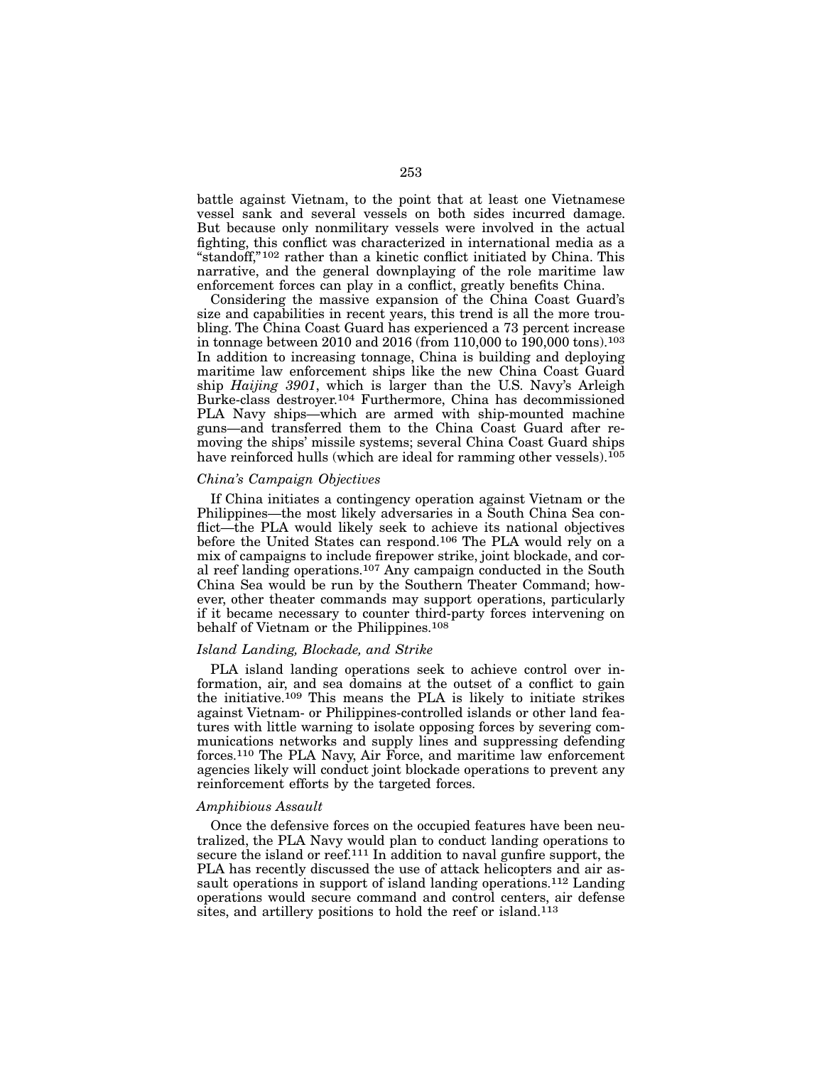battle against Vietnam, to the point that at least one Vietnamese vessel sank and several vessels on both sides incurred damage. But because only nonmilitary vessels were involved in the actual fighting, this conflict was characterized in international media as a "standoff,"[102] rather than a kinetic conflict initiated by China. This narrative, and the general downplaying of the role maritime law enforcement forces can play in a conflict, greatly benefits China.

Considering the massive expansion of the China Coast Guard's size and capabilities in recent years, this trend is all the more troubling. The China Coast Guard has experienced a 73 percent increase in tonnage between 2010 and 2016 (from 110,000 to 190,000 tons).[103] In addition to increasing tonnage, China is building and deploying maritime law enforcement ships like the new China Coast Guard ship *Haijing 3901*, which is larger than the U.S. Navy's Arleigh Burke-class destroyer.[104] Furthermore, China has decommissioned PLA Navy ships—which are armed with ship-mounted machine guns—and transferred them to the China Coast Guard after removing the ships' missile systems; several China Coast Guard ships have reinforced hulls (which are ideal for ramming other vessels).[105]

### *China's Campaign Objectives*

If China initiates a contingency operation against Vietnam or the Philippines—the most likely adversaries in a South China Sea conflict—the PLA would likely seek to achieve its national objectives before the United States can respond.[106] The PLA would rely on a mix of campaigns to include firepower strike, joint blockade, and coral reef landing operations.[107] Any campaign conducted in the South China Sea would be run by the Southern Theater Command; however, other theater commands may support operations, particularly if it became necessary to counter third-party forces intervening on behalf of Vietnam or the Philippines.[108]

### *Island Landing, Blockade, and Strike*

PLA island landing operations seek to achieve control over information, air, and sea domains at the outset of a conflict to gain the initiative.[109] This means the PLA is likely to initiate strikes against Vietnam- or Philippines-controlled islands or other land features with little warning to isolate opposing forces by severing communications networks and supply lines and suppressing defending forces.[110] The PLA Navy, Air Force, and maritime law enforcement agencies likely will conduct joint blockade operations to prevent any reinforcement efforts by the targeted forces.

### *Amphibious Assault*

Once the defensive forces on the occupied features have been neutralized, the PLA Navy would plan to conduct landing operations to secure the island or reef.[111] In addition to naval gunfire support, the PLA has recently discussed the use of attack helicopters and air assault operations in support of island landing operations.[112] Landing operations would secure command and control centers, air defense sites, and artillery positions to hold the reef or island.[113]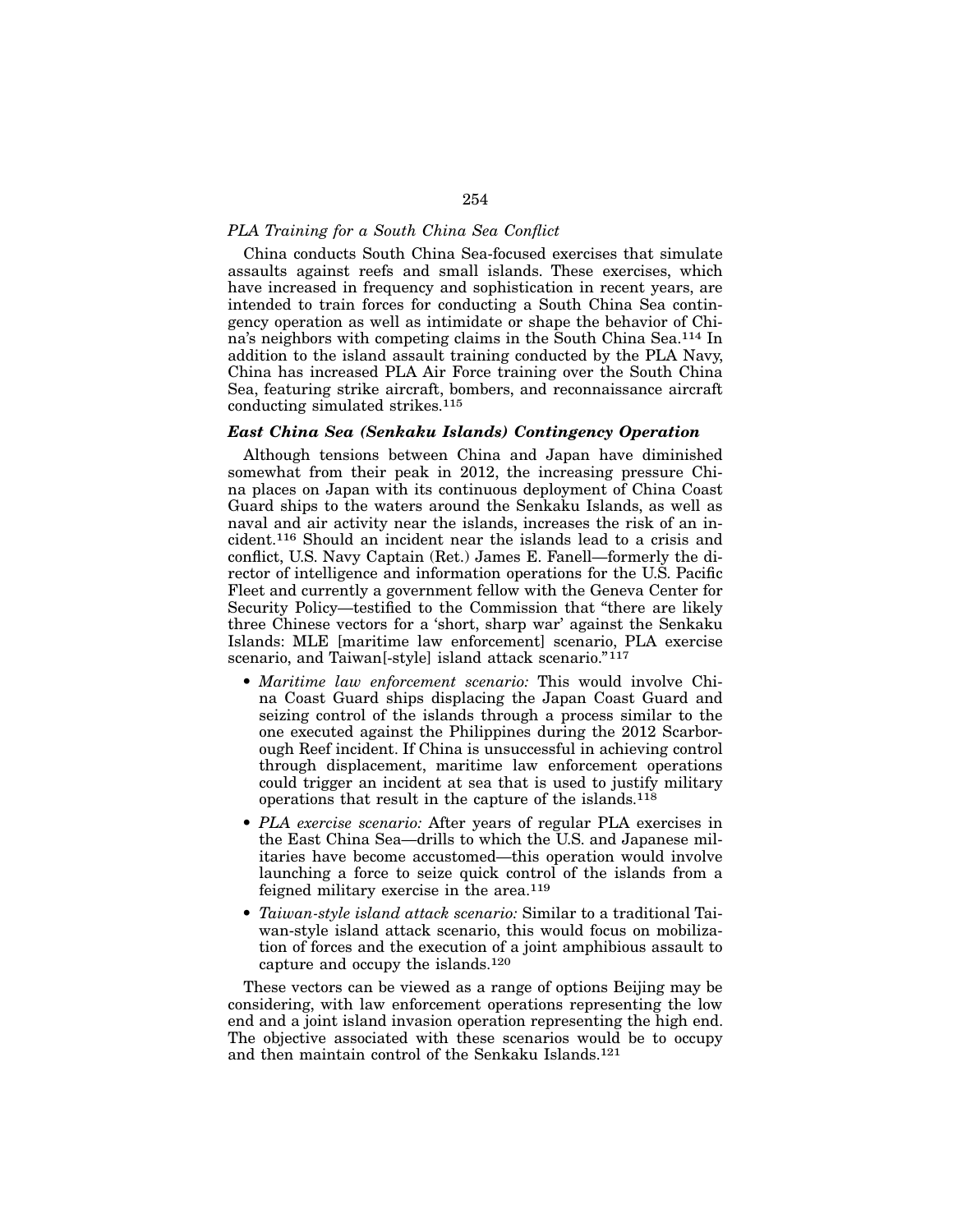*PLA Training for a South China Sea Conflict*

China conducts South China Sea-focused exercises that simulate assaults against reefs and small islands. These exercises, which have increased in frequency and sophistication in recent years, are intended to train forces for conducting a South China Sea contingency operation as well as intimidate or shape the behavior of China's neighbors with competing claims in the South China Sea.[114] In addition to the island assault training conducted by the PLA Navy, China has increased PLA Air Force training over the South China Sea, featuring strike aircraft, bombers, and reconnaissance aircraft conducting simulated strikes.[115]

### *East China Sea (Senkaku Islands) Contingency Operation*

Although tensions between China and Japan have diminished somewhat from their peak in 2012, the increasing pressure China places on Japan with its continuous deployment of China Coast Guard ships to the waters around the Senkaku Islands, as well as naval and air activity near the islands, increases the risk of an incident.[116] Should an incident near the islands lead to a crisis and conflict, U.S. Navy Captain (Ret.) James E. Fanell—formerly the director of intelligence and information operations for the U.S. Pacific Fleet and currently a government fellow with the Geneva Center for Security Policy—testified to the Commission that "there are likely three Chinese vectors for a 'short, sharp war' against the Senkaku Islands: MLE [maritime law enforcement] scenario, PLA exercise scenario, and Taiwan[-style] island attack scenario."[117]

- *Maritime law enforcement scenario:* This would involve China Coast Guard ships displacing the Japan Coast Guard and seizing control of the islands through a process similar to the one executed against the Philippines during the 2012 Scarborough Reef incident. If China is unsuccessful in achieving control through displacement, maritime law enforcement operations could trigger an incident at sea that is used to justify military operations that result in the capture of the islands.[118]
- *PLA exercise scenario:* After years of regular PLA exercises in the East China Sea—drills to which the U.S. and Japanese militaries have become accustomed—this operation would involve launching a force to seize quick control of the islands from a feigned military exercise in the area.[119]
- *Taiwan-style island attack scenario:* Similar to a traditional Taiwan-style island attack scenario, this would focus on mobilization of forces and the execution of a joint amphibious assault to capture and occupy the islands.[120]

These vectors can be viewed as a range of options Beijing may be considering, with law enforcement operations representing the low end and a joint island invasion operation representing the high end. The objective associated with these scenarios would be to occupy and then maintain control of the Senkaku Islands.[121]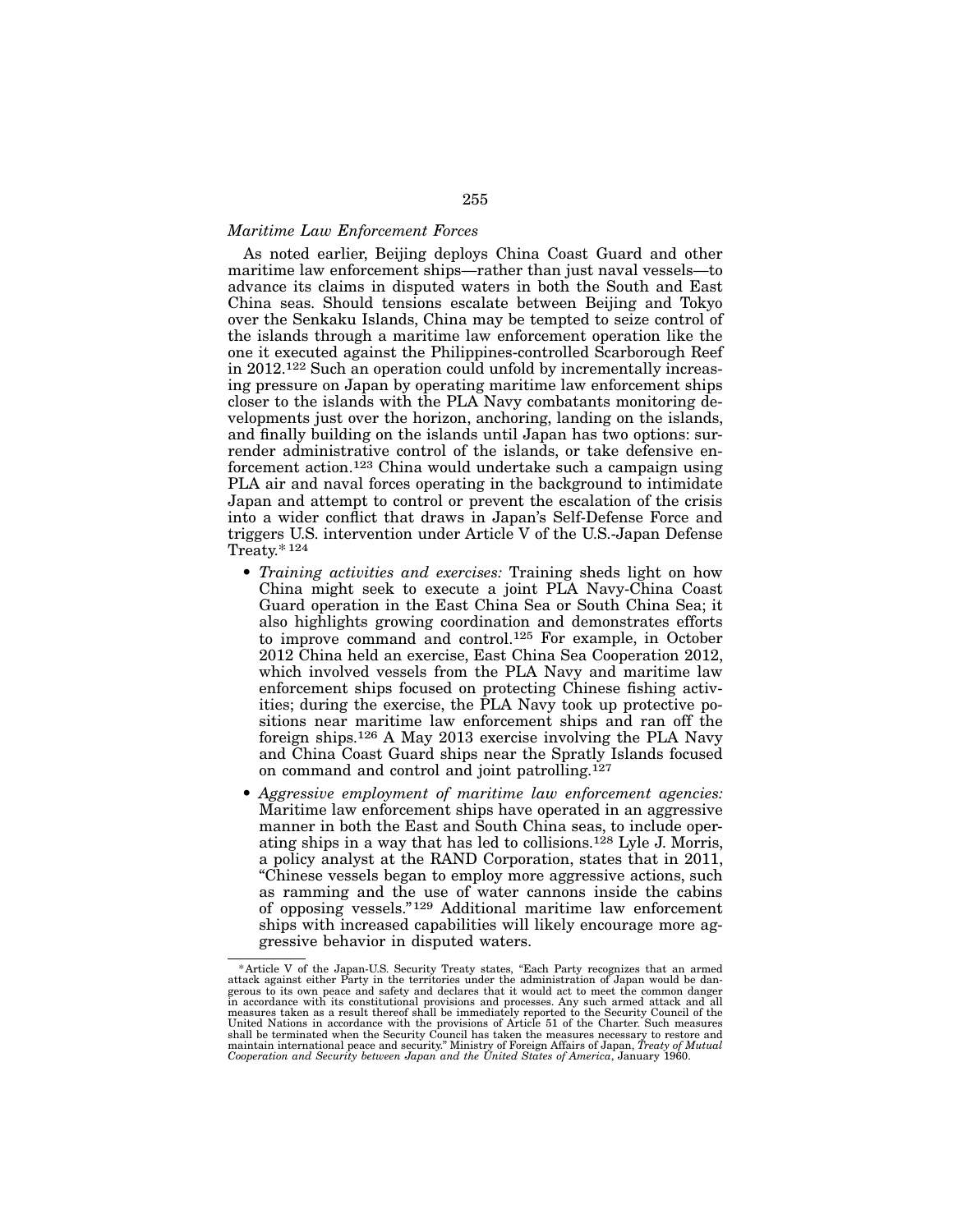*Maritime Law Enforcement Forces*

As noted earlier, Beijing deploys China Coast Guard and other maritime law enforcement ships—rather than just naval vessels—to advance its claims in disputed waters in both the South and East China seas. Should tensions escalate between Beijing and Tokyo over the Senkaku Islands, China may be tempted to seize control of the islands through a maritime law enforcement operation like the one it executed against the Philippines-controlled Scarborough Reef in 2012.[122] Such an operation could unfold by incrementally increasing pressure on Japan by operating maritime law enforcement ships closer to the islands with the PLA Navy combatants monitoring developments just over the horizon, anchoring, landing on the islands, and finally building on the islands until Japan has two options: surrender administrative control of the islands, or take defensive enforcement action.[123] China would undertake such a campaign using PLA air and naval forces operating in the background to intimidate Japan and attempt to control or prevent the escalation of the crisis into a wider conflict that draws in Japan's Self-Defense Force and triggers U.S. intervention under Article V of the U.S.-Japan Defense Treaty.* [124]

- *Training activities and exercises:* Training sheds light on how China might seek to execute a joint PLA Navy-China Coast Guard operation in the East China Sea or South China Sea; it also highlights growing coordination and demonstrates efforts to improve command and control.[125] For example, in October 2012 China held an exercise, East China Sea Cooperation 2012, which involved vessels from the PLA Navy and maritime law enforcement ships focused on protecting Chinese fishing activities; during the exercise, the PLA Navy took up protective positions near maritime law enforcement ships and ran off the foreign ships.[126] A May 2013 exercise involving the PLA Navy and China Coast Guard ships near the Spratly Islands focused on command and control and joint patrolling.[127]
- *Aggressive employment of maritime law enforcement agencies:* Maritime law enforcement ships have operated in an aggressive manner in both the East and South China seas, to include operating ships in a way that has led to collisions.[128] Lyle J. Morris, a policy analyst at the RAND Corporation, states that in 2011, "Chinese vessels began to employ more aggressive actions, such as ramming and the use of water cannons inside the cabins of opposing vessels."[129] Additional maritime law enforcement ships with increased capabilities will likely encourage more aggressive behavior in disputed waters.

---

*Article V of the Japan-U.S. Security Treaty states, "Each Party recognizes that an armed attack against either Party in the territories under the administration of Japan would be dangerous to its own peace and safety and declares that it would act to meet the common danger in accordance with its constitutional provisions and processes. Any such armed attack and all measures taken as a result thereof shall be immediately reported to the Security Council of the United Nations in accordance with the provisions of Article 51 of the Charter. Such measures shall be terminated when the Security Council has taken the measures necessary to restore and maintain international peace and security." Ministry of Foreign Affairs of Japan, *Treaty of Mutual Cooperation and Security between Japan and the United States of America*, January 1960.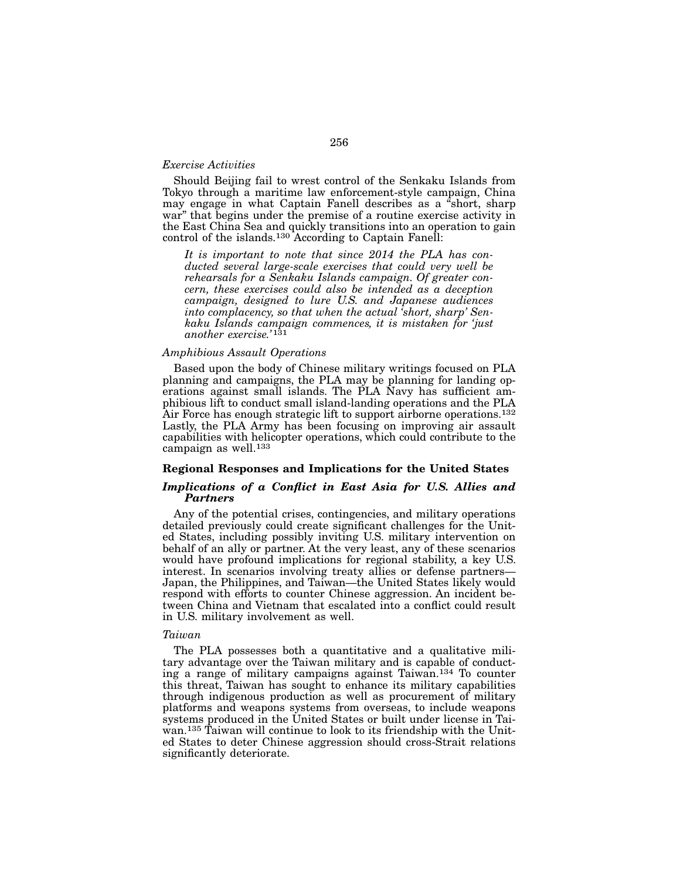*Exercise Activities*

Should Beijing fail to wrest control of the Senkaku Islands from Tokyo through a maritime law enforcement-style campaign, China may engage in what Captain Fanell describes as a "short, sharp war" that begins under the premise of a routine exercise activity in the East China Sea and quickly transitions into an operation to gain control of the islands.[130] According to Captain Fanell:

> *It is important to note that since 2014 the PLA has conducted several large-scale exercises that could very well be rehearsals for a Senkaku Islands campaign. Of greater concern, these exercises could also be intended as a deception campaign, designed to lure U.S. and Japanese audiences into complacency, so that when the actual 'short, sharp' Senkaku Islands campaign commences, it is mistaken for 'just another exercise.'*[131]

*Amphibious Assault Operations*

Based upon the body of Chinese military writings focused on PLA planning and campaigns, the PLA may be planning for landing operations against small islands. The PLA Navy has sufficient amphibious lift to conduct small island-landing operations and the PLA Air Force has enough strategic lift to support airborne operations.[132] Lastly, the PLA Army has been focusing on improving air assault capabilities with helicopter operations, which could contribute to the campaign as well.[133]

## Regional Responses and Implications for the United States

### *Implications of a Conflict in East Asia for U.S. Allies and Partners*

Any of the potential crises, contingencies, and military operations detailed previously could create significant challenges for the United States, including possibly inviting U.S. military intervention on behalf of an ally or partner. At the very least, any of these scenarios would have profound implications for regional stability, a key U.S. interest. In scenarios involving treaty allies or defense partners—Japan, the Philippines, and Taiwan—the United States likely would respond with efforts to counter Chinese aggression. An incident between China and Vietnam that escalated into a conflict could result in U.S. military involvement as well.

*Taiwan*

The PLA possesses both a quantitative and a qualitative military advantage over the Taiwan military and is capable of conducting a range of military campaigns against Taiwan.[134] To counter this threat, Taiwan has sought to enhance its military capabilities through indigenous production as well as procurement of military platforms and weapons systems from overseas, to include weapons systems produced in the United States or built under license in Taiwan.[135] Taiwan will continue to look to its friendship with the United States to deter Chinese aggression should cross-Strait relations significantly deteriorate.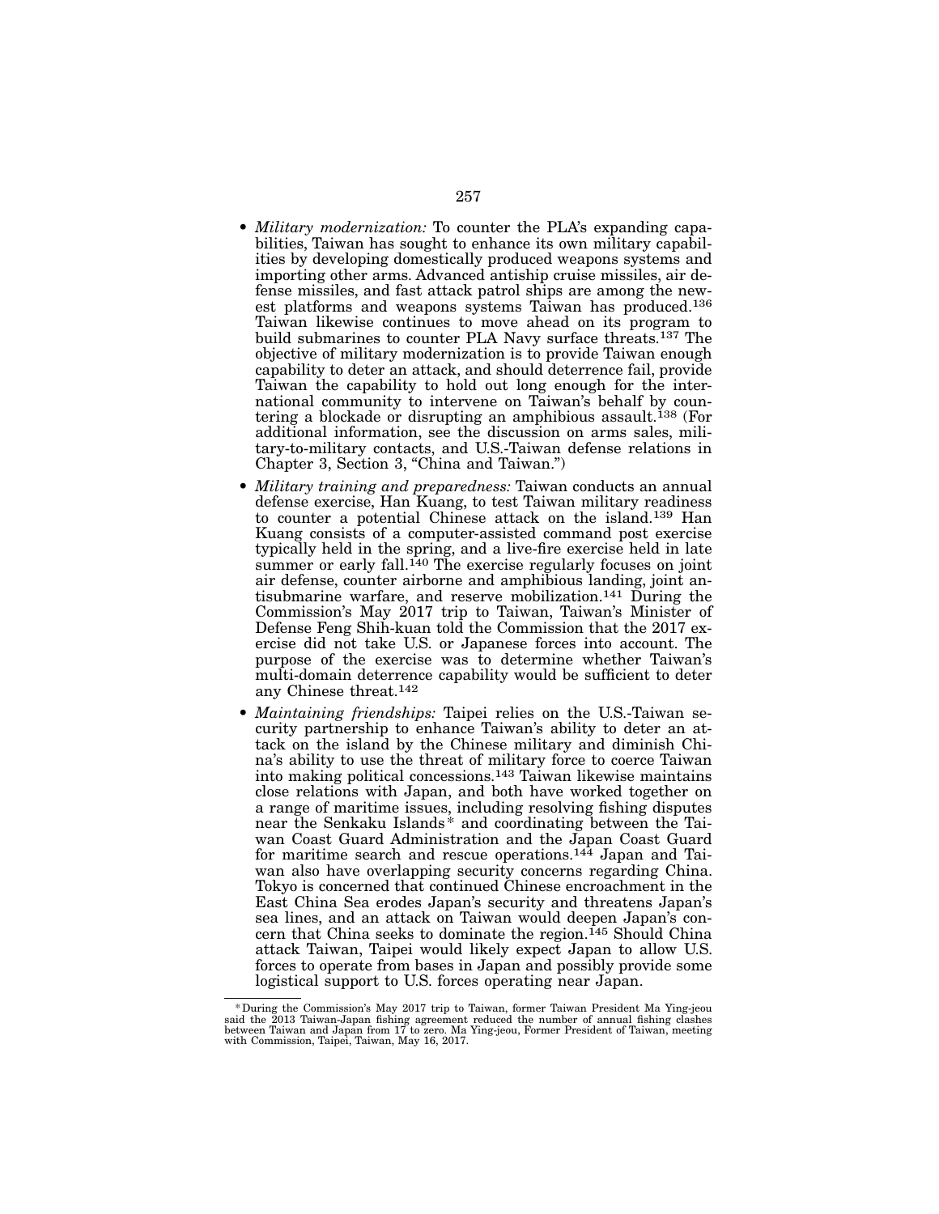- *Military modernization:* To counter the PLA's expanding capabilities, Taiwan has sought to enhance its own military capabilities by developing domestically produced weapons systems and importing other arms. Advanced antiship cruise missiles, air defense missiles, and fast attack patrol ships are among the newest platforms and weapons systems Taiwan has produced.[136] Taiwan likewise continues to move ahead on its program to build submarines to counter PLA Navy surface threats.[137] The objective of military modernization is to provide Taiwan enough capability to deter an attack, and should deterrence fail, provide Taiwan the capability to hold out long enough for the international community to intervene on Taiwan's behalf by countering a blockade or disrupting an amphibious assault.[138] (For additional information, see the discussion on arms sales, military-to-military contacts, and U.S.-Taiwan defense relations in Chapter 3, Section 3, "China and Taiwan.")
- *Military training and preparedness:* Taiwan conducts an annual defense exercise, Han Kuang, to test Taiwan military readiness to counter a potential Chinese attack on the island.[139] Han Kuang consists of a computer-assisted command post exercise typically held in the spring, and a live-fire exercise held in late summer or early fall.[140] The exercise regularly focuses on joint air defense, counter airborne and amphibious landing, joint antisubmarine warfare, and reserve mobilization.[141] During the Commission's May 2017 trip to Taiwan, Taiwan's Minister of Defense Feng Shih-kuan told the Commission that the 2017 exercise did not take U.S. or Japanese forces into account. The purpose of the exercise was to determine whether Taiwan's multi-domain deterrence capability would be sufficient to deter any Chinese threat.[142]
- *Maintaining friendships:* Taipei relies on the U.S.-Taiwan security partnership to enhance Taiwan's ability to deter an attack on the island by the Chinese military and diminish China's ability to use the threat of military force to coerce Taiwan into making political concessions.[143] Taiwan likewise maintains close relations with Japan, and both have worked together on a range of maritime issues, including resolving fishing disputes near the Senkaku Islands* and coordinating between the Taiwan Coast Guard Administration and the Japan Coast Guard for maritime search and rescue operations.[144] Japan and Taiwan also have overlapping security concerns regarding China. Tokyo is concerned that continued Chinese encroachment in the East China Sea erodes Japan's security and threatens Japan's sea lines, and an attack on Taiwan would deepen Japan's concern that China seeks to dominate the region.[145] Should China attack Taiwan, Taipei would likely expect Japan to allow U.S. forces to operate from bases in Japan and possibly provide some logistical support to U.S. forces operating near Japan.

---

* During the Commission's May 2017 trip to Taiwan, former Taiwan President Ma Ying-jeou said the 2013 Taiwan-Japan fishing agreement reduced the number of annual fishing clashes between Taiwan and Japan from 17 to zero. Ma Ying-jeou, Former President of Taiwan, meeting with Commission, Taipei, Taiwan, May 16, 2017.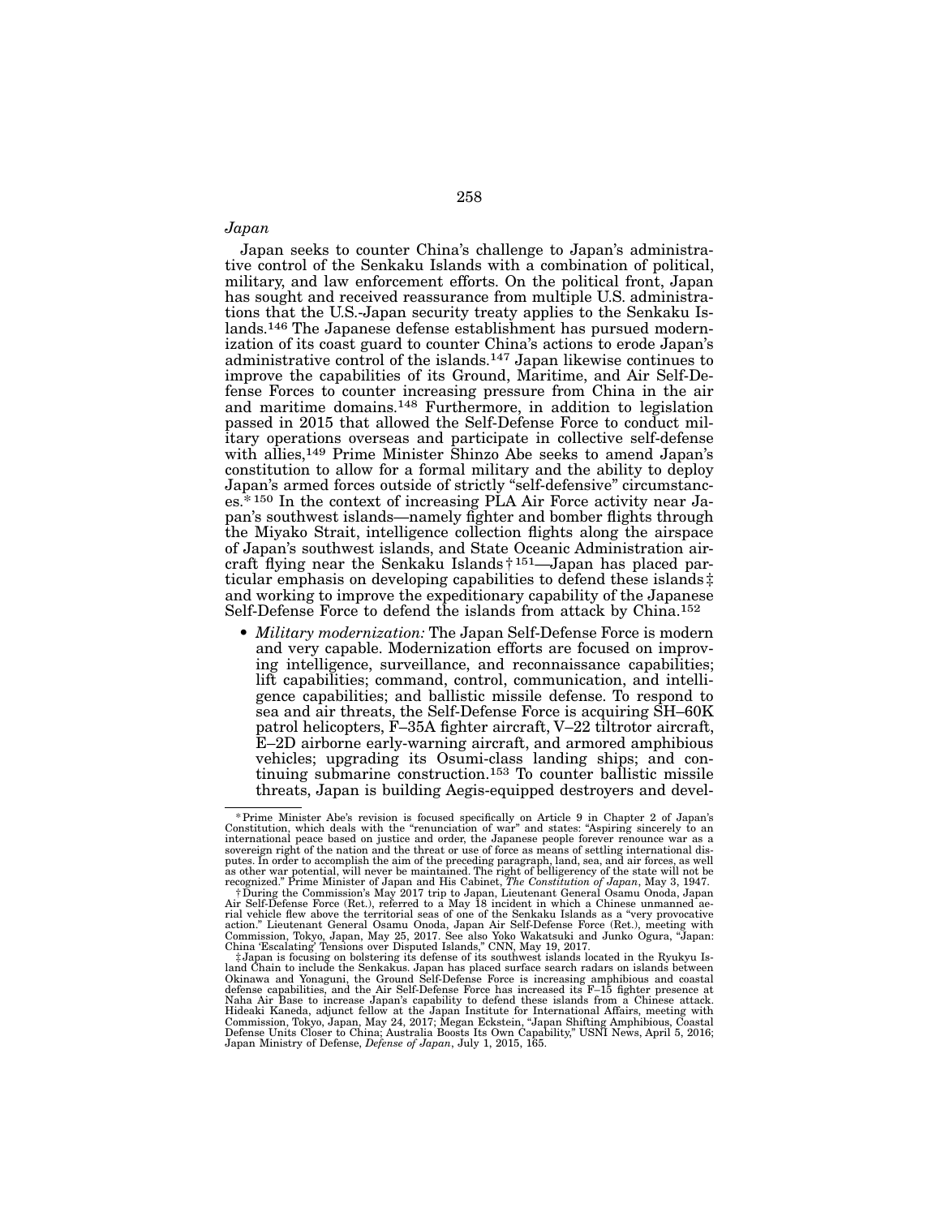*Japan*

Japan seeks to counter China's challenge to Japan's administrative control of the Senkaku Islands with a combination of political, military, and law enforcement efforts. On the political front, Japan has sought and received reassurance from multiple U.S. administrations that the U.S.-Japan security treaty applies to the Senkaku Islands.[146] The Japanese defense establishment has pursued modernization of its coast guard to counter China's actions to erode Japan's administrative control of the islands.[147] Japan likewise continues to improve the capabilities of its Ground, Maritime, and Air Self-Defense Forces to counter increasing pressure from China in the air and maritime domains.[148] Furthermore, in addition to legislation passed in 2015 that allowed the Self-Defense Force to conduct military operations overseas and participate in collective self-defense with allies,[149] Prime Minister Shinzo Abe seeks to amend Japan's constitution to allow for a formal military and the ability to deploy Japan's armed forces outside of strictly "self-defensive" circumstances.[*][150] In the context of increasing PLA Air Force activity near Japan's southwest islands—namely fighter and bomber flights through the Miyako Strait, intelligence collection flights along the airspace of Japan's southwest islands, and State Oceanic Administration aircraft flying near the Senkaku Islands[†][151]—Japan has placed particular emphasis on developing capabilities to defend these islands[‡] and working to improve the expeditionary capability of the Japanese Self-Defense Force to defend the islands from attack by China.[152]

- *Military modernization:* The Japan Self-Defense Force is modern and very capable. Modernization efforts are focused on improving intelligence, surveillance, and reconnaissance capabilities; lift capabilities; command, control, communication, and intelligence capabilities; and ballistic missile defense. To respond to sea and air threats, the Self-Defense Force is acquiring SH–60K patrol helicopters, F–35A fighter aircraft, V–22 tiltrotor aircraft, E–2D airborne early-warning aircraft, and armored amphibious vehicles; upgrading its Osumi-class landing ships; and continuing submarine construction.[153] To counter ballistic missile threats, Japan is building Aegis-equipped destroyers and devel-

---

*Prime Minister Abe's revision is focused specifically on Article 9 in Chapter 2 of Japan's Constitution, which deals with the "renunciation of war" and states: "Aspiring sincerely to an international peace based on justice and order, the Japanese people forever renounce war as a sovereign right of the nation and the threat or use of force as means of settling international disputes. In order to accomplish the aim of the preceding paragraph, land, sea, and air forces, as well as other war potential, will never be maintained. The right of belligerency of the state will not be recognized." Prime Minister of Japan and His Cabinet, *The Constitution of Japan*, May 3, 1947.

†During the Commission's May 2017 trip to Japan, Lieutenant General Osamu Onoda, Japan Air Self-Defense Force (Ret.), referred to a May 18 incident in which a Chinese unmanned aerial vehicle flew above the territorial seas of one of the Senkaku Islands as a "very provocative action." Lieutenant General Osamu Onoda, Japan Air Self-Defense Force (Ret.), meeting with Commission, Tokyo, Japan, May 25, 2017. See also Yoko Wakatsuki and Junko Ogura, "Japan: China 'Escalating' Tensions over Disputed Islands," CNN, May 19, 2017.

‡Japan is focusing on bolstering its defense of its southwest islands located in the Ryukyu Island Chain to include the Senkakus. Japan has placed surface search radars on islands between Okinawa and Yonaguni, the Ground Self-Defense Force is increasing amphibious and coastal defense capabilities, and the Air Self-Defense Force has increased its F–15 fighter presence at Naha Air Base to increase Japan's capability to defend these islands from a Chinese attack. Hideaki Kaneda, adjunct fellow at the Japan Institute for International Affairs, meeting with Commission, Tokyo, Japan, May 24, 2017; Megan Eckstein, "Japan Shifting Amphibious, Coastal Defense Units Closer to China; Australia Boosts Its Own Capability," USNI News, April 5, 2016; Japan Ministry of Defense, *Defense of Japan*, July 1, 2015, 165.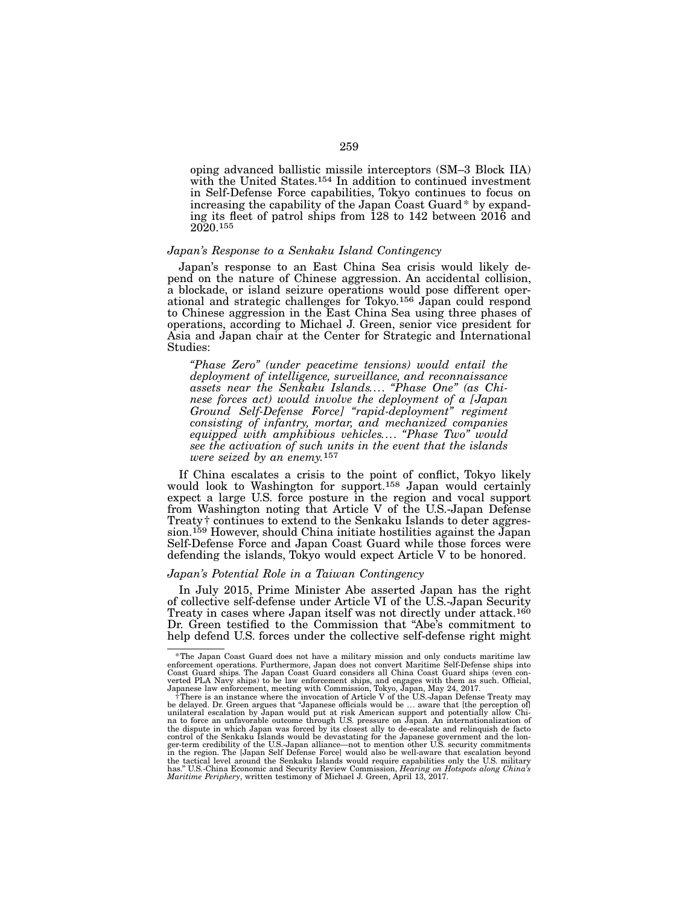oping advanced ballistic missile interceptors (SM–3 Block IIA) with the United States.[154] In addition to continued investment in Self-Defense Force capabilities, Tokyo continues to focus on increasing the capability of the Japan Coast Guard* by expanding its fleet of patrol ships from 128 to 142 between 2016 and 2020.[155]

*Japan's Response to a Senkaku Island Contingency*

Japan's response to an East China Sea crisis would likely depend on the nature of Chinese aggression. An accidental collision, a blockade, or island seizure operations would pose different operational and strategic challenges for Tokyo.[156] Japan could respond to Chinese aggression in the East China Sea using three phases of operations, according to Michael J. Green, senior vice president for Asia and Japan chair at the Center for Strategic and International Studies:

> *"Phase Zero" (under peacetime tensions) would entail the deployment of intelligence, surveillance, and reconnaissance assets near the Senkaku Islands. . . . "Phase One" (as Chinese forces act) would involve the deployment of a [Japan Ground Self-Defense Force] "rapid-deployment" regiment consisting of infantry, mortar, and mechanized companies equipped with amphibious vehicles. . . . "Phase Two" would see the activation of such units in the event that the islands were seized by an enemy.*[157]

If China escalates a crisis to the point of conflict, Tokyo likely would look to Washington for support.[158] Japan would certainly expect a large U.S. force posture in the region and vocal support from Washington noting that Article V of the U.S.-Japan Defense Treaty† continues to extend to the Senkaku Islands to deter aggression.[159] However, should China initiate hostilities against the Japan Self-Defense Force and Japan Coast Guard while those forces were defending the islands, Tokyo would expect Article V to be honored.

*Japan's Potential Role in a Taiwan Contingency*

In July 2015, Prime Minister Abe asserted Japan has the right of collective self-defense under Article VI of the U.S.-Japan Security Treaty in cases where Japan itself was not directly under attack.[160] Dr. Green testified to the Commission that "Abe's commitment to help defend U.S. forces under the collective self-defense right might

---

*The Japan Coast Guard does not have a military mission and only conducts maritime law enforcement operations. Furthermore, Japan does not convert Maritime Self-Defense ships into Coast Guard ships. The Japan Coast Guard considers all China Coast Guard ships (even converted PLA Navy ships) to be law enforcement ships, and engages with them as such. Official, Japanese law enforcement, meeting with Commission, Tokyo, Japan, May 24, 2017.

†There is an instance where the invocation of Article V of the U.S.-Japan Defense Treaty may be delayed. Dr. Green argues that "Japanese officials would be . . . aware that [the perception of] unilateral escalation by Japan would put at risk American support and potentially allow China to force an unfavorable outcome through U.S. pressure on Japan. An internationalization of the dispute in which Japan was forced by its closest ally to de-escalate and relinquish de facto control of the Senkaku Islands would be devastating for the Japanese government and the longer-term credibility of the U.S.-Japan alliance—not to mention other U.S. security commitments in the region. The [Japan Self Defense Force] would also be well-aware that escalation beyond the tactical level around the Senkaku Islands would require capabilities only the U.S. military has." U.S.-China Economic and Security Review Commission, *Hearing on Hotspots along China's Maritime Periphery*, written testimony of Michael J. Green, April 13, 2017.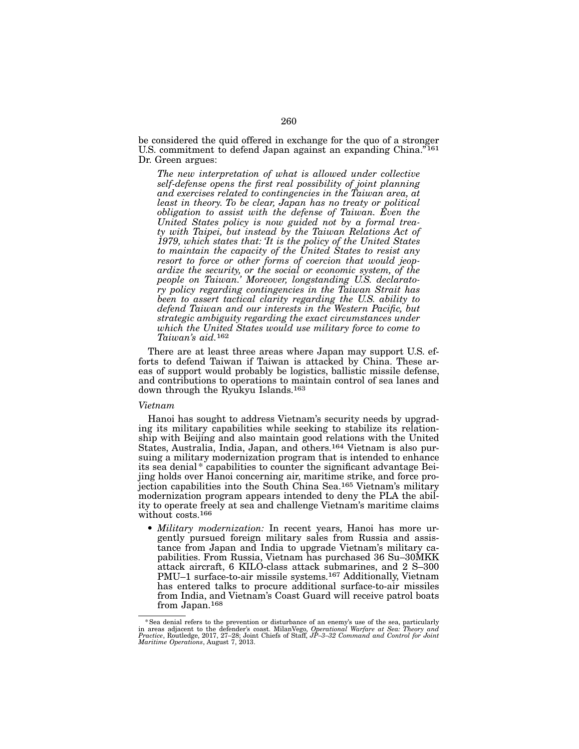be considered the quid offered in exchange for the quo of a stronger U.S. commitment to defend Japan against an expanding China."[161] Dr. Green argues:

> *The new interpretation of what is allowed under collective self-defense opens the first real possibility of joint planning and exercises related to contingencies in the Taiwan area, at least in theory. To be clear, Japan has no treaty or political obligation to assist with the defense of Taiwan. Even the United States policy is now guided not by a formal treaty with Taipei, but instead by the Taiwan Relations Act of 1979, which states that: 'It is the policy of the United States to maintain the capacity of the United States to resist any resort to force or other forms of coercion that would jeopardize the security, or the social or economic system, of the people on Taiwan.' Moreover, longstanding U.S. declaratory policy regarding contingencies in the Taiwan Strait has been to assert tactical clarity regarding the U.S. ability to defend Taiwan and our interests in the Western Pacific, but strategic ambiguity regarding the exact circumstances under which the United States would use military force to come to Taiwan's aid.*[162]

There are at least three areas where Japan may support U.S. efforts to defend Taiwan if Taiwan is attacked by China. These areas of support would probably be logistics, ballistic missile defense, and contributions to operations to maintain control of sea lanes and down through the Ryukyu Islands.[163]

*Vietnam*

Hanoi has sought to address Vietnam's security needs by upgrading its military capabilities while seeking to stabilize its relationship with Beijing and also maintain good relations with the United States, Australia, India, Japan, and others.[164] Vietnam is also pursuing a military modernization program that is intended to enhance its sea denial* capabilities to counter the significant advantage Beijing holds over Hanoi concerning air, maritime strike, and force projection capabilities into the South China Sea.[165] Vietnam's military modernization program appears intended to deny the PLA the ability to operate freely at sea and challenge Vietnam's maritime claims without costs.[166]

- *Military modernization:* In recent years, Hanoi has more urgently pursued foreign military sales from Russia and assistance from Japan and India to upgrade Vietnam's military capabilities. From Russia, Vietnam has purchased 36 Su–30MKK attack aircraft, 6 KILO-class attack submarines, and 2 S–300 PMU–1 surface-to-air missile systems.[167] Additionally, Vietnam has entered talks to procure additional surface-to-air missiles from India, and Vietnam's Coast Guard will receive patrol boats from Japan.[168]

---

*Sea denial refers to the prevention or disturbance of an enemy's use of the sea, particularly in areas adjacent to the defender's coast. MilanVego, *Operational Warfare at Sea: Theory and Practice*, Routledge, 2017, 27–28; Joint Chiefs of Staff, *JP–3–32 Command and Control for Joint Maritime Operations*, August 7, 2013.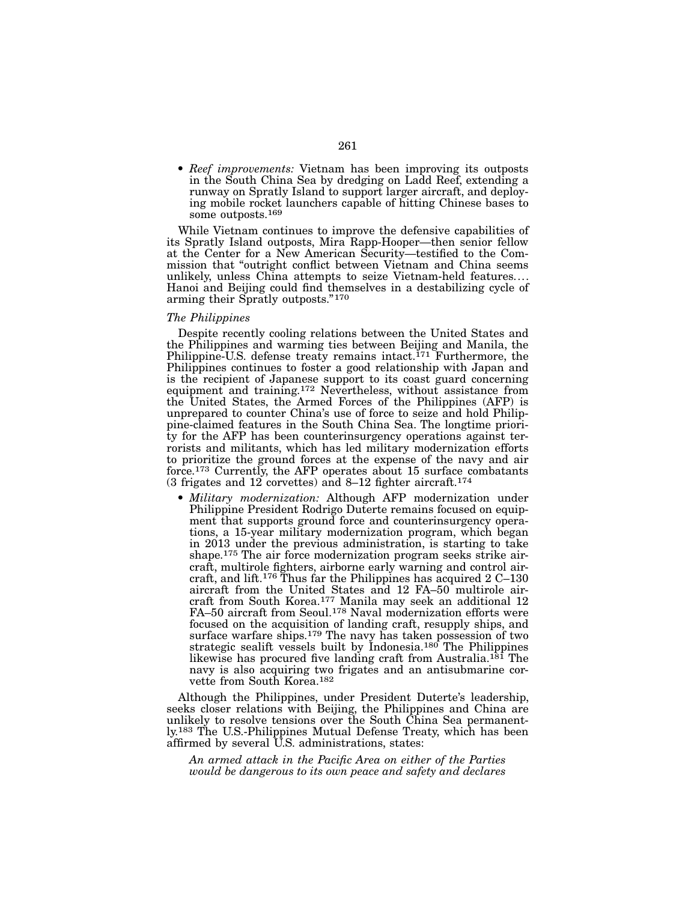- *Reef improvements:* Vietnam has been improving its outposts in the South China Sea by dredging on Ladd Reef, extending a runway on Spratly Island to support larger aircraft, and deploying mobile rocket launchers capable of hitting Chinese bases to some outposts.[169]

While Vietnam continues to improve the defensive capabilities of its Spratly Island outposts, Mira Rapp-Hooper—then senior fellow at the Center for a New American Security—testified to the Commission that "outright conflict between Vietnam and China seems unlikely, unless China attempts to seize Vietnam-held features. . . . Hanoi and Beijing could find themselves in a destabilizing cycle of arming their Spratly outposts."[170]

*The Philippines*

Despite recently cooling relations between the United States and the Philippines and warming ties between Beijing and Manila, the Philippine-U.S. defense treaty remains intact.[171] Furthermore, the Philippines continues to foster a good relationship with Japan and is the recipient of Japanese support to its coast guard concerning equipment and training.[172] Nevertheless, without assistance from the United States, the Armed Forces of the Philippines (AFP) is unprepared to counter China's use of force to seize and hold Philippine-claimed features in the South China Sea. The longtime priority for the AFP has been counterinsurgency operations against terrorists and militants, which has led military modernization efforts to prioritize the ground forces at the expense of the navy and air force.[173] Currently, the AFP operates about 15 surface combatants (3 frigates and 12 corvettes) and 8–12 fighter aircraft.[174]

- *Military modernization:* Although AFP modernization under Philippine President Rodrigo Duterte remains focused on equipment that supports ground force and counterinsurgency operations, a 15-year military modernization program, which began in 2013 under the previous administration, is starting to take shape.[175] The air force modernization program seeks strike aircraft, multirole fighters, airborne early warning and control aircraft, and lift.[176] Thus far the Philippines has acquired 2 C–130 aircraft from the United States and 12 FA–50 multirole aircraft from South Korea.[177] Manila may seek an additional 12 FA–50 aircraft from Seoul.[178] Naval modernization efforts were focused on the acquisition of landing craft, resupply ships, and surface warfare ships.[179] The navy has taken possession of two strategic sealift vessels built by Indonesia.[180] The Philippines likewise has procured five landing craft from Australia.[181] The navy is also acquiring two frigates and an antisubmarine corvette from South Korea.[182]

Although the Philippines, under President Duterte's leadership, seeks closer relations with Beijing, the Philippines and China are unlikely to resolve tensions over the South China Sea permanently.[183] The U.S.-Philippines Mutual Defense Treaty, which has been affirmed by several U.S. administrations, states:

> *An armed attack in the Pacific Area on either of the Parties would be dangerous to its own peace and safety and declares*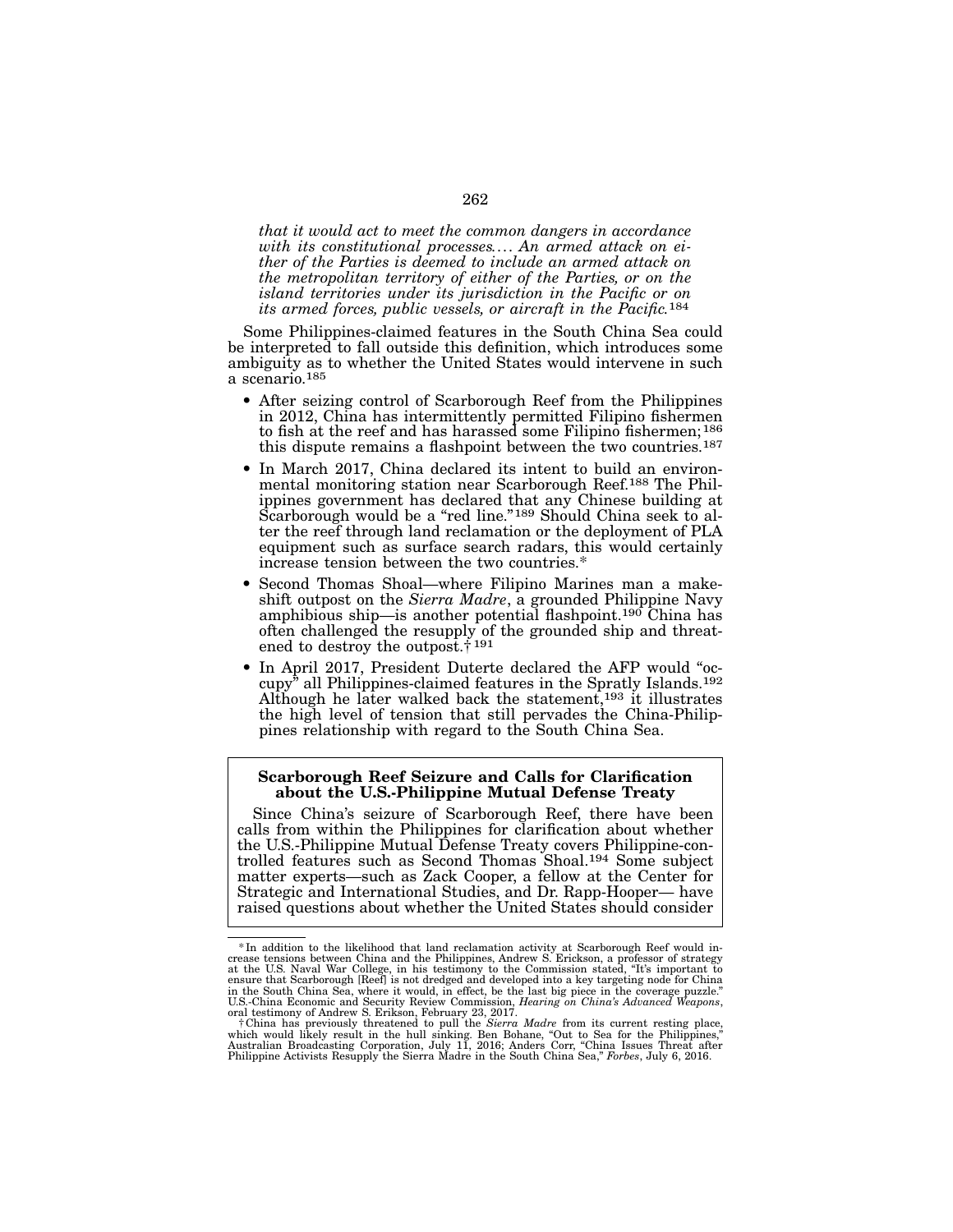*that it would act to meet the common dangers in accordance with its constitutional processes. . . . An armed attack on either of the Parties is deemed to include an armed attack on the metropolitan territory of either of the Parties, or on the island territories under its jurisdiction in the Pacific or on its armed forces, public vessels, or aircraft in the Pacific.*[184]

Some Philippines-claimed features in the South China Sea could be interpreted to fall outside this definition, which introduces some ambiguity as to whether the United States would intervene in such a scenario.[185]

- After seizing control of Scarborough Reef from the Philippines in 2012, China has intermittently permitted Filipino fishermen to fish at the reef and has harassed some Filipino fishermen;[186] this dispute remains a flashpoint between the two countries.[187]
- In March 2017, China declared its intent to build an environmental monitoring station near Scarborough Reef.[188] The Philippines government has declared that any Chinese building at Scarborough would be a "red line."[189] Should China seek to alter the reef through land reclamation or the deployment of PLA equipment such as surface search radars, this would certainly increase tension between the two countries.*
- Second Thomas Shoal—where Filipino Marines man a makeshift outpost on the *Sierra Madre*, a grounded Philippine Navy amphibious ship—is another potential flashpoint.[190] China has often challenged the resupply of the grounded ship and threatened to destroy the outpost.†[191]
- In April 2017, President Duterte declared the AFP would "occupy" all Philippines-claimed features in the Spratly Islands.[192] Although he later walked back the statement,[193] it illustrates the high level of tension that still pervades the China-Philippines relationship with regard to the South China Sea.

**Scarborough Reef Seizure and Calls for Clarification about the U.S.-Philippine Mutual Defense Treaty**

Since China's seizure of Scarborough Reef, there have been calls from within the Philippines for clarification about whether the U.S.-Philippine Mutual Defense Treaty covers Philippine-controlled features such as Second Thomas Shoal.[194] Some subject matter experts—such as Zack Cooper, a fellow at the Center for Strategic and International Studies, and Dr. Rapp-Hooper— have raised questions about whether the United States should consider

---

*In addition to the likelihood that land reclamation activity at Scarborough Reef would increase tensions between China and the Philippines, Andrew S. Erickson, a professor of strategy at the U.S. Naval War College, in his testimony to the Commission stated, "It's important to ensure that Scarborough [Reef] is not dredged and developed into a key targeting node for China in the South China Sea, where it would, in effect, be the last big piece in the coverage puzzle." U.S.-China Economic and Security Review Commission, *Hearing on China's Advanced Weapons*, oral testimony of Andrew S. Erikson, February 23, 2017.

†China has previously threatened to pull the *Sierra Madre* from its current resting place, which would likely result in the hull sinking. Ben Bohane, "Out to Sea for the Philippines," Australian Broadcasting Corporation, July 11, 2016; Anders Corr, "China Issues Threat after Philippine Activists Resupply the Sierra Madre in the South China Sea," *Forbes*, July 6, 2016.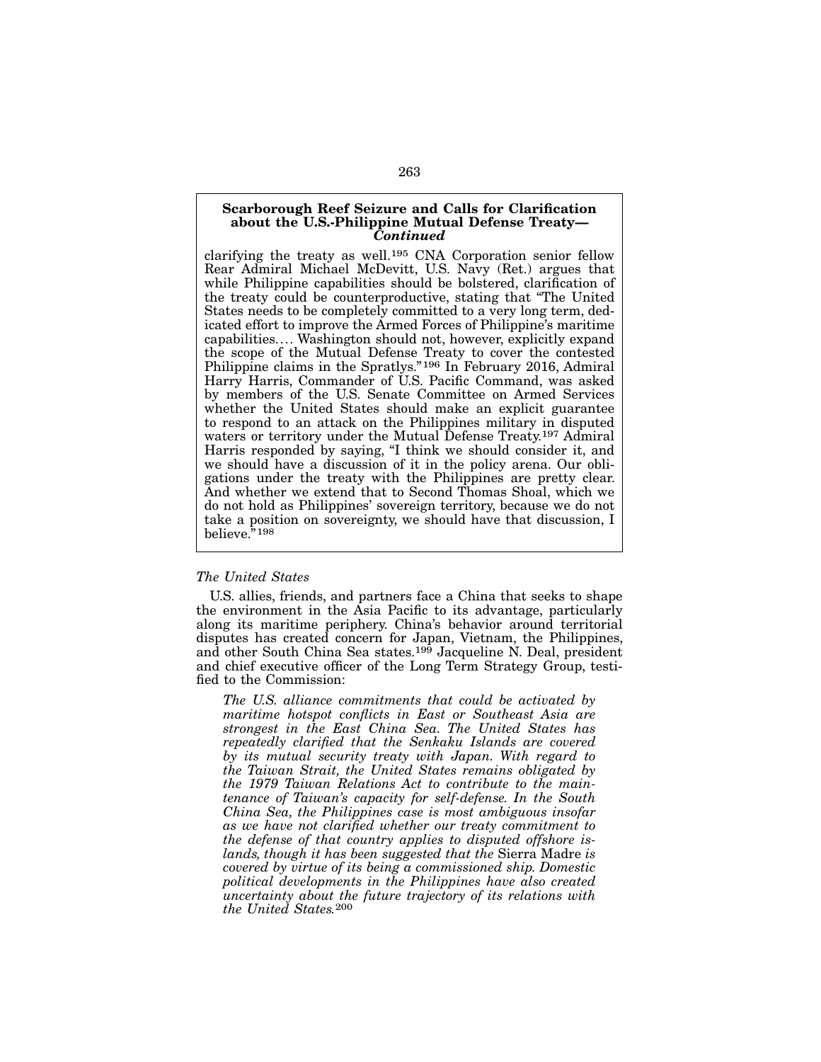**Scarborough Reef Seizure and Calls for Clarification about the U.S.-Philippine Mutual Defense Treaty—*Continued***

clarifying the treaty as well.[195] CNA Corporation senior fellow Rear Admiral Michael McDevitt, U.S. Navy (Ret.) argues that while Philippine capabilities should be bolstered, clarification of the treaty could be counterproductive, stating that "The United States needs to be completely committed to a very long term, dedicated effort to improve the Armed Forces of Philippine's maritime capabilities.... Washington should not, however, explicitly expand the scope of the Mutual Defense Treaty to cover the contested Philippine claims in the Spratlys."[196] In February 2016, Admiral Harry Harris, Commander of U.S. Pacific Command, was asked by members of the U.S. Senate Committee on Armed Services whether the United States should make an explicit guarantee to respond to an attack on the Philippines military in disputed waters or territory under the Mutual Defense Treaty.[197] Admiral Harris responded by saying, "I think we should consider it, and we should have a discussion of it in the policy arena. Our obligations under the treaty with the Philippines are pretty clear. And whether we extend that to Second Thomas Shoal, which we do not hold as Philippines' sovereign territory, because we do not take a position on sovereignty, we should have that discussion, I believe."[198]

*The United States*

U.S. allies, friends, and partners face a China that seeks to shape the environment in the Asia Pacific to its advantage, particularly along its maritime periphery. China's behavior around territorial disputes has created concern for Japan, Vietnam, the Philippines, and other South China Sea states.[199] Jacqueline N. Deal, president and chief executive officer of the Long Term Strategy Group, testified to the Commission:

> *The U.S. alliance commitments that could be activated by maritime hotspot conflicts in East or Southeast Asia are strongest in the East China Sea. The United States has repeatedly clarified that the Senkaku Islands are covered by its mutual security treaty with Japan. With regard to the Taiwan Strait, the United States remains obligated by the 1979 Taiwan Relations Act to contribute to the maintenance of Taiwan's capacity for self-defense. In the South China Sea, the Philippines case is most ambiguous insofar as we have not clarified whether our treaty commitment to the defense of that country applies to disputed offshore islands, though it has been suggested that the* Sierra Madre *is covered by virtue of its being a commissioned ship. Domestic political developments in the Philippines have also created uncertainty about the future trajectory of its relations with the United States.*[200]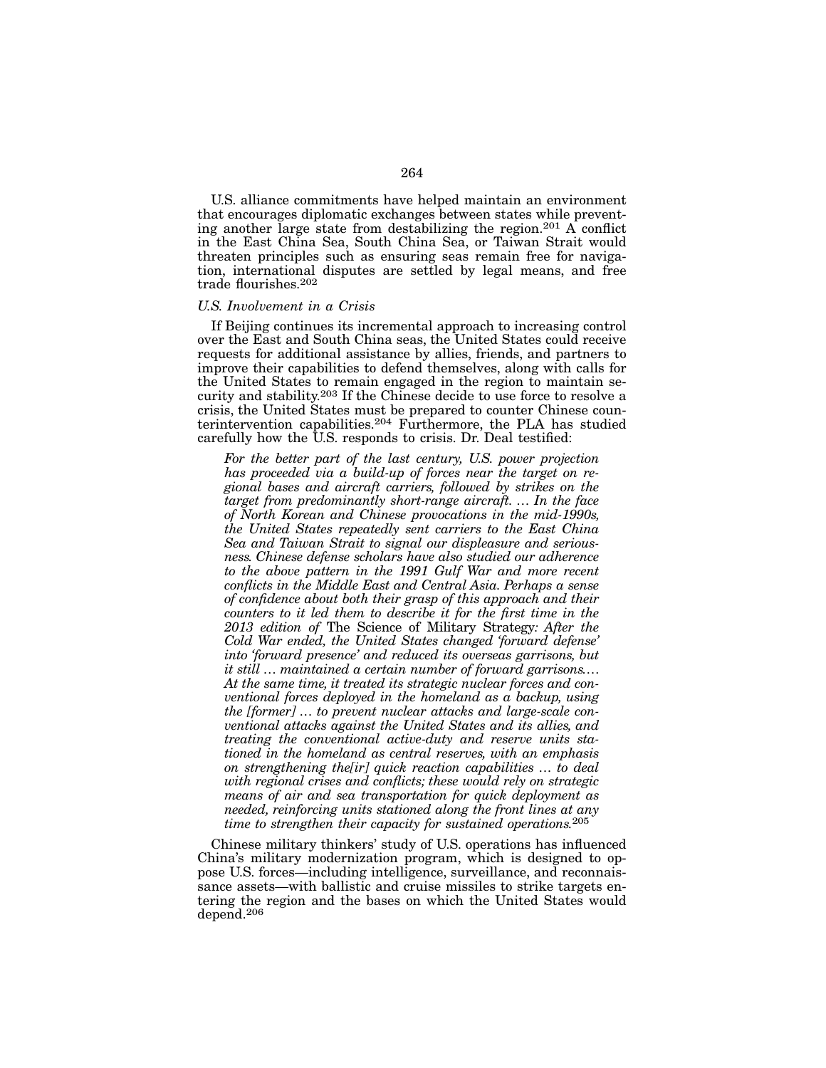U.S. alliance commitments have helped maintain an environment that encourages diplomatic exchanges between states while preventing another large state from destabilizing the region.[201] A conflict in the East China Sea, South China Sea, or Taiwan Strait would threaten principles such as ensuring seas remain free for navigation, international disputes are settled by legal means, and free trade flourishes.[202]

*U.S. Involvement in a Crisis*

If Beijing continues its incremental approach to increasing control over the East and South China seas, the United States could receive requests for additional assistance by allies, friends, and partners to improve their capabilities to defend themselves, along with calls for the United States to remain engaged in the region to maintain security and stability.[203] If the Chinese decide to use force to resolve a crisis, the United States must be prepared to counter Chinese counterintervention capabilities.[204] Furthermore, the PLA has studied carefully how the U.S. responds to crisis. Dr. Deal testified:

> *For the better part of the last century, U.S. power projection has proceeded via a build-up of forces near the target on regional bases and aircraft carriers, followed by strikes on the target from predominantly short-range aircraft. ... In the face of North Korean and Chinese provocations in the mid-1990s, the United States repeatedly sent carriers to the East China Sea and Taiwan Strait to signal our displeasure and seriousness. Chinese defense scholars have also studied our adherence to the above pattern in the 1991 Gulf War and more recent conflicts in the Middle East and Central Asia. Perhaps a sense of confidence about both their grasp of this approach and their counters to it led them to describe it for the first time in the 2013 edition of* The Science of Military Strategy*: After the Cold War ended, the United States changed 'forward defense' into 'forward presence' and reduced its overseas garrisons, but it still ... maintained a certain number of forward garrisons.... At the same time, it treated its strategic nuclear forces and conventional forces deployed in the homeland as a backup, using the [former] ... to prevent nuclear attacks and large-scale conventional attacks against the United States and its allies, and treating the conventional active-duty and reserve units stationed in the homeland as central reserves, with an emphasis on strengthening the[ir] quick reaction capabilities ... to deal with regional crises and conflicts; these would rely on strategic means of air and sea transportation for quick deployment as needed, reinforcing units stationed along the front lines at any time to strengthen their capacity for sustained operations.*[205]

Chinese military thinkers' study of U.S. operations has influenced China's military modernization program, which is designed to oppose U.S. forces—including intelligence, surveillance, and reconnaissance assets—with ballistic and cruise missiles to strike targets entering the region and the bases on which the United States would depend.[206]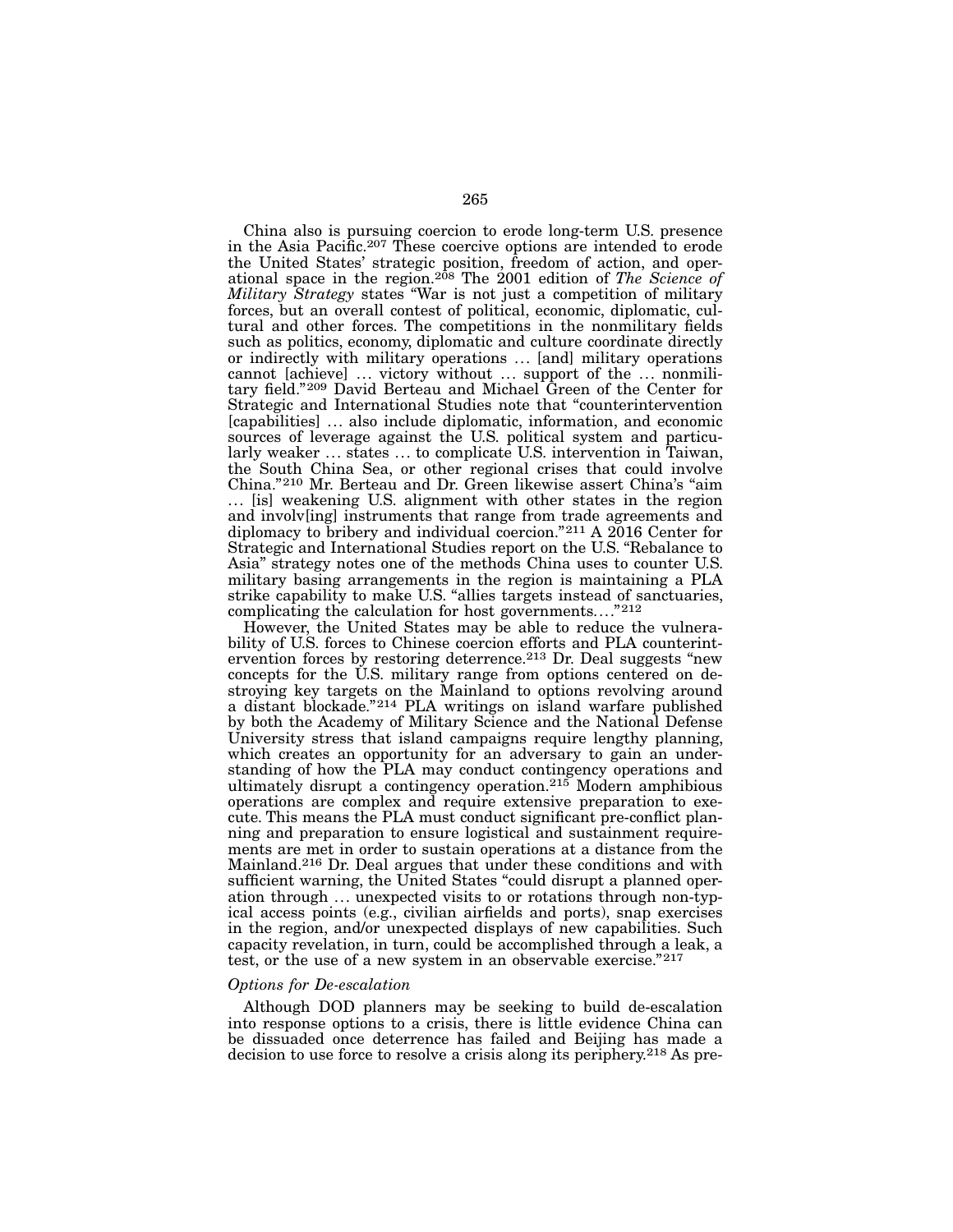China also is pursuing coercion to erode long-term U.S. presence in the Asia Pacific.[207] These coercive options are intended to erode the United States' strategic position, freedom of action, and operational space in the region.[208] The 2001 edition of *The Science of Military Strategy* states "War is not just a competition of military forces, but an overall contest of political, economic, diplomatic, cultural and other forces. The competitions in the nonmilitary fields such as politics, economy, diplomatic and culture coordinate directly or indirectly with military operations … [and] military operations cannot [achieve] … victory without … support of the … nonmilitary field."[209] David Berteau and Michael Green of the Center for Strategic and International Studies note that "counterintervention [capabilities] … also include diplomatic, information, and economic sources of leverage against the U.S. political system and particularly weaker … states … to complicate U.S. intervention in Taiwan, the South China Sea, or other regional crises that could involve China."[210] Mr. Berteau and Dr. Green likewise assert China's "aim … [is] weakening U.S. alignment with other states in the region and involv[ing] instruments that range from trade agreements and diplomacy to bribery and individual coercion."[211] A 2016 Center for Strategic and International Studies report on the U.S. "Rebalance to Asia" strategy notes one of the methods China uses to counter U.S. military basing arrangements in the region is maintaining a PLA strike capability to make U.S. "allies targets instead of sanctuaries, complicating the calculation for host governments…."[212]

However, the United States may be able to reduce the vulnerability of U.S. forces to Chinese coercion efforts and PLA counterintervention forces by restoring deterrence.[213] Dr. Deal suggests "new concepts for the U.S. military range from options centered on destroying key targets on the Mainland to options revolving around a distant blockade."[214] PLA writings on island warfare published by both the Academy of Military Science and the National Defense University stress that island campaigns require lengthy planning, which creates an opportunity for an adversary to gain an understanding of how the PLA may conduct contingency operations and ultimately disrupt a contingency operation.[215] Modern amphibious operations are complex and require extensive preparation to execute. This means the PLA must conduct significant pre-conflict planning and preparation to ensure logistical and sustainment requirements are met in order to sustain operations at a distance from the Mainland.[216] Dr. Deal argues that under these conditions and with sufficient warning, the United States "could disrupt a planned operation through … unexpected visits to or rotations through non-typical access points (e.g., civilian airfields and ports), snap exercises in the region, and/or unexpected displays of new capabilities. Such capacity revelation, in turn, could be accomplished through a leak, a test, or the use of a new system in an observable exercise."[217]

*Options for De-escalation*

Although DOD planners may be seeking to build de-escalation into response options to a crisis, there is little evidence China can be dissuaded once deterrence has failed and Beijing has made a decision to use force to resolve a crisis along its periphery.[218] As pre-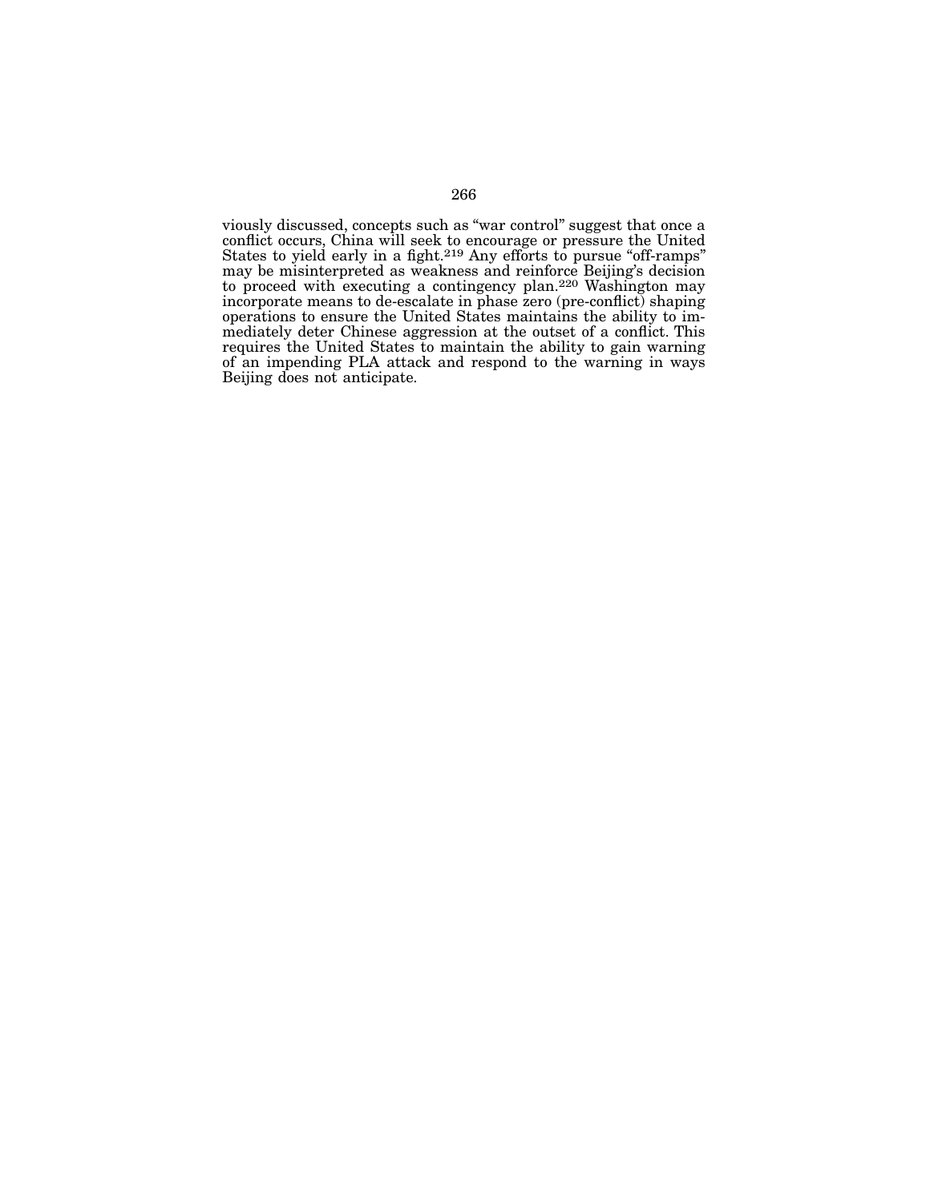viously discussed, concepts such as "war control" suggest that once a conflict occurs, China will seek to encourage or pressure the United States to yield early in a fight.[219] Any efforts to pursue "off-ramps" may be misinterpreted as weakness and reinforce Beijing's decision to proceed with executing a contingency plan.[220] Washington may incorporate means to de-escalate in phase zero (pre-conflict) shaping operations to ensure the United States maintains the ability to immediately deter Chinese aggression at the outset of a conflict. This requires the United States to maintain the ability to gain warning of an impending PLA attack and respond to the warning in ways Beijing does not anticipate.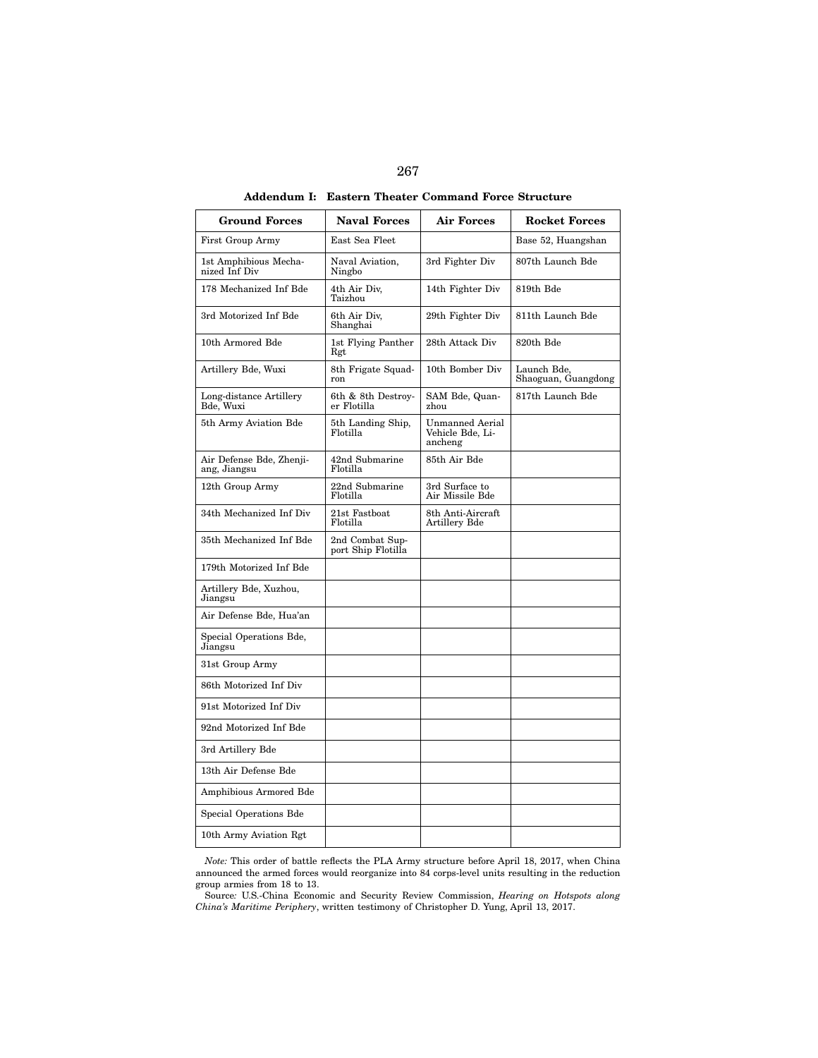**Addendum I: Eastern Theater Command Force Structure**

| Ground Forces | Naval Forces | Air Forces | Rocket Forces |
|---|---|---|---|
| First Group Army | East Sea Fleet | | Base 52, Huangshan |
| 1st Amphibious Mechanized Inf Div | Naval Aviation, Ningbo | 3rd Fighter Div | 807th Launch Bde |
| 178 Mechanized Inf Bde | 4th Air Div, Taizhou | 14th Fighter Div | 819th Bde |
| 3rd Motorized Inf Bde | 6th Air Div, Shanghai | 29th Fighter Div | 811th Launch Bde |
| 10th Armored Bde | 1st Flying Panther Rgt | 28th Attack Div | 820th Bde |
| Artillery Bde, Wuxi | 8th Frigate Squadron | 10th Bomber Div | Launch Bde, Shaoguan, Guangdong |
| Long-distance Artillery Bde, Wuxi | 6th & 8th Destroyer Flotilla | SAM Bde, Quanzhou | 817th Launch Bde |
| 5th Army Aviation Bde | 5th Landing Ship, Flotilla | Unmanned Aerial Vehicle Bde, Liancheng | |
| Air Defense Bde, Zhenjiang, Jiangsu | 42nd Submarine Flotilla | 85th Air Bde | |
| 12th Group Army | 22nd Submarine Flotilla | 3rd Surface to Air Missile Bde | |
| 34th Mechanized Inf Div | 21st Fastboat Flotilla | 8th Anti-Aircraft Artillery Bde | |
| 35th Mechanized Inf Bde | 2nd Combat Support Ship Flotilla | | |
| 179th Motorized Inf Bde | | | |
| Artillery Bde, Xuzhou, Jiangsu | | | |
| Air Defense Bde, Hua'an | | | |
| Special Operations Bde, Jiangsu | | | |
| 31st Group Army | | | |
| 86th Motorized Inf Div | | | |
| 91st Motorized Inf Div | | | |
| 92nd Motorized Inf Bde | | | |
| 3rd Artillery Bde | | | |
| 13th Air Defense Bde | | | |
| Amphibious Armored Bde | | | |
| Special Operations Bde | | | |
| 10th Army Aviation Rgt | | | |

*Note:* This order of battle reflects the PLA Army structure before April 18, 2017, when China announced the armed forces would reorganize into 84 corps-level units resulting in the reduction group armies from 18 to 13.

Source: U.S.-China Economic and Security Review Commission, *Hearing on Hotspots along China's Maritime Periphery*, written testimony of Christopher D. Yung, April 13, 2017.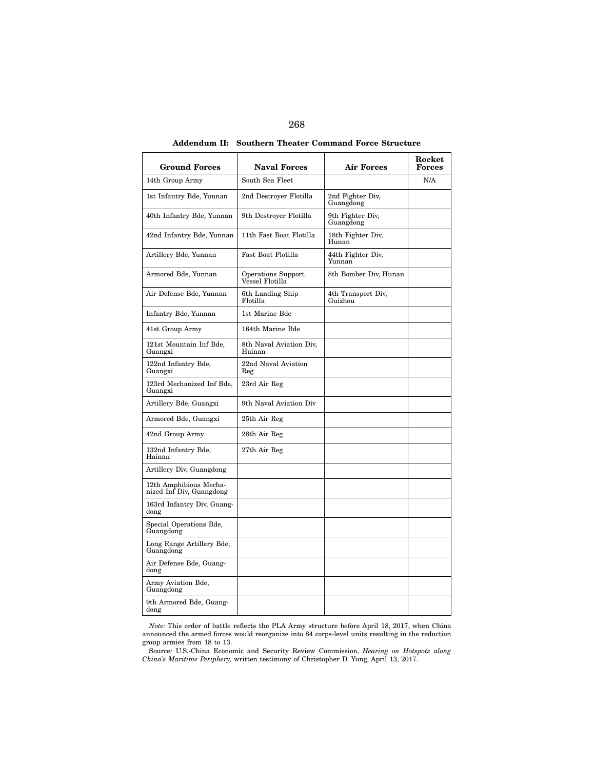**Addendum II: Southern Theater Command Force Structure**

| Ground Forces | Naval Forces | Air Forces | Rocket Forces |
|---|---|---|---|
| 14th Group Army | South Sea Fleet | | N/A |
| 1st Infantry Bde, Yunnan | 2nd Destroyer Flotilla | 2nd Fighter Div, Guangdong | |
| 40th Infantry Bde, Yunnan | 9th Destroyer Flotilla | 9th Fighter Div, Guangdong | |
| 42nd Infantry Bde, Yunnan | 11th Fast Boat Flotilla | 18th Fighter Div, Hunan | |
| Artillery Bde, Yunnan | Fast Boat Flotilla | 44th Fighter Div, Yunnan | |
| Armored Bde, Yunnan | Operations Support Vessel Flotilla | 8th Bomber Div, Hunan | |
| Air Defense Bde, Yunnan | 6th Landing Ship Flotilla | 4th Transport Div, Guizhou | |
| Infantry Bde, Yunnan | 1st Marine Bde | | |
| 41st Group Army | 164th Marine Bde | | |
| 121st Mountain Inf Bde, Guangxi | 8th Naval Aviation Div, Hainan | | |
| 122nd Infantry Bde, Guangxi | 22nd Naval Aviation Reg | | |
| 123rd Mechanized Inf Bde, Guangxi | 23rd Air Reg | | |
| Artillery Bde, Guangxi | 9th Naval Aviation Div | | |
| Armored Bde, Guangxi | 25th Air Reg | | |
| 42nd Group Army | 28th Air Reg | | |
| 132nd Infantry Bde, Hainan | 27th Air Reg | | |
| Artillery Div, Guangdong | | | |
| 12th Amphibious Mechanized Inf Div, Guangdong | | | |
| 163rd Infantry Div, Guangdong | | | |
| Special Operations Bde, Guangdong | | | |
| Long Range Artillery Bde, Guangdong | | | |
| Air Defense Bde, Guangdong | | | |
| Army Aviation Bde, Guangdong | | | |
| 9th Armored Bde, Guangdong | | | |

*Note:* This order of battle reflects the PLA Army structure before April 18, 2017, when China announced the armed forces would reorganize into 84 corps-level units resulting in the reduction group armies from 18 to 13.

Source*:* U.S.-China Economic and Security Review Commission, *Hearing on Hotspots along China's Maritime Periphery,* written testimony of Christopher D. Yung, April 13, 2017.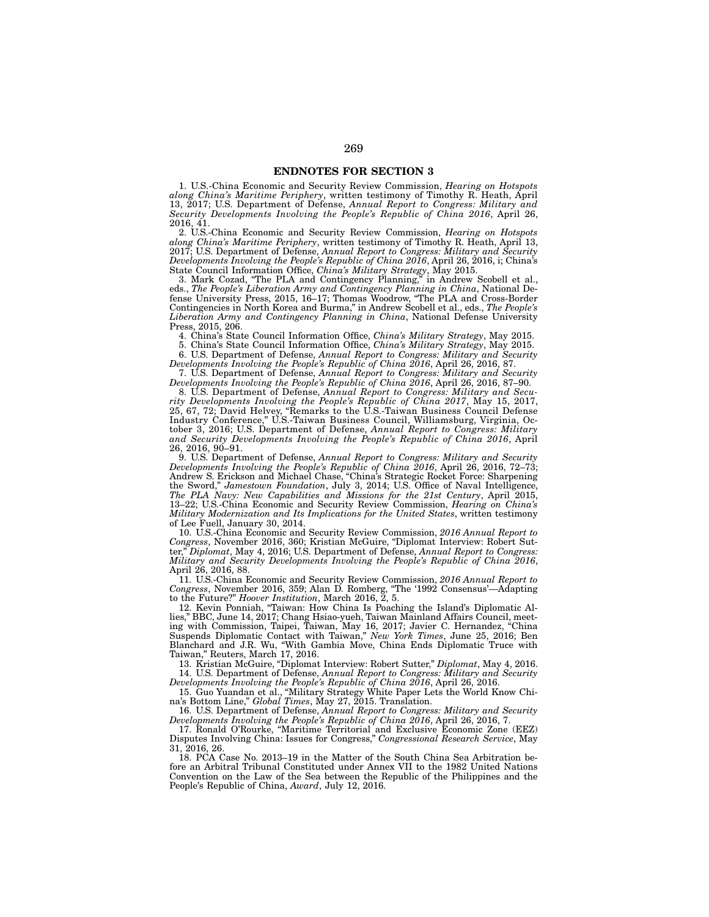## ENDNOTES FOR SECTION 3

1. U.S.-China Economic and Security Review Commission, *Hearing on Hotspots along China's Maritime Periphery*, written testimony of Timothy R. Heath, April 13, 2017; U.S. Department of Defense, *Annual Report to Congress: Military and Security Developments Involving the People's Republic of China 2016*, April 26, 2016, 41.

2. U.S.-China Economic and Security Review Commission, *Hearing on Hotspots along China's Maritime Periphery*, written testimony of Timothy R. Heath, April 13, 2017; U.S. Department of Defense, *Annual Report to Congress: Military and Security Developments Involving the People's Republic of China 2016*, April 26, 2016, i; China's State Council Information Office, *China's Military Strategy*, May 2015.

3. Mark Cozad, "The PLA and Contingency Planning," in Andrew Scobell et al., eds., *The People's Liberation Army and Contingency Planning in China*, National Defense University Press, 2015, 16–17; Thomas Woodrow, "The PLA and Cross-Border Contingencies in North Korea and Burma," in Andrew Scobell et al., eds., *The People's Liberation Army and Contingency Planning in China*, National Defense University Press, 2015, 206.

4. China's State Council Information Office, *China's Military Strategy*, May 2015.

5. China's State Council Information Office, *China's Military Strategy*, May 2015.

6. U.S. Department of Defense, *Annual Report to Congress: Military and Security Developments Involving the People's Republic of China 2016*, April 26, 2016, 87.

7. U.S. Department of Defense, *Annual Report to Congress: Military and Security Developments Involving the People's Republic of China 2016*, April 26, 2016, 87–90.

8. U.S. Department of Defense, *Annual Report to Congress: Military and Security Developments Involving the People's Republic of China 2017*, May 15, 2017, 25, 67, 72; David Helvey, "Remarks to the U.S.-Taiwan Business Council Defense Industry Conference," U.S.-Taiwan Business Council, Williamsburg, Virginia, October 3, 2016; U.S. Department of Defense, *Annual Report to Congress: Military and Security Developments Involving the People's Republic of China 2016*, April 26, 2016, 90–91.

9. U.S. Department of Defense, *Annual Report to Congress: Military and Security Developments Involving the People's Republic of China 2016*, April 26, 2016, 72–73; Andrew S. Erickson and Michael Chase, "China's Strategic Rocket Force: Sharpening the Sword," *Jamestown Foundation*, July 3, 2014; U.S. Office of Naval Intelligence, *The PLA Navy: New Capabilities and Missions for the 21st Century*, April 2015, 13–22; U.S.-China Economic and Security Review Commission, *Hearing on China's Military Modernization and Its Implications for the United States*, written testimony of Lee Fuell, January 30, 2014.

10. U.S.-China Economic and Security Review Commission, *2016 Annual Report to Congress*, November 2016, 360; Kristian McGuire, "Diplomat Interview: Robert Sutter," *Diplomat*, May 4, 2016; U.S. Department of Defense, *Annual Report to Congress: Military and Security Developments Involving the People's Republic of China 2016*, April 26, 2016, 88.

11. U.S.-China Economic and Security Review Commission, *2016 Annual Report to Congress*, November 2016, 359; Alan D. Romberg, "The '1992 Consensus'—Adapting to the Future?" *Hoover Institution*, March 2016, 2, 5.

12. Kevin Ponniah, "Taiwan: How China Is Poaching the Island's Diplomatic Allies," BBC, June 14, 2017; Chang Hsiao-yueh, Taiwan Mainland Affairs Council, meeting with Commission, Taipei, Taiwan, May 16, 2017; Javier C. Hernandez, "China Suspends Diplomatic Contact with Taiwan," *New York Times*, June 25, 2016; Ben Blanchard and J.R. Wu, "With Gambia Move, China Ends Diplomatic Truce with Taiwan," Reuters, March 17, 2016.

13. Kristian McGuire, "Diplomat Interview: Robert Sutter," *Diplomat*, May 4, 2016.

14. U.S. Department of Defense, *Annual Report to Congress: Military and Security Developments Involving the People's Republic of China 2016*, April 26, 2016.

15. Guo Yuandan et al., "Military Strategy White Paper Lets the World Know China's Bottom Line," *Global Times*, May 27, 2015. Translation.

16. U.S. Department of Defense, *Annual Report to Congress: Military and Security Developments Involving the People's Republic of China 2016*, April 26, 2016, 7.

17. Ronald O'Rourke, "Maritime Territorial and Exclusive Economic Zone (EEZ) Disputes Involving China: Issues for Congress," *Congressional Research Service*, May 31, 2016, 26.

18. PCA Case No. 2013–19 in the Matter of the South China Sea Arbitration before an Arbitral Tribunal Constituted under Annex VII to the 1982 United Nations Convention on the Law of the Sea between the Republic of the Philippines and the People's Republic of China, *Award*, July 12, 2016.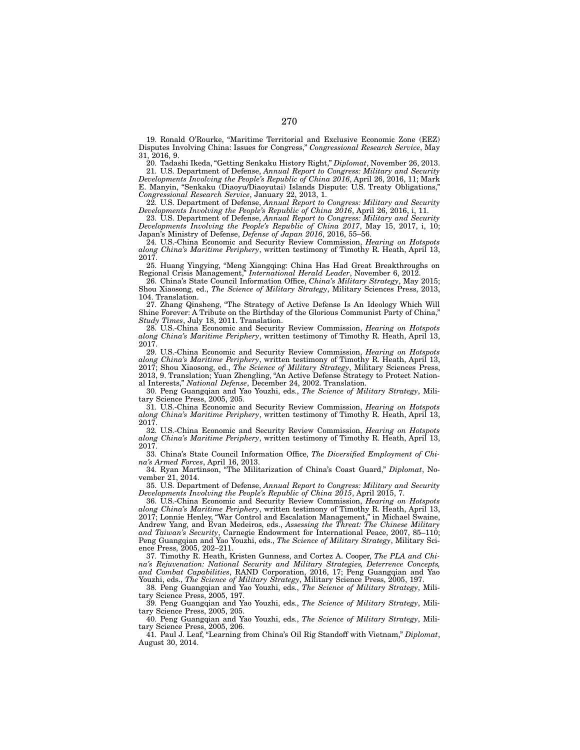19. Ronald O'Rourke, "Maritime Territorial and Exclusive Economic Zone (EEZ) Disputes Involving China: Issues for Congress," *Congressional Research Service*, May 31, 2016, 9.

20. Tadashi Ikeda, "Getting Senkaku History Right," *Diplomat*, November 26, 2013.

21. U.S. Department of Defense, *Annual Report to Congress: Military and Security Developments Involving the People's Republic of China 2016*, April 26, 2016, 11; Mark E. Manyin, "Senkaku (Diaoyu/Diaoyutai) Islands Dispute: U.S. Treaty Obligations," *Congressional Research Service*, January 22, 2013, 1.

22. U.S. Department of Defense, *Annual Report to Congress: Military and Security Developments Involving the People's Republic of China 2016*, April 26, 2016, i, 11.

23. U.S. Department of Defense, *Annual Report to Congress: Military and Security Developments Involving the People's Republic of China 2017*, May 15, 2017, i, 10; Japan's Ministry of Defense, *Defense of Japan 2016*, 2016, 55–56.

24. U.S.-China Economic and Security Review Commission, *Hearing on Hotspots along China's Maritime Periphery*, written testimony of Timothy R. Heath, April 13, 2017.

25. Huang Yingying, "Meng Xiangqing: China Has Had Great Breakthroughs on Regional Crisis Management," *International Herald Leader*, November 6, 2012.

26. China's State Council Information Office, *China's Military Strategy*, May 2015; Shou Xiaosong, ed., *The Science of Military Strategy*, Military Sciences Press, 2013, 104. Translation.

27. Zhang Qinsheng, "The Strategy of Active Defense Is An Ideology Which Will Shine Forever: A Tribute on the Birthday of the Glorious Communist Party of China," *Study Times*, July 18, 2011. Translation.

28. U.S.-China Economic and Security Review Commission, *Hearing on Hotspots along China's Maritime Periphery*, written testimony of Timothy R. Heath, April 13, 2017.

29. U.S.-China Economic and Security Review Commission, *Hearing on Hotspots along China's Maritime Periphery*, written testimony of Timothy R. Heath, April 13, 2017; Shou Xiaosong, ed., *The Science of Military Strategy*, Military Sciences Press, 2013, 9. Translation; Yuan Zhengling, "An Active Defense Strategy to Protect National Interests," *National Defense*, December 24, 2002. Translation.

30. Peng Guangqian and Yao Youzhi, eds., *The Science of Military Strategy*, Military Science Press, 2005, 205.

31. U.S.-China Economic and Security Review Commission, *Hearing on Hotspots along China's Maritime Periphery*, written testimony of Timothy R. Heath, April 13, 2017.

32. U.S.-China Economic and Security Review Commission, *Hearing on Hotspots along China's Maritime Periphery*, written testimony of Timothy R. Heath, April 13, 2017.

33. China's State Council Information Office, *The Diversified Employment of China's Armed Forces*, April 16, 2013.

34. Ryan Martinson, "The Militarization of China's Coast Guard," *Diplomat*, November 21, 2014.

35. U.S. Department of Defense, *Annual Report to Congress: Military and Security Developments Involving the People's Republic of China 2015*, April 2015, 7.

36. U.S.-China Economic and Security Review Commission, *Hearing on Hotspots along China's Maritime Periphery*, written testimony of Timothy R. Heath, April 13, 2017; Lonnie Henley, "War Control and Escalation Management," in Michael Swaine, Andrew Yang, and Evan Medeiros, eds., *Assessing the Threat: The Chinese Military and Taiwan's Security*, Carnegie Endowment for International Peace, 2007, 85–110; Peng Guangqian and Yao Youzhi, eds., *The Science of Military Strategy*, Military Science Press, 2005, 202–211.

37. Timothy R. Heath, Kristen Gunness, and Cortez A. Cooper, *The PLA and China's Rejuvenation: National Security and Military Strategies, Deterrence Concepts, and Combat Capabilities*, RAND Corporation, 2016, 17; Peng Guangqian and Yao Youzhi, eds., *The Science of Military Strategy*, Military Science Press, 2005, 197.

38. Peng Guangqian and Yao Youzhi, eds., *The Science of Military Strategy*, Military Science Press, 2005, 197.

39. Peng Guangqian and Yao Youzhi, eds., *The Science of Military Strategy*, Military Science Press, 2005, 205.

40. Peng Guangqian and Yao Youzhi, eds., *The Science of Military Strategy*, Military Science Press, 2005, 206.

41. Paul J. Leaf, "Learning from China's Oil Rig Standoff with Vietnam," *Diplomat*, August 30, 2014.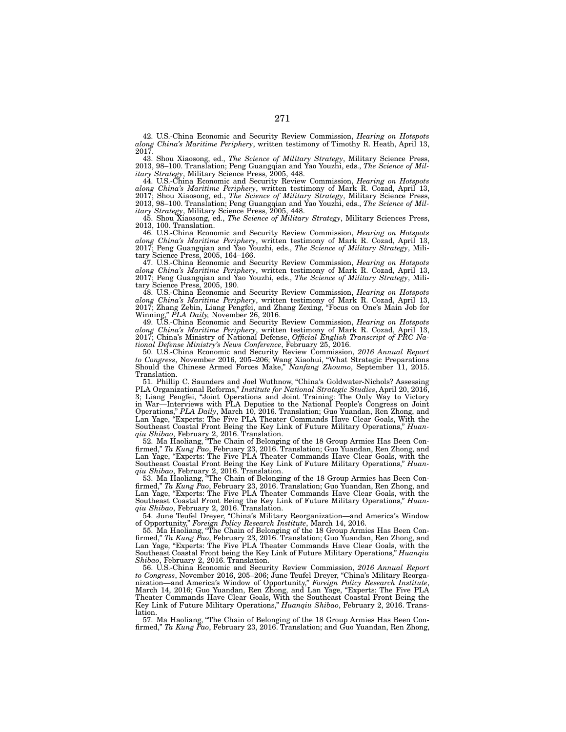42. U.S.-China Economic and Security Review Commission, *Hearing on Hotspots along China's Maritime Periphery*, written testimony of Timothy R. Heath, April 13, 2017.

43. Shou Xiaosong, ed., *The Science of Military Strategy*, Military Science Press, 2013, 98–100. Translation; Peng Guangqian and Yao Youzhi, eds., *The Science of Military Strategy*, Military Science Press, 2005, 448.

44. U.S.-China Economic and Security Review Commission, *Hearing on Hotspots along China's Maritime Periphery*, written testimony of Mark R. Cozad, April 13, 2017; Shou Xiaosong, ed., *The Science of Military Strategy*, Military Science Press, 2013, 98–100. Translation; Peng Guangqian and Yao Youzhi, eds., *The Science of Military Strategy*, Military Science Press, 2005, 448.

45. Shou Xiaosong, ed., *The Science of Military Strategy*, Military Sciences Press, 2013, 100. Translation.

46. U.S.-China Economic and Security Review Commission, *Hearing on Hotspots along China's Maritime Periphery*, written testimony of Mark R. Cozad, April 13, 2017; Peng Guangqian and Yao Youzhi, eds., *The Science of Military Strategy*, Military Science Press, 2005, 164–166.

47. U.S.-China Economic and Security Review Commission, *Hearing on Hotspots along China's Maritime Periphery*, written testimony of Mark R. Cozad, April 13, 2017; Peng Guangqian and Yao Youzhi, eds., *The Science of Military Strategy*, Military Science Press, 2005, 190.

48. U.S.-China Economic and Security Review Commission, *Hearing on Hotspots along China's Maritime Periphery*, written testimony of Mark R. Cozad, April 13, 2017; Zhang Zebin, Liang Pengfei, and Zhang Zexing, "Focus on One's Main Job for Winning," *PLA Daily,* November 26, 2016.

49. U.S.-China Economic and Security Review Commission, *Hearing on Hotspots along China's Maritime Periphery*, written testimony of Mark R. Cozad, April 13, 2017; China's Ministry of National Defense, *Official English Transcript of PRC National Defense Ministry's News Conference*, February 25, 2016.

50. U.S.-China Economic and Security Review Commission, *2016 Annual Report to Congress*, November 2016, 205–206; Wang Xiaohui, "What Strategic Preparations Should the Chinese Armed Forces Make," *Nanfang Zhoumo*, September 11, 2015. Translation.

51. Phillip C. Saunders and Joel Wuthnow, "China's Goldwater-Nichols? Assessing PLA Organizational Reforms," *Institute for National Strategic Studies*, April 20, 2016, 3; Liang Pengfei, "Joint Operations and Joint Training: The Only Way to Victory in War—Interviews with PLA Deputies to the National People's Congress on Joint Operations," *PLA Daily*, March 10, 2016. Translation; Guo Yuandan, Ren Zhong, and Lan Yage, "Experts: The Five PLA Theater Commands Have Clear Goals, With the Southeast Coastal Front Being the Key Link of Future Military Operations," *Huanqiu Shibao*, February 2, 2016. Translation.

52. Ma Haoliang, "The Chain of Belonging of the 18 Group Armies Has Been Confirmed," *Ta Kung Pao*, February 23, 2016. Translation; Guo Yuandan, Ren Zhong, and Lan Yage, "Experts: The Five PLA Theater Commands Have Clear Goals, with the Southeast Coastal Front Being the Key Link of Future Military Operations," *Huanqiu Shibao*, February 2, 2016. Translation.

53. Ma Haoliang, "The Chain of Belonging of the 18 Group Armies has Been Confirmed," *Ta Kung Pao*, February 23, 2016. Translation; Guo Yuandan, Ren Zhong, and Lan Yage, "Experts: The Five PLA Theater Commands Have Clear Goals, with the Southeast Coastal Front Being the Key Link of Future Military Operations," *Huanqiu Shibao*, February 2, 2016. Translation.

54. June Teufel Dreyer, "China's Military Reorganization—and America's Window of Opportunity," *Foreign Policy Research Institute*, March 14, 2016.

55. Ma Haoliang, "The Chain of Belonging of the 18 Group Armies Has Been Confirmed," *Ta Kung Pao*, February 23, 2016. Translation; Guo Yuandan, Ren Zhong, and Lan Yage, "Experts: The Five PLA Theater Commands Have Clear Goals, with the Southeast Coastal Front being the Key Link of Future Military Operations," *Huanqiu Shibao*, February 2, 2016. Translation.

56. U.S.-China Economic and Security Review Commission, *2016 Annual Report to Congress*, November 2016, 205–206; June Teufel Dreyer, "China's Military Reorganization—and America's Window of Opportunity," *Foreign Policy Research Institute*, March 14, 2016; Guo Yuandan, Ren Zhong, and Lan Yage, "Experts: The Five PLA Theater Commands Have Clear Goals, With the Southeast Coastal Front Being the Key Link of Future Military Operations," *Huanqiu Shibao*, February 2, 2016. Translation.

57. Ma Haoliang, "The Chain of Belonging of the 18 Group Armies Has Been Confirmed," *Ta Kung Pao*, February 23, 2016. Translation; and Guo Yuandan, Ren Zhong,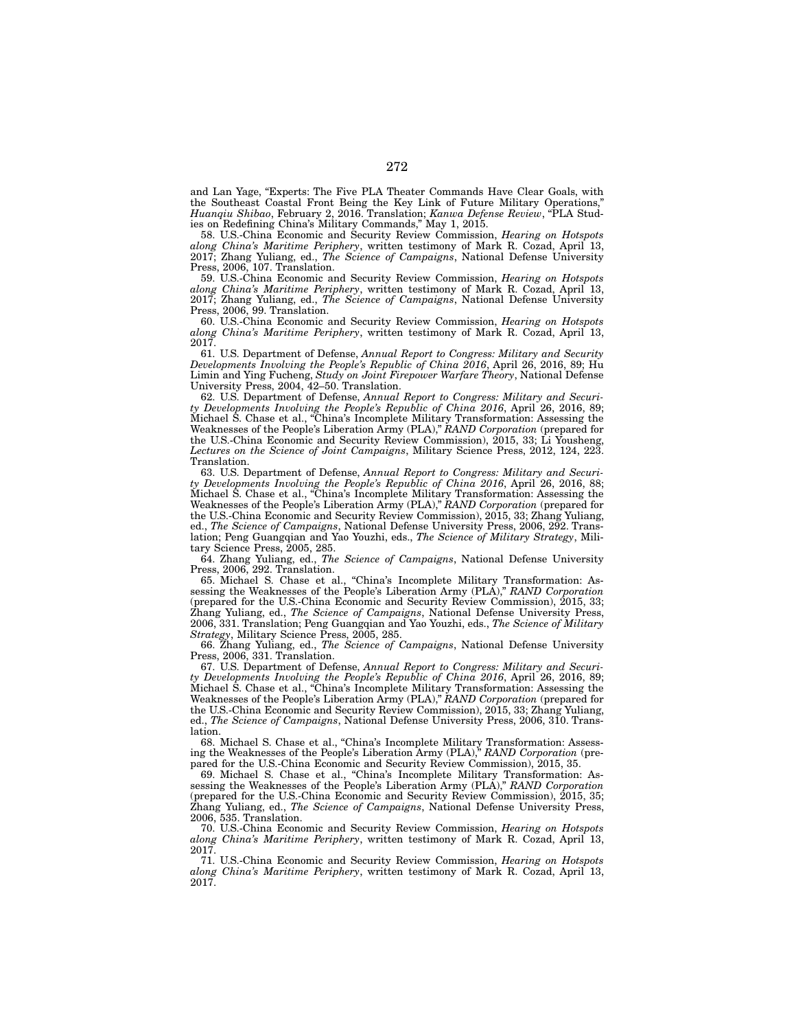and Lan Yage, "Experts: The Five PLA Theater Commands Have Clear Goals, with the Southeast Coastal Front Being the Key Link of Future Military Operations," *Huanqiu Shibao*, February 2, 2016. Translation; *Kanwa Defense Review*, "PLA Studies on Redefining China's Military Commands," May 1, 2015.

58. U.S.-China Economic and Security Review Commission, *Hearing on Hotspots along China's Maritime Periphery*, written testimony of Mark R. Cozad, April 13, 2017; Zhang Yuliang, ed., *The Science of Campaigns*, National Defense University Press, 2006, 107. Translation.

59. U.S.-China Economic and Security Review Commission, *Hearing on Hotspots along China's Maritime Periphery*, written testimony of Mark R. Cozad, April 13, 2017; Zhang Yuliang, ed., *The Science of Campaigns*, National Defense University Press, 2006, 99. Translation.

60. U.S.-China Economic and Security Review Commission, *Hearing on Hotspots along China's Maritime Periphery*, written testimony of Mark R. Cozad, April 13, 2017.

61. U.S. Department of Defense, *Annual Report to Congress: Military and Security Developments Involving the People's Republic of China 2016*, April 26, 2016, 89; Hu Limin and Ying Fucheng, *Study on Joint Firepower Warfare Theory*, National Defense University Press, 2004, 42–50. Translation.

62. U.S. Department of Defense, *Annual Report to Congress: Military and Security Developments Involving the People's Republic of China 2016*, April 26, 2016, 89; Michael S. Chase et al., "China's Incomplete Military Transformation: Assessing the Weaknesses of the People's Liberation Army (PLA)," *RAND Corporation* (prepared for the U.S.-China Economic and Security Review Commission), 2015, 33; Li Yousheng, *Lectures on the Science of Joint Campaigns*, Military Science Press, 2012, 124, 223. Translation.

63. U.S. Department of Defense, *Annual Report to Congress: Military and Security Developments Involving the People's Republic of China 2016*, April 26, 2016, 88; Michael S. Chase et al., "China's Incomplete Military Transformation: Assessing the Weaknesses of the People's Liberation Army (PLA)," *RAND Corporation* (prepared for the U.S.-China Economic and Security Review Commission), 2015, 33; Zhang Yuliang, ed., *The Science of Campaigns*, National Defense University Press, 2006, 292. Translation; Peng Guangqian and Yao Youzhi, eds., *The Science of Military Strategy*, Military Science Press, 2005, 285.

64. Zhang Yuliang, ed., *The Science of Campaigns*, National Defense University Press, 2006, 292. Translation.

65. Michael S. Chase et al., "China's Incomplete Military Transformation: Assessing the Weaknesses of the People's Liberation Army (PLA)," *RAND Corporation* (prepared for the U.S.-China Economic and Security Review Commission), 2015, 33; Zhang Yuliang, ed., *The Science of Campaigns*, National Defense University Press, 2006, 331. Translation; Peng Guangqian and Yao Youzhi, eds., *The Science of Military Strategy*, Military Science Press, 2005, 285.

66. Zhang Yuliang, ed., *The Science of Campaigns*, National Defense University Press, 2006, 331. Translation.

67. U.S. Department of Defense, *Annual Report to Congress: Military and Security Developments Involving the People's Republic of China 2016*, April 26, 2016, 89; Michael S. Chase et al., "China's Incomplete Military Transformation: Assessing the Weaknesses of the People's Liberation Army (PLA)," *RAND Corporation* (prepared for the U.S.-China Economic and Security Review Commission), 2015, 33; Zhang Yuliang, ed., *The Science of Campaigns*, National Defense University Press, 2006, 310. Translation.

68. Michael S. Chase et al., "China's Incomplete Military Transformation: Assessing the Weaknesses of the People's Liberation Army (PLA)," *RAND Corporation* (prepared for the U.S.-China Economic and Security Review Commission), 2015, 35.

69. Michael S. Chase et al., "China's Incomplete Military Transformation: Assessing the Weaknesses of the People's Liberation Army (PLA)," *RAND Corporation* (prepared for the U.S.-China Economic and Security Review Commission), 2015, 35; Zhang Yuliang, ed., *The Science of Campaigns*, National Defense University Press, 2006, 535. Translation.

70. U.S.-China Economic and Security Review Commission, *Hearing on Hotspots along China's Maritime Periphery*, written testimony of Mark R. Cozad, April 13, 2017.

71. U.S.-China Economic and Security Review Commission, *Hearing on Hotspots along China's Maritime Periphery*, written testimony of Mark R. Cozad, April 13, 2017.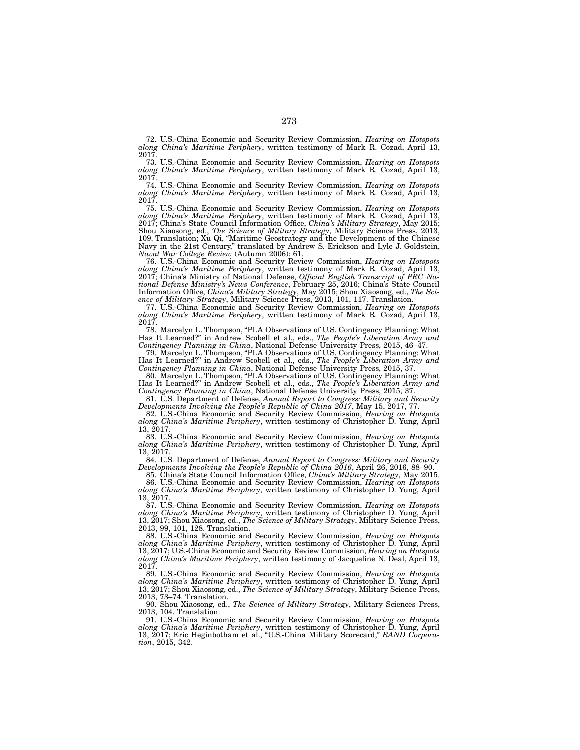72. U.S.-China Economic and Security Review Commission, *Hearing on Hotspots along China's Maritime Periphery*, written testimony of Mark R. Cozad, April 13, 2017.

73. U.S.-China Economic and Security Review Commission, *Hearing on Hotspots along China's Maritime Periphery*, written testimony of Mark R. Cozad, April 13, 2017.

74. U.S.-China Economic and Security Review Commission, *Hearing on Hotspots along China's Maritime Periphery*, written testimony of Mark R. Cozad, April 13, 2017.

75. U.S.-China Economic and Security Review Commission, *Hearing on Hotspots along China's Maritime Periphery*, written testimony of Mark R. Cozad, April 13, 2017; China's State Council Information Office, *China's Military Strategy*, May 2015; Shou Xiaosong, ed., *The Science of Military Strategy*, Military Science Press, 2013, 109. Translation; Xu Qi, "Maritime Geostrategy and the Development of the Chinese Navy in the 21st Century," translated by Andrew S. Erickson and Lyle J. Goldstein, *Naval War College Review* (Autumn 2006): 61.

76. U.S.-China Economic and Security Review Commission, *Hearing on Hotspots along China's Maritime Periphery*, written testimony of Mark R. Cozad, April 13, 2017; China's Ministry of National Defense, *Official English Transcript of PRC National Defense Ministry's News Conference*, February 25, 2016; China's State Council Information Office, *China's Military Strategy*, May 2015; Shou Xiaosong, ed., *The Science of Military Strategy*, Military Science Press, 2013, 101, 117. Translation.

77. U.S.-China Economic and Security Review Commission, *Hearing on Hotspots along China's Maritime Periphery*, written testimony of Mark R. Cozad, April 13, 2017.

78. Marcelyn L. Thompson, "PLA Observations of U.S. Contingency Planning: What Has It Learned?" in Andrew Scobell et al., eds., *The People's Liberation Army and Contingency Planning in China*, National Defense University Press, 2015, 46–47.

79. Marcelyn L. Thompson, "PLA Observations of U.S. Contingency Planning: What Has It Learned?" in Andrew Scobell et al., eds., *The People's Liberation Army and Contingency Planning in China*, National Defense University Press, 2015, 37.

80. Marcelyn L. Thompson, "PLA Observations of U.S. Contingency Planning: What Has It Learned?" in Andrew Scobell et al., eds., *The People's Liberation Army and Contingency Planning in China*, National Defense University Press, 2015, 37.

81. U.S. Department of Defense, *Annual Report to Congress: Military and Security Developments Involving the People's Republic of China 2017*, May 15, 2017, 77.

82. U.S.-China Economic and Security Review Commission, *Hearing on Hotspots along China's Maritime Periphery*, written testimony of Christopher D. Yung, April 13, 2017.

83. U.S.-China Economic and Security Review Commission, *Hearing on Hotspots along China's Maritime Periphery*, written testimony of Christopher D. Yung, April 13, 2017.

84. U.S. Department of Defense, *Annual Report to Congress: Military and Security Developments Involving the People's Republic of China 2016*, April 26, 2016, 88–90.

85. China's State Council Information Office, *China's Military Strategy*, May 2015.

86. U.S.-China Economic and Security Review Commission, *Hearing on Hotspots along China's Maritime Periphery*, written testimony of Christopher D. Yung, April 13, 2017.

87. U.S.-China Economic and Security Review Commission, *Hearing on Hotspots along China's Maritime Periphery*, written testimony of Christopher D. Yung, April 13, 2017; Shou Xiaosong, ed., *The Science of Military Strategy*, Military Science Press, 2013, 99, 101, 128. Translation.

88. U.S.-China Economic and Security Review Commission, *Hearing on Hotspots along China's Maritime Periphery*, written testimony of Christopher D. Yung, April 13, 2017; U.S.-China Economic and Security Review Commission, *Hearing on Hotspots along China's Maritime Periphery*, written testimony of Jacqueline N. Deal, April 13, 2017.

89. U.S.-China Economic and Security Review Commission, *Hearing on Hotspots along China's Maritime Periphery*, written testimony of Christopher D. Yung, April 13, 2017; Shou Xiaosong, ed., *The Science of Military Strategy*, Military Science Press, 2013, 73–74. Translation.

90. Shou Xiaosong, ed., *The Science of Military Strategy*, Military Sciences Press, 2013, 104. Translation.

91. U.S.-China Economic and Security Review Commission, *Hearing on Hotspots along China's Maritime Periphery*, written testimony of Christopher D. Yung, April 13, 2017; Eric Heginbotham et al., "U.S.-China Military Scorecard," *RAND Corporation*, 2015, 342.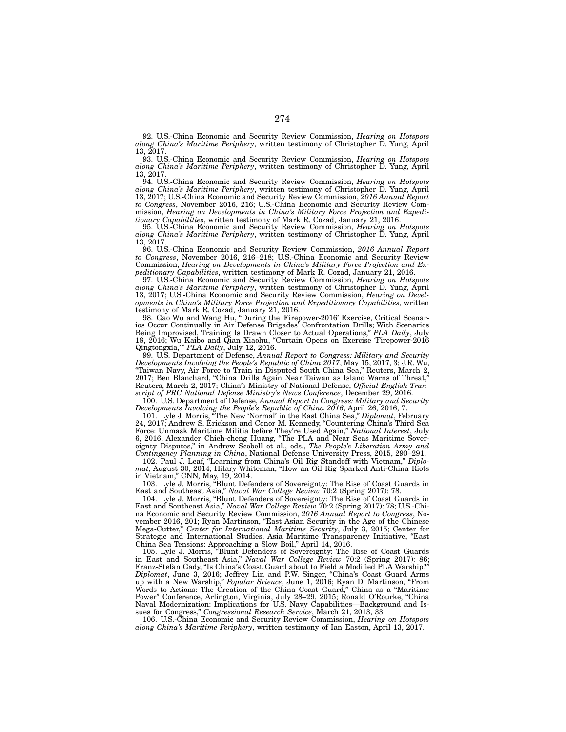92. U.S.-China Economic and Security Review Commission, *Hearing on Hotspots along China's Maritime Periphery*, written testimony of Christopher D. Yung, April 13, 2017.

93. U.S.-China Economic and Security Review Commission, *Hearing on Hotspots along China's Maritime Periphery*, written testimony of Christopher D. Yung, April 13, 2017.

94. U.S.-China Economic and Security Review Commission, *Hearing on Hotspots along China's Maritime Periphery*, written testimony of Christopher D. Yung, April 13, 2017; U.S.-China Economic and Security Review Commission, *2016 Annual Report to Congress*, November 2016, 216; U.S.-China Economic and Security Review Commission, *Hearing on Developments in China's Military Force Projection and Expeditionary Capabilities*, written testimony of Mark R. Cozad, January 21, 2016.

95. U.S.-China Economic and Security Review Commission, *Hearing on Hotspots along China's Maritime Periphery*, written testimony of Christopher D. Yung, April 13, 2017.

96. U.S.-China Economic and Security Review Commission, *2016 Annual Report to Congress*, November 2016, 216–218; U.S.-China Economic and Security Review Commission, *Hearing on Developments in China's Military Force Projection and Expeditionary Capabilities*, written testimony of Mark R. Cozad, January 21, 2016.

97. U.S.-China Economic and Security Review Commission, *Hearing on Hotspots along China's Maritime Periphery*, written testimony of Christopher D. Yung, April 13, 2017; U.S.-China Economic and Security Review Commission, *Hearing on Developments in China's Military Force Projection and Expeditionary Capabilities*, written testimony of Mark R. Cozad, January 21, 2016.

98. Gao Wu and Wang Hu, "During the 'Firepower-2016' Exercise, Critical Scenarios Occur Continually in Air Defense Brigades' Confrontation Drills; With Scenarios Being Improvised, Training Is Drawn Closer to Actual Operations," *PLA Daily*, July 18, 2016; Wu Kaibo and Qian Xiaohu, "Curtain Opens on Exercise 'Firepower-2016 Qingtongxia,'" *PLA Daily*, July 12, 2016.

99. U.S. Department of Defense, *Annual Report to Congress: Military and Security Developments Involving the People's Republic of China 2017*, May 15, 2017, 3; J.R. Wu, "Taiwan Navy, Air Force to Train in Disputed South China Sea," Reuters, March 2, 2017; Ben Blanchard, "China Drills Again Near Taiwan as Island Warns of Threat," Reuters, March 2, 2017; China's Ministry of National Defense, *Official English Transcript of PRC National Defense Ministry's News Conference*, December 29, 2016.

100. U.S. Department of Defense, *Annual Report to Congress: Military and Security Developments Involving the People's Republic of China 2016*, April 26, 2016, 7.

101. Lyle J. Morris, "The New 'Normal' in the East China Sea," *Diplomat*, February 24, 2017; Andrew S. Erickson and Conor M. Kennedy, "Countering China's Third Sea Force: Unmask Maritime Militia before They're Used Again," *National Interest*, July 6, 2016; Alexander Chieh-cheng Huang, "The PLA and Near Seas Maritime Sovereignty Disputes," in Andrew Scobell et al., eds., *The People's Liberation Army and Contingency Planning in China*, National Defense University Press, 2015, 290–291.

102. Paul J. Leaf, "Learning from China's Oil Rig Standoff with Vietnam," *Diplomat*, August 30, 2014; Hilary Whiteman, "How an Oil Rig Sparked Anti-China Riots in Vietnam," CNN, May, 19, 2014.

103. Lyle J. Morris, "Blunt Defenders of Sovereignty: The Rise of Coast Guards in East and Southeast Asia," *Naval War College Review* 70:2 (Spring 2017): 78.

104. Lyle J. Morris, "Blunt Defenders of Sovereignty: The Rise of Coast Guards in East and Southeast Asia," *Naval War College Review* 70:2 (Spring 2017): 78; U.S.-China Economic and Security Review Commission, *2016 Annual Report to Congress*, November 2016, 201; Ryan Martinson, "East Asian Security in the Age of the Chinese Mega-Cutter," *Center for International Maritime Security*, July 3, 2015; Center for Strategic and International Studies, Asia Maritime Transparency Initiative, "East China Sea Tensions: Approaching a Slow Boil," April 14, 2016.

105. Lyle J. Morris, "Blunt Defenders of Sovereignty: The Rise of Coast Guards in East and Southeast Asia," *Naval War College Review* 70:2 (Spring 2017): 86; Franz-Stefan Gady, "Is China's Coast Guard about to Field a Modified PLA Warship?" *Diplomat*, June 3, 2016; Jeffrey Lin and P.W. Singer, "China's Coast Guard Arms up with a New Warship," *Popular Science*, June 1, 2016; Ryan D. Martinson, "From Words to Actions: The Creation of the China Coast Guard," China as a "Maritime Power" Conference, Arlington, Virginia, July 28–29, 2015; Ronald O'Rourke, "China Naval Modernization: Implications for U.S. Navy Capabilities—Background and Issues for Congress," *Congressional Research Service*, March 21, 2013, 33.

106. U.S.-China Economic and Security Review Commission, *Hearing on Hotspots along China's Maritime Periphery*, written testimony of Ian Easton, April 13, 2017.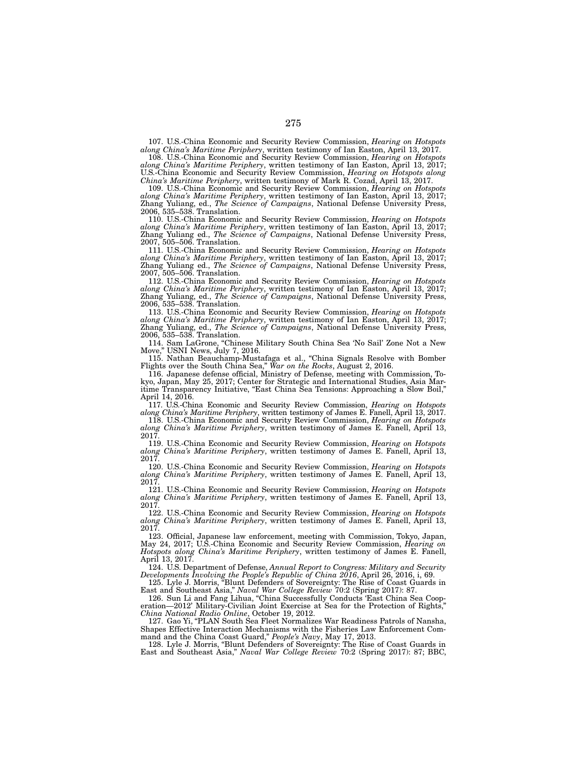107. U.S.-China Economic and Security Review Commission, *Hearing on Hotspots along China's Maritime Periphery*, written testimony of Ian Easton, April 13, 2017.

108. U.S.-China Economic and Security Review Commission, *Hearing on Hotspots along China's Maritime Periphery*, written testimony of Ian Easton, April 13, 2017; U.S.-China Economic and Security Review Commission, *Hearing on Hotspots along China's Maritime Periphery*, written testimony of Mark R. Cozad, April 13, 2017.

109. U.S.-China Economic and Security Review Commission, *Hearing on Hotspots along China's Maritime Periphery*, written testimony of Ian Easton, April 13, 2017; Zhang Yuliang, ed., *The Science of Campaigns*, National Defense University Press, 2006, 535–538. Translation.

110. U.S.-China Economic and Security Review Commission, *Hearing on Hotspots along China's Maritime Periphery*, written testimony of Ian Easton, April 13, 2017; Zhang Yuliang ed., *The Science of Campaigns*, National Defense University Press, 2007, 505–506. Translation.

111. U.S.-China Economic and Security Review Commission, *Hearing on Hotspots along China's Maritime Periphery*, written testimony of Ian Easton, April 13, 2017; Zhang Yuliang ed., *The Science of Campaigns*, National Defense University Press, 2007, 505–506. Translation.

112. U.S.-China Economic and Security Review Commission, *Hearing on Hotspots along China's Maritime Periphery*, written testimony of Ian Easton, April 13, 2017; Zhang Yuliang, ed., *The Science of Campaigns*, National Defense University Press, 2006, 535–538. Translation.

113. U.S.-China Economic and Security Review Commission, *Hearing on Hotspots along China's Maritime Periphery*, written testimony of Ian Easton, April 13, 2017; Zhang Yuliang, ed., *The Science of Campaigns*, National Defense University Press, 2006, 535–538. Translation.

114. Sam LaGrone, "Chinese Military South China Sea 'No Sail' Zone Not a New Move," USNI News, July 7, 2016.

115. Nathan Beauchamp-Mustafaga et al., "China Signals Resolve with Bomber Flights over the South China Sea," *War on the Rocks*, August 2, 2016.

116. Japanese defense official, Ministry of Defense, meeting with Commission, Tokyo, Japan, May 25, 2017; Center for Strategic and International Studies, Asia Maritime Transparency Initiative, "East China Sea Tensions: Approaching a Slow Boil," April 14, 2016.

117. U.S.-China Economic and Security Review Commission, *Hearing on Hotspots along China's Maritime Periphery*, written testimony of James E. Fanell, April 13, 2017.

118. U.S.-China Economic and Security Review Commission, *Hearing on Hotspots along China's Maritime Periphery*, written testimony of James E. Fanell, April 13, 2017.

119. U.S.-China Economic and Security Review Commission, *Hearing on Hotspots along China's Maritime Periphery*, written testimony of James E. Fanell, April 13, 2017.

120. U.S.-China Economic and Security Review Commission, *Hearing on Hotspots along China's Maritime Periphery*, written testimony of James E. Fanell, April 13, 2017.

121. U.S.-China Economic and Security Review Commission, *Hearing on Hotspots along China's Maritime Periphery*, written testimony of James E. Fanell, April 13, 2017.

122. U.S.-China Economic and Security Review Commission, *Hearing on Hotspots along China's Maritime Periphery*, written testimony of James E. Fanell, April 13, 2017.

123. Official, Japanese law enforcement, meeting with Commission, Tokyo, Japan, May 24, 2017; U.S.-China Economic and Security Review Commission, *Hearing on Hotspots along China's Maritime Periphery*, written testimony of James E. Fanell, April 13, 2017.

124. U.S. Department of Defense, *Annual Report to Congress: Military and Security Developments Involving the People's Republic of China 2016*, April 26, 2016, i, 69.

125. Lyle J. Morris, "Blunt Defenders of Sovereignty: The Rise of Coast Guards in East and Southeast Asia," *Naval War College Review* 70:2 (Spring 2017): 87.

126. Sun Li and Fang Lihua, "China Successfully Conducts 'East China Sea Cooperation—2012' Military-Civilian Joint Exercise at Sea for the Protection of Rights," *China National Radio Online*, October 19, 2012.

127. Gao Yi, "PLAN South Sea Fleet Normalizes War Readiness Patrols of Nansha, Shapes Effective Interaction Mechanisms with the Fisheries Law Enforcement Command and the China Coast Guard," *People's Navy*, May 17, 2013.

128. Lyle J. Morris, "Blunt Defenders of Sovereignty: The Rise of Coast Guards in East and Southeast Asia," *Naval War College Review* 70:2 (Spring 2017): 87; BBC,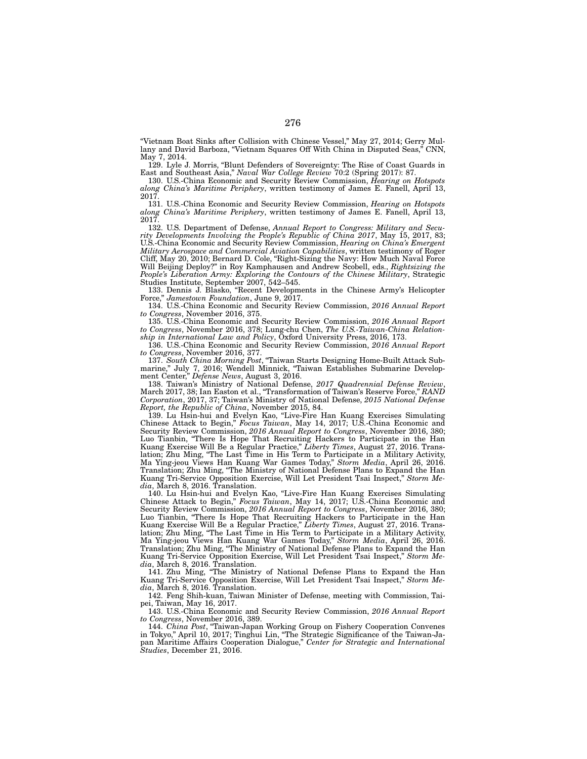"Vietnam Boat Sinks after Collision with Chinese Vessel," May 27, 2014; Gerry Mullany and David Barboza, "Vietnam Squares Off With China in Disputed Seas," CNN, May 7, 2014.

129. Lyle J. Morris, "Blunt Defenders of Sovereignty: The Rise of Coast Guards in East and Southeast Asia," *Naval War College Review* 70:2 (Spring 2017): 87.

130. U.S.-China Economic and Security Review Commission, *Hearing on Hotspots along China's Maritime Periphery*, written testimony of James E. Fanell, April 13, 2017.

131. U.S.-China Economic and Security Review Commission, *Hearing on Hotspots along China's Maritime Periphery*, written testimony of James E. Fanell, April 13, 2017.

132. U.S. Department of Defense, *Annual Report to Congress: Military and Security Developments Involving the People's Republic of China 2017*, May 15, 2017, 83; U.S.-China Economic and Security Review Commission, *Hearing on China's Emergent Military Aerospace and Commercial Aviation Capabilities*, written testimony of Roger Cliff, May 20, 2010; Bernard D. Cole, "Right-Sizing the Navy: How Much Naval Force Will Beijing Deploy?" in Roy Kamphausen and Andrew Scobell, eds., *Rightsizing the People's Liberation Army: Exploring the Contours of the Chinese Military*, Strategic Studies Institute, September 2007, 542–545.

133. Dennis J. Blasko, "Recent Developments in the Chinese Army's Helicopter Force," *Jamestown Foundation*, June 9, 2017.

134. U.S.-China Economic and Security Review Commission, *2016 Annual Report to Congress*, November 2016, 375.

135. U.S.-China Economic and Security Review Commission, *2016 Annual Report to Congress*, November 2016, 378; Lung-chu Chen, *The U.S.-Taiwan-China Relationship in International Law and Policy*, Oxford University Press, 2016, 173.

136. U.S.-China Economic and Security Review Commission, *2016 Annual Report to Congress*, November 2016, 377.

137. *South China Morning Post*, "Taiwan Starts Designing Home-Built Attack Submarine," July 7, 2016; Wendell Minnick, "Taiwan Establishes Submarine Development Center," *Defense News*, August 3, 2016.

138. Taiwan's Ministry of National Defense, *2017 Quadrennial Defense Review*, March 2017, 38; Ian Easton et al., "Transformation of Taiwan's Reserve Force," *RAND Corporation*, 2017, 37; Taiwan's Ministry of National Defense, *2015 National Defense Report, the Republic of China*, November 2015, 84.

139. Lu Hsin-hui and Evelyn Kao, "Live-Fire Han Kuang Exercises Simulating Chinese Attack to Begin," *Focus Taiwan*, May 14, 2017; U.S.-China Economic and Security Review Commission, *2016 Annual Report to Congress*, November 2016, 380; Luo Tianbin, "There Is Hope That Recruiting Hackers to Participate in the Han Kuang Exercise Will Be a Regular Practice," *Liberty Times*, August 27, 2016. Translation; Zhu Ming, "The Last Time in His Term to Participate in a Military Activity, Ma Ying-jeou Views Han Kuang War Games Today," *Storm Media*, April 26, 2016. Translation; Zhu Ming, "The Ministry of National Defense Plans to Expand the Han Kuang Tri-Service Opposition Exercise, Will Let President Tsai Inspect," *Storm Media*, March 8, 2016. Translation.

140. Lu Hsin-hui and Evelyn Kao, "Live-Fire Han Kuang Exercises Simulating Chinese Attack to Begin," *Focus Taiwan*, May 14, 2017; U.S.-China Economic and Security Review Commission, *2016 Annual Report to Congress*, November 2016, 380; Luo Tianbin, "There Is Hope That Recruiting Hackers to Participate in the Han Kuang Exercise Will Be a Regular Practice," *Liberty Times*, August 27, 2016. Translation; Zhu Ming, "The Last Time in His Term to Participate in a Military Activity, Ma Ying-jeou Views Han Kuang War Games Today," *Storm Media*, April 26, 2016. Translation; Zhu Ming, "The Ministry of National Defense Plans to Expand the Han Kuang Tri-Service Opposition Exercise, Will Let President Tsai Inspect," *Storm Media*, March 8, 2016. Translation.

141. Zhu Ming, "The Ministry of National Defense Plans to Expand the Han Kuang Tri-Service Opposition Exercise, Will Let President Tsai Inspect," *Storm Media*, March 8, 2016. Translation.

142. Feng Shih-kuan, Taiwan Minister of Defense, meeting with Commission, Taipei, Taiwan, May 16, 2017.

143. U.S.-China Economic and Security Review Commission, *2016 Annual Report to Congress*, November 2016, 389.

144. *China Post*, "Taiwan-Japan Working Group on Fishery Cooperation Convenes in Tokyo," April 10, 2017; Tinghui Lin, "The Strategic Significance of the Taiwan-Japan Maritime Affairs Cooperation Dialogue," *Center for Strategic and International Studies*, December 21, 2016.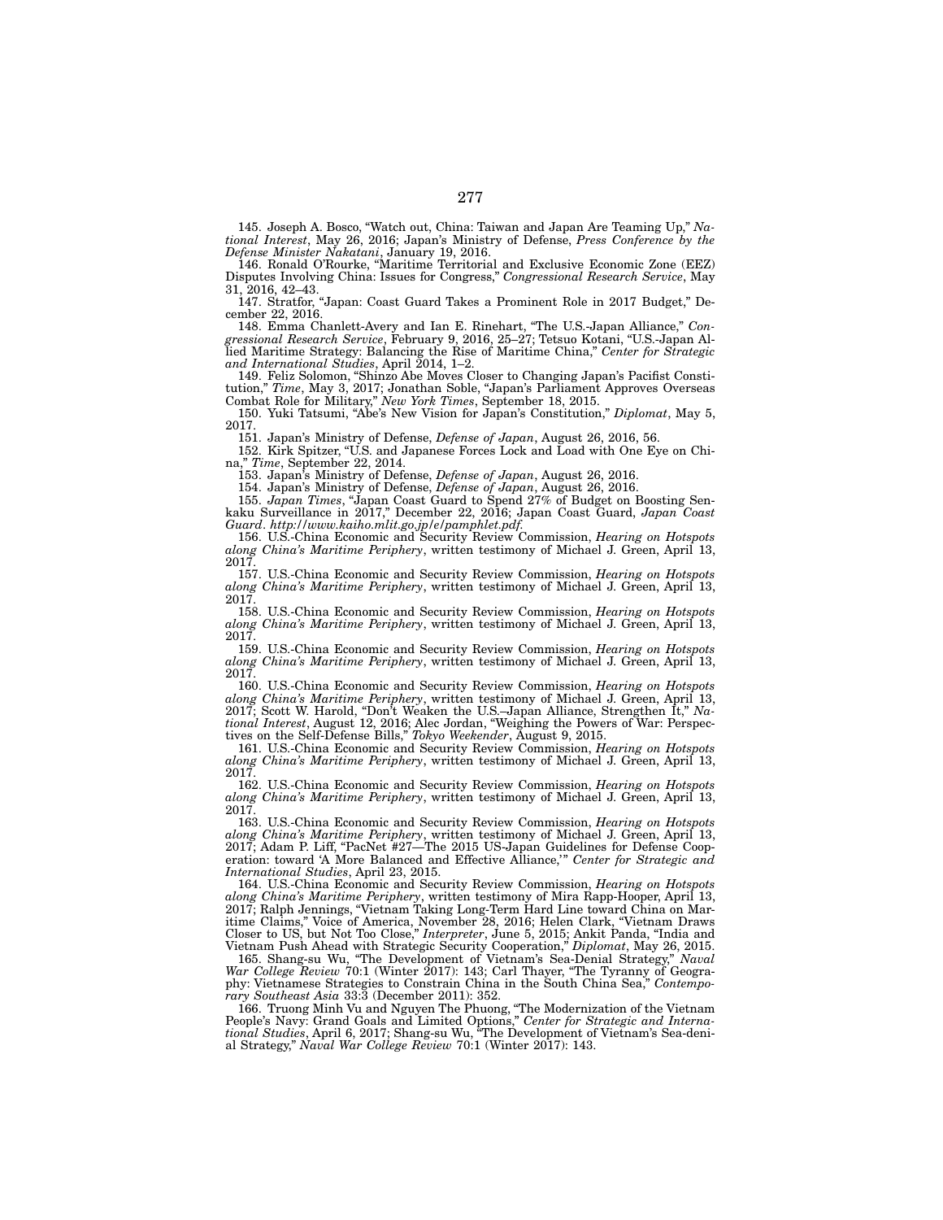145. Joseph A. Bosco, "Watch out, China: Taiwan and Japan Are Teaming Up," *National Interest*, May 26, 2016; Japan's Ministry of Defense, *Press Conference by the Defense Minister Nakatani*, January 19, 2016.

146. Ronald O'Rourke, "Maritime Territorial and Exclusive Economic Zone (EEZ) Disputes Involving China: Issues for Congress," *Congressional Research Service*, May 31, 2016, 42–43.

147. Stratfor, "Japan: Coast Guard Takes a Prominent Role in 2017 Budget," December 22, 2016.

148. Emma Chanlett-Avery and Ian E. Rinehart, "The U.S.-Japan Alliance," *Congressional Research Service*, February 9, 2016, 25–27; Tetsuo Kotani, "U.S.-Japan Allied Maritime Strategy: Balancing the Rise of Maritime China," *Center for Strategic and International Studies*, April 2014, 1–2.

149. Feliz Solomon, "Shinzo Abe Moves Closer to Changing Japan's Pacifist Constitution," *Time*, May 3, 2017; Jonathan Soble, "Japan's Parliament Approves Overseas Combat Role for Military," *New York Times*, September 18, 2015.

150. Yuki Tatsumi, "Abe's New Vision for Japan's Constitution," *Diplomat*, May 5, 2017.

151. Japan's Ministry of Defense, *Defense of Japan*, August 26, 2016, 56.

152. Kirk Spitzer, "U.S. and Japanese Forces Lock and Load with One Eye on China," *Time*, September 22, 2014.

153. Japan's Ministry of Defense, *Defense of Japan*, August 26, 2016.

154. Japan's Ministry of Defense, *Defense of Japan*, August 26, 2016.

155. *Japan Times*, "Japan Coast Guard to Spend 27% of Budget on Boosting Senkaku Surveillance in 2017," December 22, 2016; Japan Coast Guard, *Japan Coast Guard*. *http://www.kaiho.mlit.go.jp/e/pamphlet.pdf.*

156. U.S.-China Economic and Security Review Commission, *Hearing on Hotspots along China's Maritime Periphery*, written testimony of Michael J. Green, April 13, 2017.

157. U.S.-China Economic and Security Review Commission, *Hearing on Hotspots along China's Maritime Periphery*, written testimony of Michael J. Green, April 13, 2017.

158. U.S.-China Economic and Security Review Commission, *Hearing on Hotspots along China's Maritime Periphery*, written testimony of Michael J. Green, April 13, 2017.

159. U.S.-China Economic and Security Review Commission, *Hearing on Hotspots along China's Maritime Periphery*, written testimony of Michael J. Green, April 13, 2017.

160. U.S.-China Economic and Security Review Commission, *Hearing on Hotspots along China's Maritime Periphery*, written testimony of Michael J. Green, April 13, 2017; Scott W. Harold, "Don't Weaken the U.S.–Japan Alliance, Strengthen It," *National Interest*, August 12, 2016; Alec Jordan, "Weighing the Powers of War: Perspectives on the Self-Defense Bills," *Tokyo Weekender*, August 9, 2015.

161. U.S.-China Economic and Security Review Commission, *Hearing on Hotspots along China's Maritime Periphery*, written testimony of Michael J. Green, April 13, 2017.

162. U.S.-China Economic and Security Review Commission, *Hearing on Hotspots along China's Maritime Periphery*, written testimony of Michael J. Green, April 13, 2017.

163. U.S.-China Economic and Security Review Commission, *Hearing on Hotspots along China's Maritime Periphery*, written testimony of Michael J. Green, April 13, 2017; Adam P. Liff, "PacNet #27—The 2015 US-Japan Guidelines for Defense Cooperation: toward 'A More Balanced and Effective Alliance,'" *Center for Strategic and International Studies*, April 23, 2015.

164. U.S.-China Economic and Security Review Commission, *Hearing on Hotspots along China's Maritime Periphery*, written testimony of Mira Rapp-Hooper, April 13, 2017; Ralph Jennings, "Vietnam Taking Long-Term Hard Line toward China on Maritime Claims," Voice of America, November 28, 2016; Helen Clark, "Vietnam Draws Closer to US, but Not Too Close," *Interpreter*, June 5, 2015; Ankit Panda, "India and Vietnam Push Ahead with Strategic Security Cooperation," *Diplomat*, May 26, 2015.

165. Shang-su Wu, "The Development of Vietnam's Sea-Denial Strategy," *Naval War College Review* 70:1 (Winter 2017): 143; Carl Thayer, "The Tyranny of Geography: Vietnamese Strategies to Constrain China in the South China Sea," *Contemporary Southeast Asia* 33:3 (December 2011): 352.

166. Truong Minh Vu and Nguyen The Phuong, "The Modernization of the Vietnam People's Navy: Grand Goals and Limited Options," *Center for Strategic and International Studies*, April 6, 2017; Shang-su Wu, "The Development of Vietnam's Sea-denial Strategy," *Naval War College Review* 70:1 (Winter 2017): 143.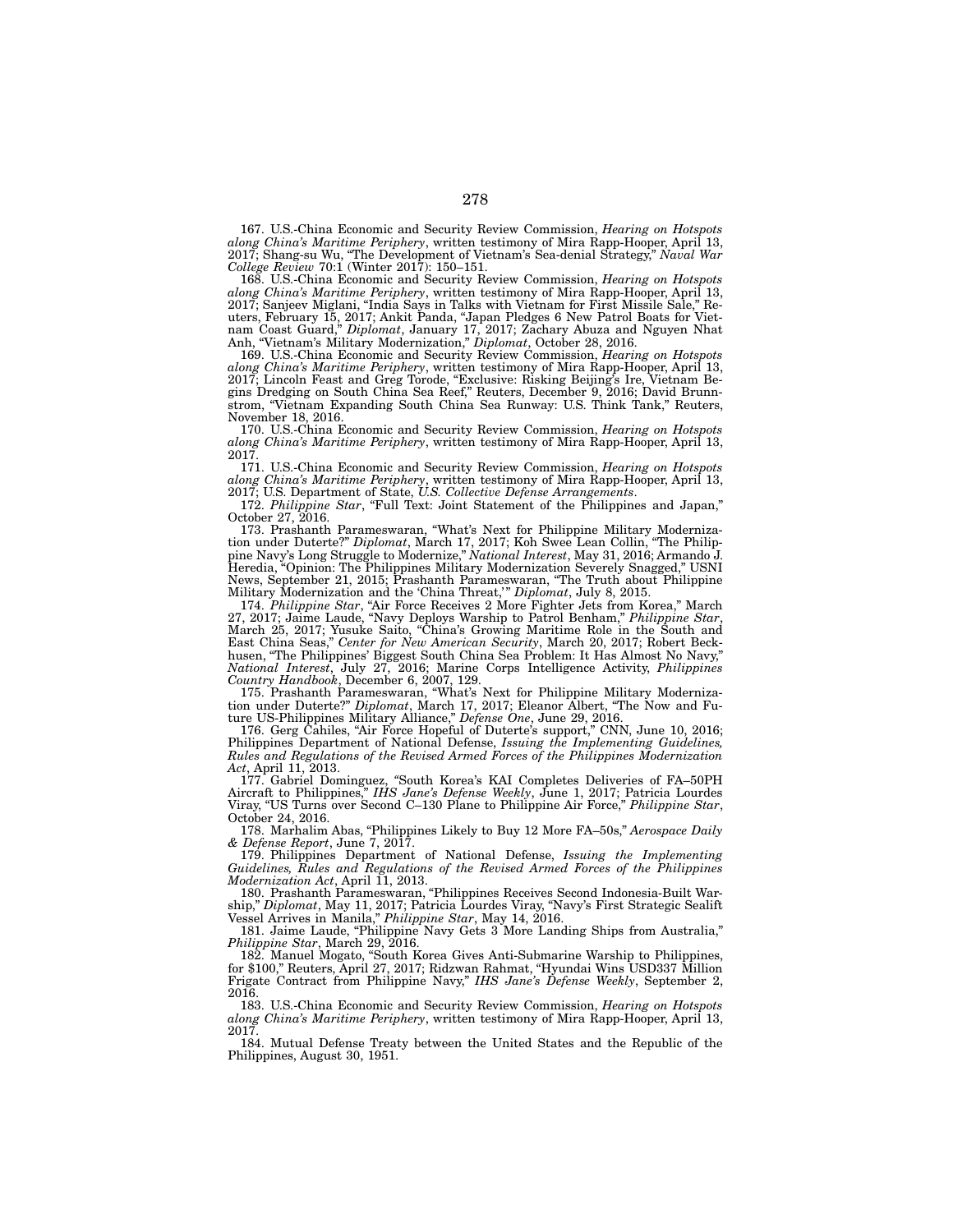167. U.S.-China Economic and Security Review Commission, *Hearing on Hotspots along China's Maritime Periphery*, written testimony of Mira Rapp-Hooper, April 13, 2017; Shang-su Wu, "The Development of Vietnam's Sea-denial Strategy," *Naval War College Review* 70:1 (Winter 2017): 150–151.

168. U.S.-China Economic and Security Review Commission, *Hearing on Hotspots along China's Maritime Periphery*, written testimony of Mira Rapp-Hooper, April 13, 2017; Sanjeev Miglani, "India Says in Talks with Vietnam for First Missile Sale," Reuters, February 15, 2017; Ankit Panda, "Japan Pledges 6 New Patrol Boats for Vietnam Coast Guard," *Diplomat*, January 17, 2017; Zachary Abuza and Nguyen Nhat Anh, "Vietnam's Military Modernization," *Diplomat*, October 28, 2016.

169. U.S.-China Economic and Security Review Commission, *Hearing on Hotspots along China's Maritime Periphery*, written testimony of Mira Rapp-Hooper, April 13, 2017; Lincoln Feast and Greg Torode, "Exclusive: Risking Beijing's Ire, Vietnam Begins Dredging on South China Sea Reef," Reuters, December 9, 2016; David Brunnstrom, "Vietnam Expanding South China Sea Runway: U.S. Think Tank," Reuters, November 18, 2016.

170. U.S.-China Economic and Security Review Commission, *Hearing on Hotspots along China's Maritime Periphery*, written testimony of Mira Rapp-Hooper, April 13, 2017.

171. U.S.-China Economic and Security Review Commission, *Hearing on Hotspots along China's Maritime Periphery*, written testimony of Mira Rapp-Hooper, April 13, 2017; U.S. Department of State, *U.S. Collective Defense Arrangements*.

172. *Philippine Star*, "Full Text: Joint Statement of the Philippines and Japan," October 27, 2016.

173. Prashanth Parameswaran, "What's Next for Philippine Military Modernization under Duterte?" *Diplomat*, March 17, 2017; Koh Swee Lean Collin, "The Philippine Navy's Long Struggle to Modernize," *National Interest*, May 31, 2016; Armando J. Heredia, "Opinion: The Philippines Military Modernization Severely Snagged," USNI News, September 21, 2015; Prashanth Parameswaran, "The Truth about Philippine Military Modernization and the 'China Threat,'" *Diplomat*, July 8, 2015.

174. *Philippine Star*, "Air Force Receives 2 More Fighter Jets from Korea," March 27, 2017; Jaime Laude, "Navy Deploys Warship to Patrol Benham," *Philippine Star*, March 25, 2017; Yusuke Saito, "China's Growing Maritime Role in the South and East China Seas," *Center for New American Security*, March 20, 2017; Robert Beckhusen, "The Philippines' Biggest South China Sea Problem: It Has Almost No Navy," *National Interest*, July 27, 2016; Marine Corps Intelligence Activity, *Philippines Country Handbook*, December 6, 2007, 129.

175. Prashanth Parameswaran, "What's Next for Philippine Military Modernization under Duterte?" *Diplomat*, March 17, 2017; Eleanor Albert, "The Now and Future US-Philippines Military Alliance," *Defense One*, June 29, 2016.

176. Gerg Cahiles, "Air Force Hopeful of Duterte's support," CNN, June 10, 2016; Philippines Department of National Defense, *Issuing the Implementing Guidelines, Rules and Regulations of the Revised Armed Forces of the Philippines Modernization Act*, April 11, 2013.

177. Gabriel Dominguez, "South Korea's KAI Completes Deliveries of FA–50PH Aircraft to Philippines," *IHS Jane's Defense Weekly*, June 1, 2017; Patricia Lourdes Viray, "US Turns over Second C–130 Plane to Philippine Air Force," *Philippine Star*, October 24, 2016.

178. Marhalim Abas, "Philippines Likely to Buy 12 More FA–50s," *Aerospace Daily & Defense Report*, June 7, 2017.

179. Philippines Department of National Defense, *Issuing the Implementing Guidelines, Rules and Regulations of the Revised Armed Forces of the Philippines Modernization Act*, April 11, 2013.

180. Prashanth Parameswaran, "Philippines Receives Second Indonesia-Built Warship," *Diplomat*, May 11, 2017; Patricia Lourdes Viray, "Navy's First Strategic Sealift Vessel Arrives in Manila," *Philippine Star*, May 14, 2016.

181. Jaime Laude, "Philippine Navy Gets 3 More Landing Ships from Australia," *Philippine Star*, March 29, 2016.

182. Manuel Mogato, "South Korea Gives Anti-Submarine Warship to Philippines, for $100," Reuters, April 27, 2017; Ridzwan Rahmat, "Hyundai Wins USD337 Million Frigate Contract from Philippine Navy," *IHS Jane's Defense Weekly*, September 2, 2016.

183. U.S.-China Economic and Security Review Commission, *Hearing on Hotspots along China's Maritime Periphery*, written testimony of Mira Rapp-Hooper, April 13, 2017.

184. Mutual Defense Treaty between the United States and the Republic of the Philippines, August 30, 1951.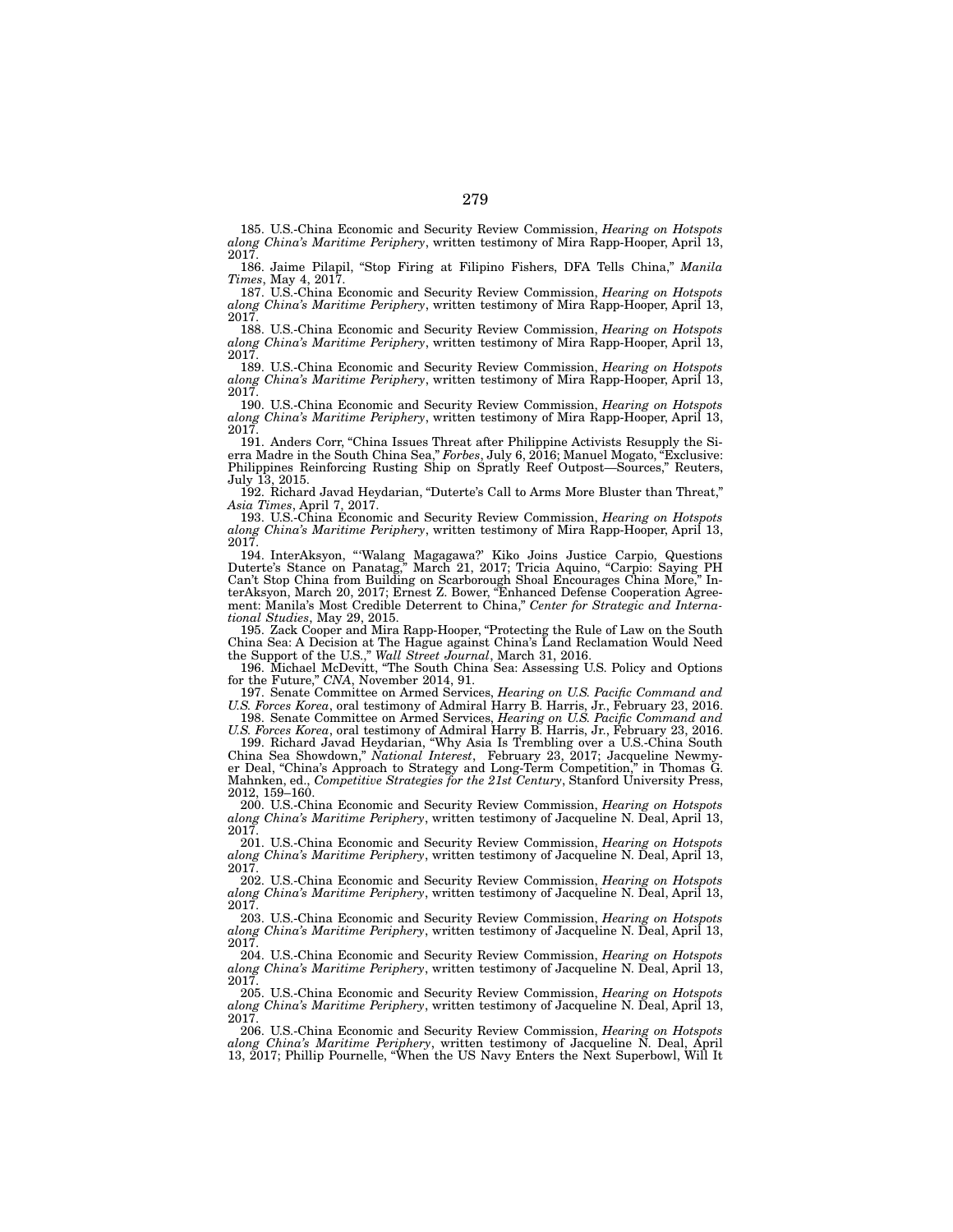185. U.S.-China Economic and Security Review Commission, *Hearing on Hotspots along China's Maritime Periphery*, written testimony of Mira Rapp-Hooper, April 13, 2017.

186. Jaime Pilapil, "Stop Firing at Filipino Fishers, DFA Tells China," *Manila Times*, May 4, 2017.

187. U.S.-China Economic and Security Review Commission, *Hearing on Hotspots along China's Maritime Periphery*, written testimony of Mira Rapp-Hooper, April 13, 2017.

188. U.S.-China Economic and Security Review Commission, *Hearing on Hotspots along China's Maritime Periphery*, written testimony of Mira Rapp-Hooper, April 13, 2017.

189. U.S.-China Economic and Security Review Commission, *Hearing on Hotspots along China's Maritime Periphery*, written testimony of Mira Rapp-Hooper, April 13, 2017.

190. U.S.-China Economic and Security Review Commission, *Hearing on Hotspots along China's Maritime Periphery*, written testimony of Mira Rapp-Hooper, April 13, 2017.

191. Anders Corr, "China Issues Threat after Philippine Activists Resupply the Sierra Madre in the South China Sea," *Forbes*, July 6, 2016; Manuel Mogato, "Exclusive: Philippines Reinforcing Rusting Ship on Spratly Reef Outpost—Sources," Reuters, July 13, 2015.

192. Richard Javad Heydarian, "Duterte's Call to Arms More Bluster than Threat," *Asia Times*, April 7, 2017.

193. U.S.-China Economic and Security Review Commission, *Hearing on Hotspots along China's Maritime Periphery*, written testimony of Mira Rapp-Hooper, April 13, 2017.

194. InterAksyon, "'Walang Magagawa?' Kiko Joins Justice Carpio, Questions Duterte's Stance on Panatag," March 21, 2017; Tricia Aquino, "Carpio: Saying PH Can't Stop China from Building on Scarborough Shoal Encourages China More," InterAksyon, March 20, 2017; Ernest Z. Bower, "Enhanced Defense Cooperation Agreement: Manila's Most Credible Deterrent to China," *Center for Strategic and International Studies*, May 29, 2015.

195. Zack Cooper and Mira Rapp-Hooper, "Protecting the Rule of Law on the South China Sea: A Decision at The Hague against China's Land Reclamation Would Need the Support of the U.S.," *Wall Street Journal*, March 31, 2016.

196. Michael McDevitt, "The South China Sea: Assessing U.S. Policy and Options for the Future," *CNA*, November 2014, 91.

197. Senate Committee on Armed Services, *Hearing on U.S. Pacific Command and U.S. Forces Korea*, oral testimony of Admiral Harry B. Harris, Jr., February 23, 2016.

198. Senate Committee on Armed Services, *Hearing on U.S. Pacific Command and U.S. Forces Korea*, oral testimony of Admiral Harry B. Harris, Jr., February 23, 2016.

199. Richard Javad Heydarian, "Why Asia Is Trembling over a U.S.-China South China Sea Showdown," *National Interest*, February 23, 2017; Jacqueline Newmyer Deal, "China's Approach to Strategy and Long-Term Competition," in Thomas G. Mahnken, ed., *Competitive Strategies for the 21st Century*, Stanford University Press, 2012, 159–160.

200. U.S.-China Economic and Security Review Commission, *Hearing on Hotspots along China's Maritime Periphery*, written testimony of Jacqueline N. Deal, April 13, 2017.

201. U.S.-China Economic and Security Review Commission, *Hearing on Hotspots along China's Maritime Periphery*, written testimony of Jacqueline N. Deal, April 13, 2017.

202. U.S.-China Economic and Security Review Commission, *Hearing on Hotspots along China's Maritime Periphery*, written testimony of Jacqueline N. Deal, April 13, 2017.

203. U.S.-China Economic and Security Review Commission, *Hearing on Hotspots along China's Maritime Periphery*, written testimony of Jacqueline N. Deal, April 13, 2017.

204. U.S.-China Economic and Security Review Commission, *Hearing on Hotspots along China's Maritime Periphery*, written testimony of Jacqueline N. Deal, April 13, 2017.

205. U.S.-China Economic and Security Review Commission, *Hearing on Hotspots along China's Maritime Periphery*, written testimony of Jacqueline N. Deal, April 13, 2017.

206. U.S.-China Economic and Security Review Commission, *Hearing on Hotspots along China's Maritime Periphery*, written testimony of Jacqueline N. Deal, April 13, 2017; Phillip Pournelle, "When the US Navy Enters the Next Superbowl, Will It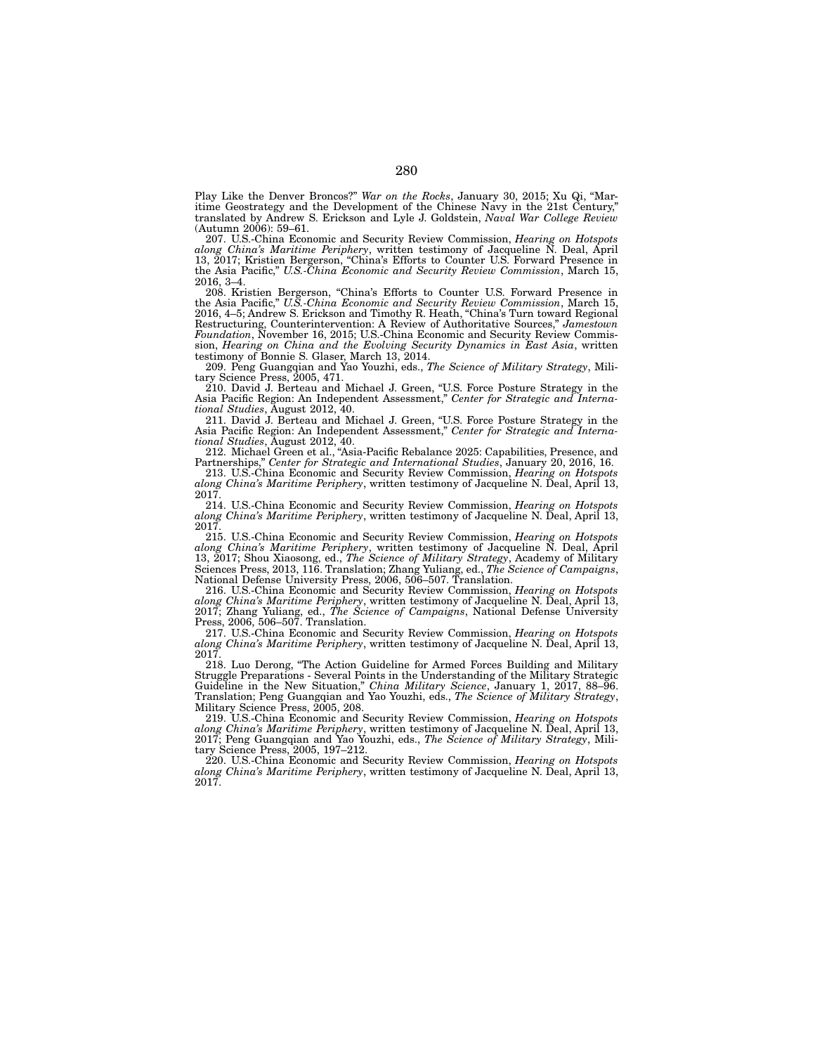Play Like the Denver Broncos?" *War on the Rocks*, January 30, 2015; Xu Qi, "Maritime Geostrategy and the Development of the Chinese Navy in the 21st Century," translated by Andrew S. Erickson and Lyle J. Goldstein, *Naval War College Review* (Autumn 2006): 59–61.

207. U.S.-China Economic and Security Review Commission, *Hearing on Hotspots along China's Maritime Periphery*, written testimony of Jacqueline N. Deal, April 13, 2017; Kristien Bergerson, "China's Efforts to Counter U.S. Forward Presence in the Asia Pacific," *U.S.-China Economic and Security Review Commission*, March 15, 2016, 3–4.

208. Kristien Bergerson, "China's Efforts to Counter U.S. Forward Presence in the Asia Pacific," *U.S.-China Economic and Security Review Commission*, March 15, 2016, 4–5; Andrew S. Erickson and Timothy R. Heath, "China's Turn toward Regional Restructuring, Counterintervention: A Review of Authoritative Sources," *Jamestown Foundation*, November 16, 2015; U.S.-China Economic and Security Review Commission, *Hearing on China and the Evolving Security Dynamics in East Asia*, written testimony of Bonnie S. Glaser, March 13, 2014.

209. Peng Guangqian and Yao Youzhi, eds., *The Science of Military Strategy*, Military Science Press, 2005, 471.

210. David J. Berteau and Michael J. Green, "U.S. Force Posture Strategy in the Asia Pacific Region: An Independent Assessment," *Center for Strategic and International Studies*, August 2012, 40.

211. David J. Berteau and Michael J. Green, "U.S. Force Posture Strategy in the Asia Pacific Region: An Independent Assessment," *Center for Strategic and International Studies*, August 2012, 40.

212. Michael Green et al., "Asia-Pacific Rebalance 2025: Capabilities, Presence, and Partnerships," *Center for Strategic and International Studies*, January 20, 2016, 16.

213. U.S.-China Economic and Security Review Commission, *Hearing on Hotspots along China's Maritime Periphery*, written testimony of Jacqueline N. Deal, April 13, 2017.

214. U.S.-China Economic and Security Review Commission, *Hearing on Hotspots along China's Maritime Periphery*, written testimony of Jacqueline N. Deal, April 13, 2017.

215. U.S.-China Economic and Security Review Commission, *Hearing on Hotspots along China's Maritime Periphery*, written testimony of Jacqueline N. Deal, April 13, 2017; Shou Xiaosong, ed., *The Science of Military Strategy*, Academy of Military Sciences Press, 2013, 116. Translation; Zhang Yuliang, ed., *The Science of Campaigns*, National Defense University Press, 2006, 506–507. Translation.

216. U.S.-China Economic and Security Review Commission, *Hearing on Hotspots along China's Maritime Periphery*, written testimony of Jacqueline N. Deal, April 13, 2017; Zhang Yuliang, ed., *The Science of Campaigns*, National Defense University Press, 2006, 506–507. Translation.

217. U.S.-China Economic and Security Review Commission, *Hearing on Hotspots along China's Maritime Periphery*, written testimony of Jacqueline N. Deal, April 13, 2017.

218. Luo Derong, "The Action Guideline for Armed Forces Building and Military Struggle Preparations - Several Points in the Understanding of the Military Strategic Guideline in the New Situation," *China Military Science*, January 1, 2017, 88–96. Translation; Peng Guangqian and Yao Youzhi, eds., *The Science of Military Strategy*, Military Science Press, 2005, 208.

219. U.S.-China Economic and Security Review Commission, *Hearing on Hotspots along China's Maritime Periphery*, written testimony of Jacqueline N. Deal, April 13, 2017; Peng Guangqian and Yao Youzhi, eds., *The Science of Military Strategy*, Military Science Press, 2005, 197–212.

220. U.S.-China Economic and Security Review Commission, *Hearing on Hotspots along China's Maritime Periphery*, written testimony of Jacqueline N. Deal, April 13, 2017.